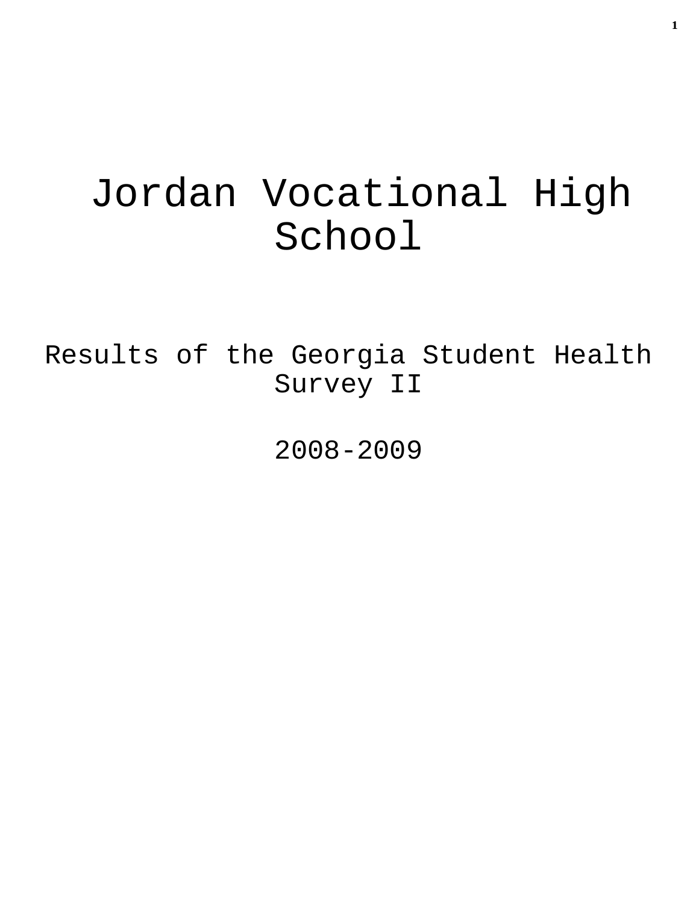# Jordan Vocational High School

## Results of the Georgia Student Health Survey II

## 2008-2009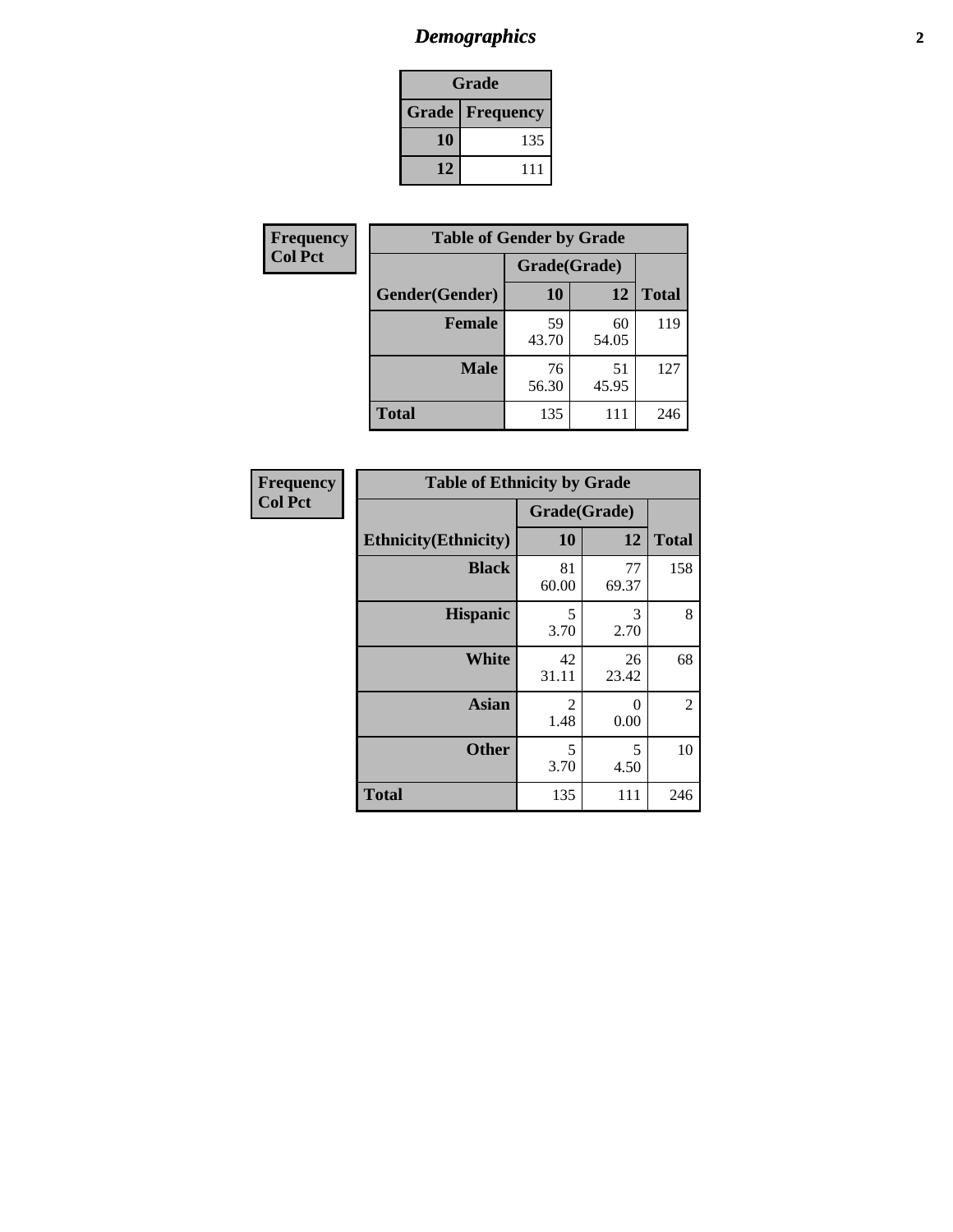## Grade

| Grade | Frequency |
|---|---|
| 10 | 135 |
| 12 | 111 |

**Frequency**
**Col Pct**

**Table of Gender by Grade**

| Gender(Gender) | Grade(Grade) 10 | 12 | Total |
|---|---|---|---|
| Female | 59<br>43.70 | 60<br>54.05 | 119 |
| Male | 76<br>56.30 | 51<br>45.95 | 127 |
| Total | 135 | 111 | 246 |

**Frequency**
**Col Pct**

**Table of Ethnicity by Grade**

| Ethnicity(Ethnicity) | Grade(Grade) 10 | 12 | Total |
|---|---|---|---|
| Black | 81<br>60.00 | 77<br>69.37 | 158 |
| Hispanic | 5<br>3.70 | 3<br>2.70 | 8 |
| White | 42<br>31.11 | 26<br>23.42 | 68 |
| Asian | 2<br>1.48 | 0<br>0.00 | 2 |
| Other | 5<br>3.70 | 5<br>4.50 | 10 |
| Total | 135 | 111 | 246 |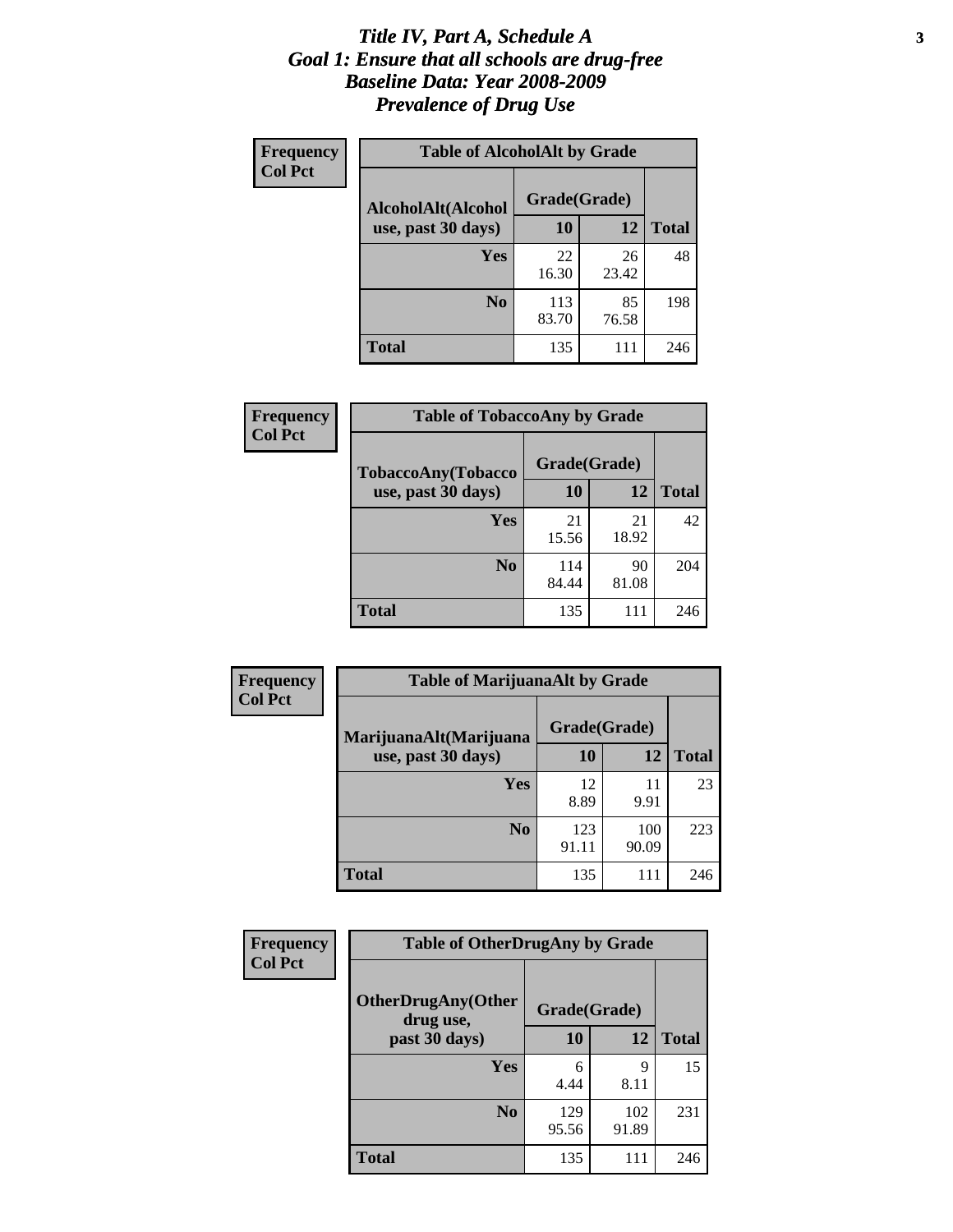# *Title IV, Part A, Schedule A*
# *Goal 1: Ensure that all schools are drug-free*
# *Baseline Data: Year 2008-2009*
# *Prevalence of Drug Use*

**Frequency**
**Col Pct**

| Table of AlcoholAlt by Grade | | | |
|---|---|---|---|
| AlcoholAlt(Alcohol use, past 30 days) | Grade(Grade) | | |
| | 10 | 12 | Total |
| Yes | 22<br>16.30 | 26<br>23.42 | 48 |
| No | 113<br>83.70 | 85<br>76.58 | 198 |
| Total | 135 | 111 | 246 |

**Frequency**
**Col Pct**

| Table of TobaccoAny by Grade | | | |
|---|---|---|---|
| TobaccoAny(Tobacco use, past 30 days) | Grade(Grade) | | |
| | 10 | 12 | Total |
| Yes | 21<br>15.56 | 21<br>18.92 | 42 |
| No | 114<br>84.44 | 90<br>81.08 | 204 |
| Total | 135 | 111 | 246 |

**Frequency**
**Col Pct**

| Table of MarijuanaAlt by Grade | | | |
|---|---|---|---|
| MarijuanaAlt(Marijuana use, past 30 days) | Grade(Grade) | | |
| | 10 | 12 | Total |
| Yes | 12<br>8.89 | 11<br>9.91 | 23 |
| No | 123<br>91.11 | 100<br>90.09 | 223 |
| Total | 135 | 111 | 246 |

**Frequency**
**Col Pct**

| Table of OtherDrugAny by Grade | | | |
|---|---|---|---|
| OtherDrugAny(Other drug use, past 30 days) | Grade(Grade) | | |
| | 10 | 12 | Total |
| Yes | 6<br>4.44 | 9<br>8.11 | 15 |
| No | 129<br>95.56 | 102<br>91.89 | 231 |
| Total | 135 | 111 | 246 |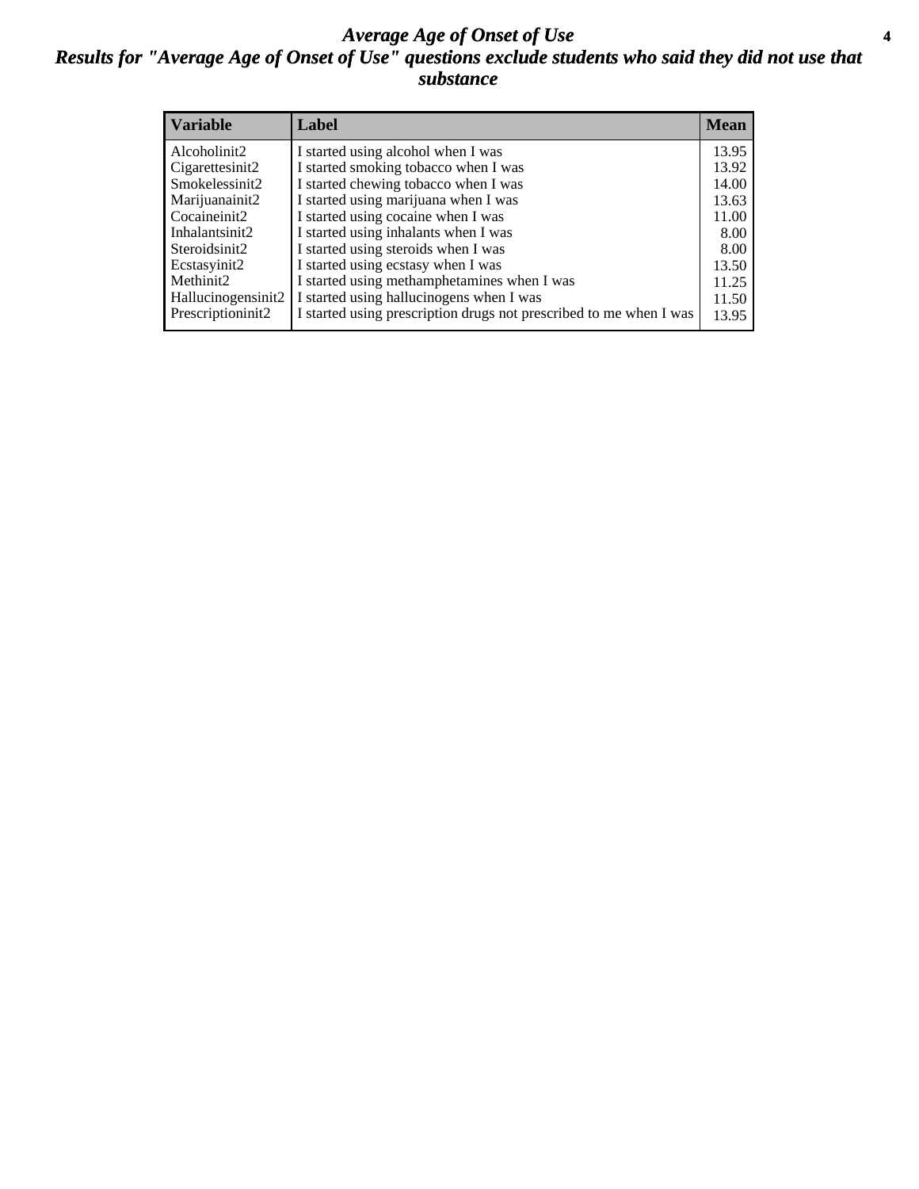# Average Age of Onset of Use

## Results for "Average Age of Onset of Use" questions exclude students who said they did not use that substance

| Variable | Label | Mean |
|---|---|---|
| Alcoholinit2 | I started using alcohol when I was | 13.95 |
| Cigarettesinit2 | I started smoking tobacco when I was | 13.92 |
| Smokelessinit2 | I started chewing tobacco when I was | 14.00 |
| Marijuanainit2 | I started using marijuana when I was | 13.63 |
| Cocaineinit2 | I started using cocaine when I was | 11.00 |
| Inhalantsinit2 | I started using inhalants when I was | 8.00 |
| Steroidsinit2 | I started using steroids when I was | 8.00 |
| Ecstasyinit2 | I started using ecstasy when I was | 13.50 |
| Methinit2 | I started using methamphetamines when I was | 11.25 |
| Hallucinogensinit2 | I started using hallucinogens when I was | 11.50 |
| Prescriptioninit2 | I started using prescription drugs not prescribed to me when I was | 13.95 |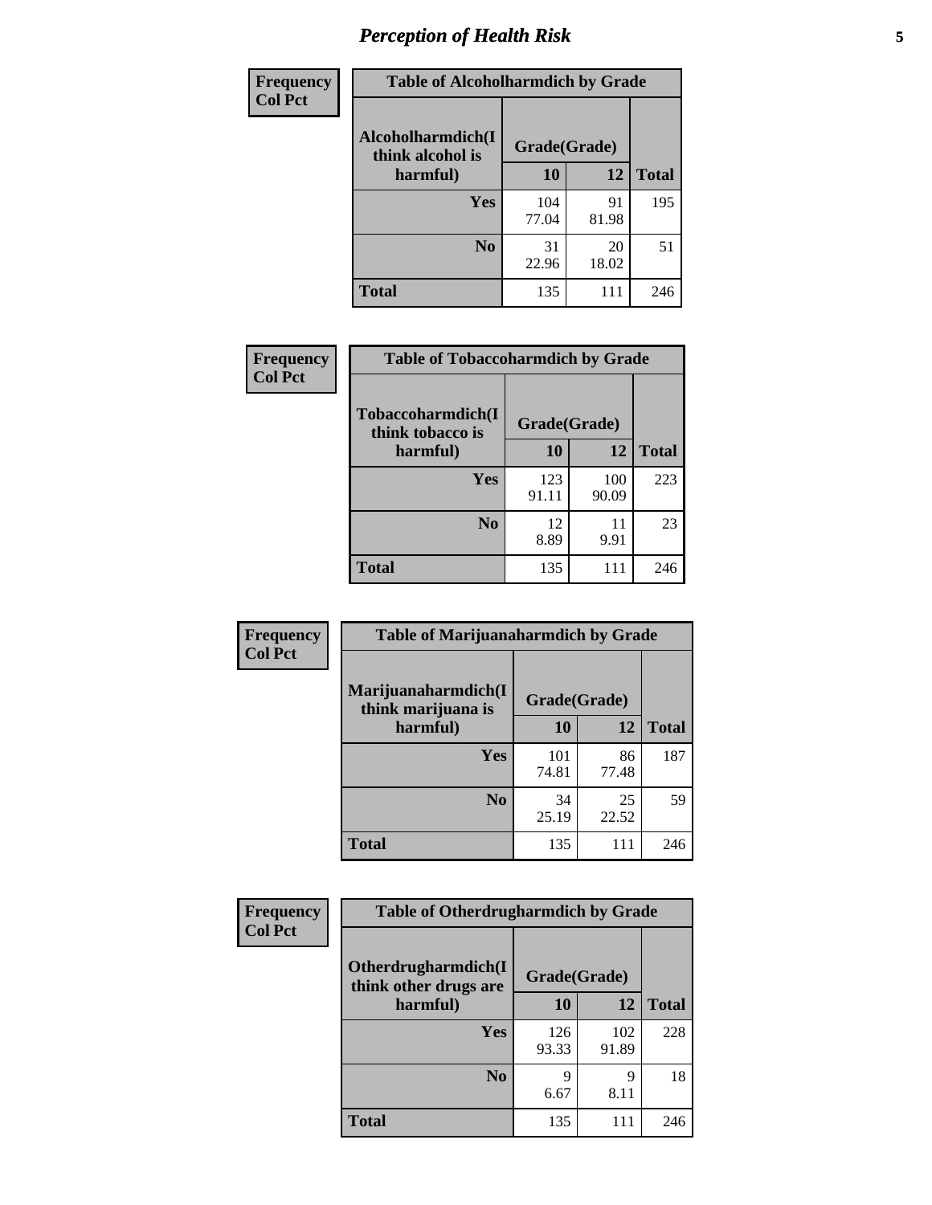## Perception of Health Risk

| Frequency<br>Col Pct | Table of Alcoholharmdich by Grade | | |
|---|---|---|---|
| Alcoholharmdich(I think alcohol is harmful) | Grade(Grade) | | |
| | 10 | 12 | Total |
| Yes | 104<br>77.04 | 91<br>81.98 | 195 |
| No | 31<br>22.96 | 20<br>18.02 | 51 |
| Total | 135 | 111 | 246 |

| Frequency<br>Col Pct | Table of Tobaccoharmdich by Grade | | |
|---|---|---|---|
| Tobaccoharmdich(I think tobacco is harmful) | Grade(Grade) | | |
| | 10 | 12 | Total |
| Yes | 123<br>91.11 | 100<br>90.09 | 223 |
| No | 12<br>8.89 | 11<br>9.91 | 23 |
| Total | 135 | 111 | 246 |

| Frequency<br>Col Pct | Table of Marijuanaharmdich by Grade | | |
|---|---|---|---|
| Marijuanaharmdich(I think marijuana is harmful) | Grade(Grade) | | |
| | 10 | 12 | Total |
| Yes | 101<br>74.81 | 86<br>77.48 | 187 |
| No | 34<br>25.19 | 25<br>22.52 | 59 |
| Total | 135 | 111 | 246 |

| Frequency<br>Col Pct | Table of Otherdrugharmdich by Grade | | |
|---|---|---|---|
| Otherdrugharmdich(I think other drugs are harmful) | Grade(Grade) | | |
| | 10 | 12 | Total |
| Yes | 126<br>93.33 | 102<br>91.89 | 228 |
| No | 9<br>6.67 | 9<br>8.11 | 18 |
| Total | 135 | 111 | 246 |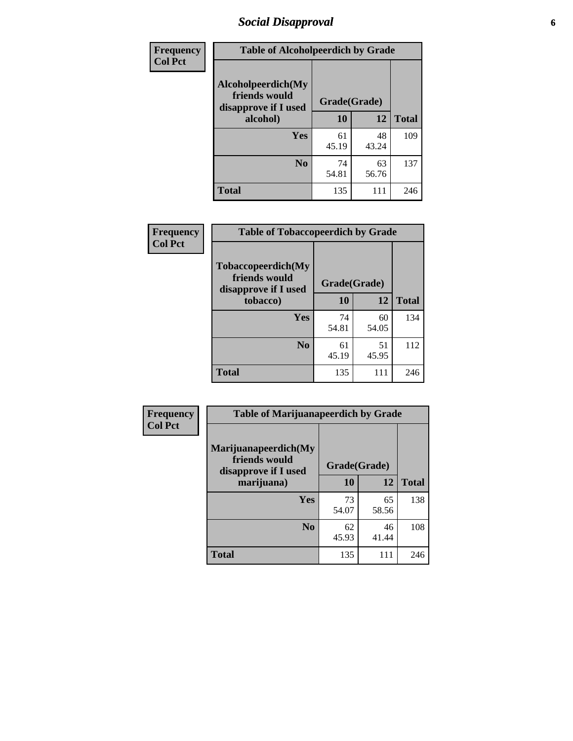# Social Disapproval

| Frequency<br>Col Pct | | | |
|---|---|---|---|

**Table of Alcoholpeerdich by Grade**

| Alcoholpeerdich(My friends would disapprove if I used alcohol) | Grade(Grade) | | |
|---|---|---|---|
| | 10 | 12 | Total |
| Yes | 61<br>45.19 | 48<br>43.24 | 109 |
| No | 74<br>54.81 | 63<br>56.76 | 137 |
| Total | 135 | 111 | 246 |

| Frequency<br>Col Pct | | | |
|---|---|---|---|

**Table of Tobaccopeerdich by Grade**

| Tobaccopeerdich(My friends would disapprove if I used tobacco) | Grade(Grade) | | |
|---|---|---|---|
| | 10 | 12 | Total |
| Yes | 74<br>54.81 | 60<br>54.05 | 134 |
| No | 61<br>45.19 | 51<br>45.95 | 112 |
| Total | 135 | 111 | 246 |

| Frequency<br>Col Pct | | | |
|---|---|---|---|

**Table of Marijuanapeerdich by Grade**

| Marijuanapeerdich(My friends would disapprove if I used marijuana) | Grade(Grade) | | |
|---|---|---|---|
| | 10 | 12 | Total |
| Yes | 73<br>54.07 | 65<br>58.56 | 138 |
| No | 62<br>45.93 | 46<br>41.44 | 108 |
| Total | 135 | 111 | 246 |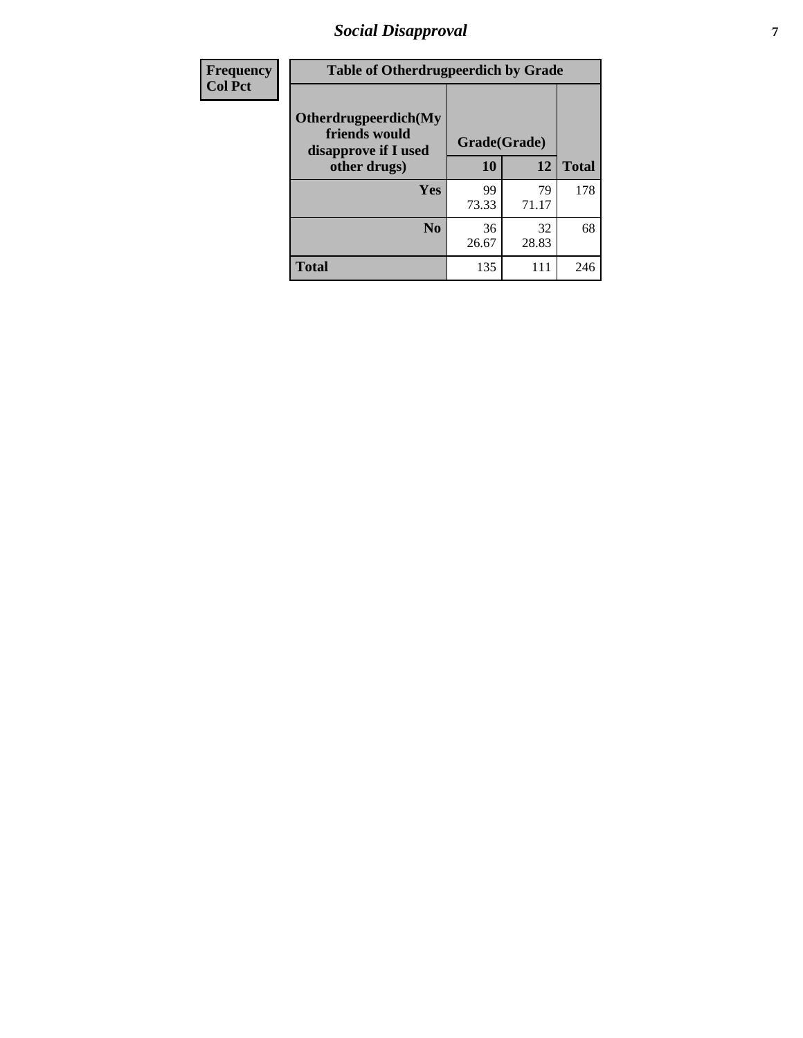| Frequency Col Pct | Table of Otherdrugpeerdich by Grade | | | |
|---|---|---|---|---|
| | Otherdrugpeerdich(My friends would disapprove if I used other drugs) | Grade(Grade) | | Total |
| | | 10 | 12 | |
| | Yes | 99<br>73.33 | 79<br>71.17 | 178 |
| | No | 36<br>26.67 | 32<br>28.83 | 68 |
| | Total | 135 | 111 | 246 |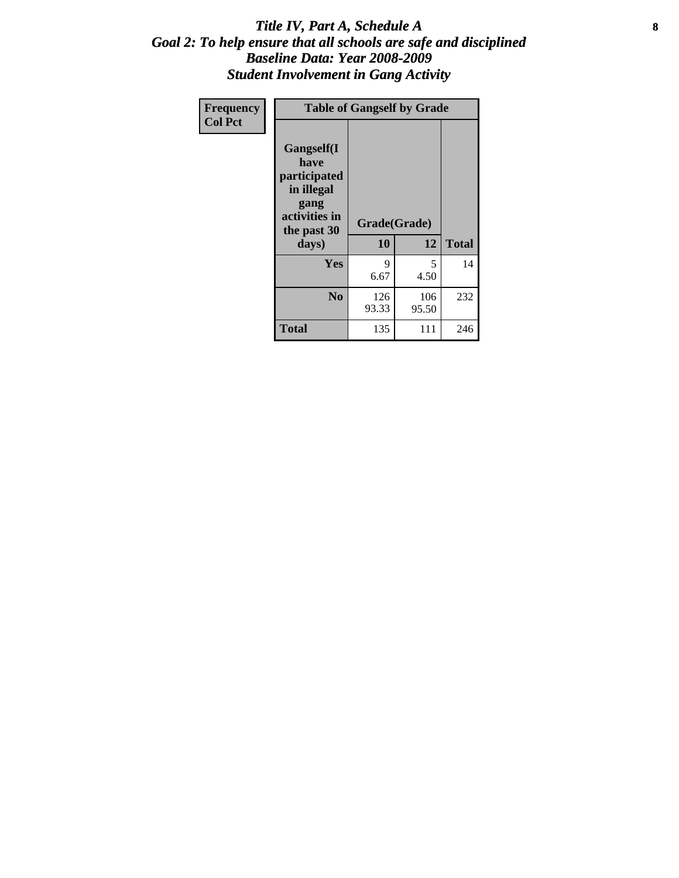# *Title IV, Part A, Schedule A*
## *Goal 2: To help ensure that all schools are safe and disciplined*
## *Baseline Data: Year 2008-2009*
## *Student Involvement in Gang Activity*

| Frequency<br>Col Pct | Table of Gangself by Grade | | |
|---|---|---|---|
| Gangself(I have participated in illegal gang activities in the past 30 days) | Grade(Grade) | | |
| | 10 | 12 | Total |
| Yes | 9<br>6.67 | 5<br>4.50 | 14 |
| No | 126<br>93.33 | 106<br>95.50 | 232 |
| Total | 135 | 111 | 246 |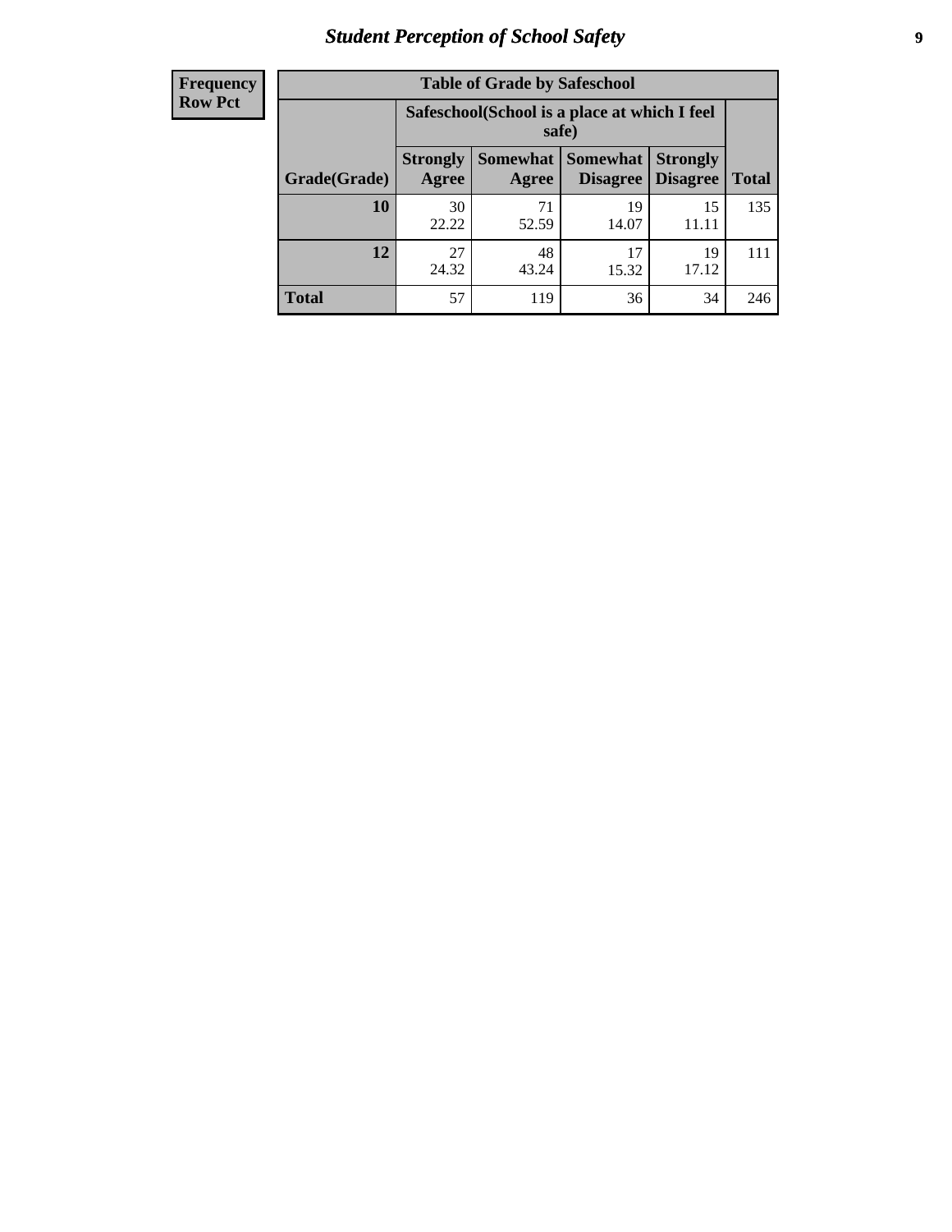| Frequency |
|---|
| Row Pct |

**Table of Grade by Safeschool**

| Grade(Grade) | Safeschool(School is a place at which I feel safe) | | | | Total |
|---|---|---|---|---|---|
| | Strongly Agree | Somewhat Agree | Somewhat Disagree | Strongly Disagree | |
| 10 | 30<br>22.22 | 71<br>52.59 | 19<br>14.07 | 15<br>11.11 | 135 |
| 12 | 27<br>24.32 | 48<br>43.24 | 17<br>15.32 | 19<br>17.12 | 111 |
| Total | 57 | 119 | 36 | 34 | 246 |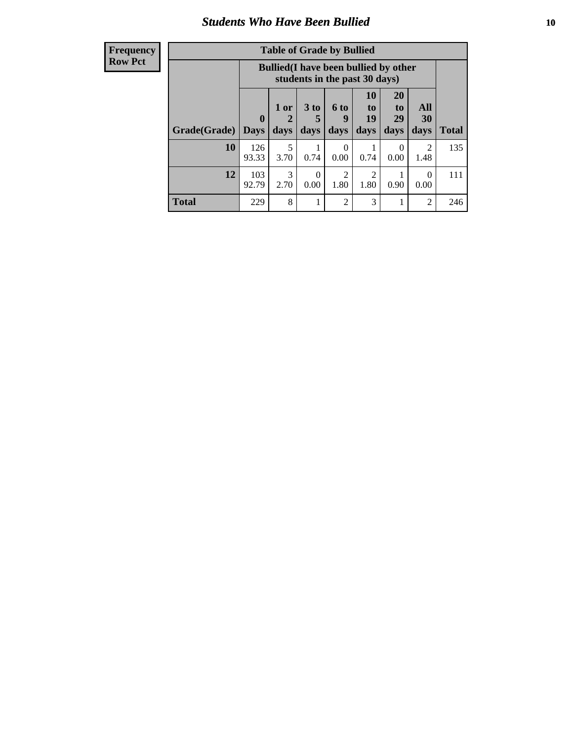# Students Who Have Been Bullied

| Frequency<br>Row Pct |
|---|

**Table of Grade by Bullied**

| Grade(Grade) | Bullied(I have been bullied by other students in the past 30 days) | | | | | | | Total |
|---|---|---|---|---|---|---|---|---|
| | 0 Days | 1 or 2 days | 3 to 5 days | 6 to 9 days | 10 to 19 days | 20 to 29 days | All 30 days | |
| **10** | 126<br>93.33 | 5<br>3.70 | 1<br>0.74 | 0<br>0.00 | 1<br>0.74 | 0<br>0.00 | 2<br>1.48 | 135 |
| **12** | 103<br>92.79 | 3<br>2.70 | 0<br>0.00 | 2<br>1.80 | 2<br>1.80 | 1<br>0.90 | 0<br>0.00 | 111 |
| **Total** | 229 | 8 | 1 | 2 | 3 | 1 | 2 | 246 |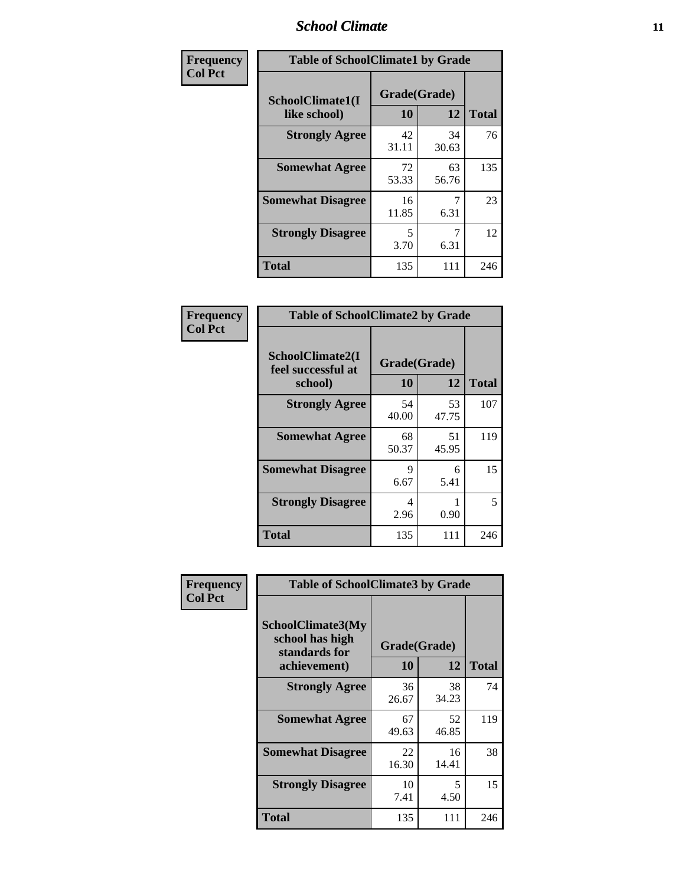| Frequency<br>Col Pct | Table of SchoolClimate1 by Grade | | |
|---|---|---|---|
| SchoolClimate1(I like school) | Grade(Grade) | | |
| | 10 | 12 | Total |
| Strongly Agree | 42<br>31.11 | 34<br>30.63 | 76 |
| Somewhat Agree | 72<br>53.33 | 63<br>56.76 | 135 |
| Somewhat Disagree | 16<br>11.85 | 7<br>6.31 | 23 |
| Strongly Disagree | 5<br>3.70 | 7<br>6.31 | 12 |
| Total | 135 | 111 | 246 |

| Frequency<br>Col Pct | Table of SchoolClimate2 by Grade | | |
|---|---|---|---|
| SchoolClimate2(I feel successful at school) | Grade(Grade) | | |
| | 10 | 12 | Total |
| Strongly Agree | 54<br>40.00 | 53<br>47.75 | 107 |
| Somewhat Agree | 68<br>50.37 | 51<br>45.95 | 119 |
| Somewhat Disagree | 9<br>6.67 | 6<br>5.41 | 15 |
| Strongly Disagree | 4<br>2.96 | 1<br>0.90 | 5 |
| Total | 135 | 111 | 246 |

| Frequency<br>Col Pct | Table of SchoolClimate3 by Grade | | |
|---|---|---|---|
| SchoolClimate3(My school has high standards for achievement) | Grade(Grade) | | |
| | 10 | 12 | Total |
| Strongly Agree | 36<br>26.67 | 38<br>34.23 | 74 |
| Somewhat Agree | 67<br>49.63 | 52<br>46.85 | 119 |
| Somewhat Disagree | 22<br>16.30 | 16<br>14.41 | 38 |
| Strongly Disagree | 10<br>7.41 | 5<br>4.50 | 15 |
| Total | 135 | 111 | 246 |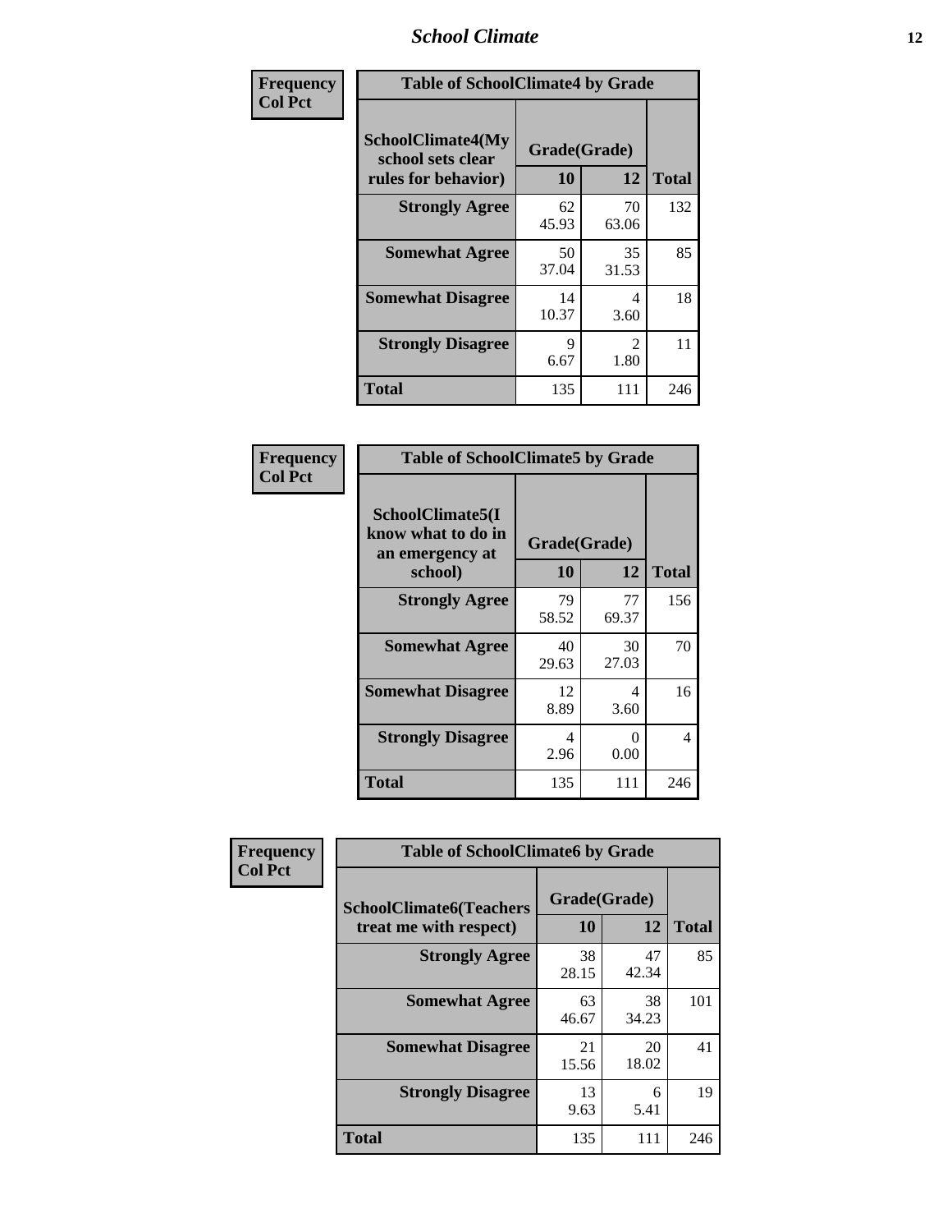## Table of SchoolClimate4 by Grade

Frequency / Col Pct

| SchoolClimate4(My school sets clear rules for behavior) | Grade(Grade) 10 | 12 | Total |
|---|---|---|---|
| Strongly Agree | 62<br>45.93 | 70<br>63.06 | 132 |
| Somewhat Agree | 50<br>37.04 | 35<br>31.53 | 85 |
| Somewhat Disagree | 14<br>10.37 | 4<br>3.60 | 18 |
| Strongly Disagree | 9<br>6.67 | 2<br>1.80 | 11 |
| Total | 135 | 111 | 246 |

## Table of SchoolClimate5 by Grade

Frequency / Col Pct

| SchoolClimate5(I know what to do in an emergency at school) | Grade(Grade) 10 | 12 | Total |
|---|---|---|---|
| Strongly Agree | 79<br>58.52 | 77<br>69.37 | 156 |
| Somewhat Agree | 40<br>29.63 | 30<br>27.03 | 70 |
| Somewhat Disagree | 12<br>8.89 | 4<br>3.60 | 16 |
| Strongly Disagree | 4<br>2.96 | 0<br>0.00 | 4 |
| Total | 135 | 111 | 246 |

## Table of SchoolClimate6 by Grade

Frequency / Col Pct

| SchoolClimate6(Teachers treat me with respect) | Grade(Grade) 10 | 12 | Total |
|---|---|---|---|
| Strongly Agree | 38<br>28.15 | 47<br>42.34 | 85 |
| Somewhat Agree | 63<br>46.67 | 38<br>34.23 | 101 |
| Somewhat Disagree | 21<br>15.56 | 20<br>18.02 | 41 |
| Strongly Disagree | 13<br>9.63 | 6<br>5.41 | 19 |
| Total | 135 | 111 | 246 |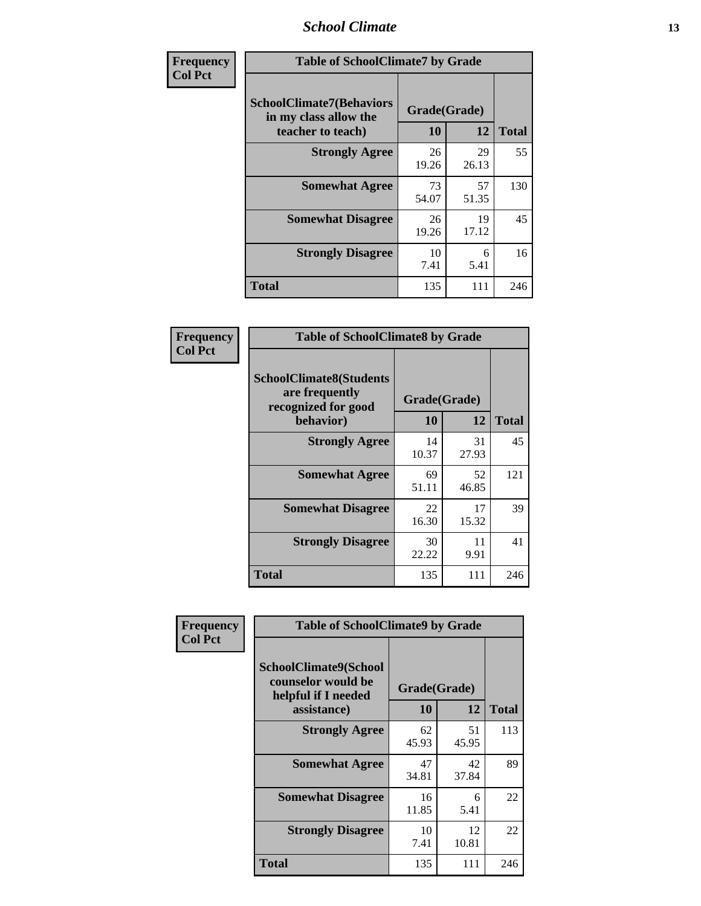| Frequency<br>Col Pct | | | |
|---|---|---|---|

**Table of SchoolClimate7 by Grade**

| SchoolClimate7(Behaviors in my class allow the teacher to teach) | Grade(Grade) | | Total |
|---|---|---|---|
| | 10 | 12 | |
| Strongly Agree | 26<br>19.26 | 29<br>26.13 | 55 |
| Somewhat Agree | 73<br>54.07 | 57<br>51.35 | 130 |
| Somewhat Disagree | 26<br>19.26 | 19<br>17.12 | 45 |
| Strongly Disagree | 10<br>7.41 | 6<br>5.41 | 16 |
| Total | 135 | 111 | 246 |

| Frequency<br>Col Pct | | | |
|---|---|---|---|

**Table of SchoolClimate8 by Grade**

| SchoolClimate8(Students are frequently recognized for good behavior) | Grade(Grade) | | Total |
|---|---|---|---|
| | 10 | 12 | |
| Strongly Agree | 14<br>10.37 | 31<br>27.93 | 45 |
| Somewhat Agree | 69<br>51.11 | 52<br>46.85 | 121 |
| Somewhat Disagree | 22<br>16.30 | 17<br>15.32 | 39 |
| Strongly Disagree | 30<br>22.22 | 11<br>9.91 | 41 |
| Total | 135 | 111 | 246 |

| Frequency<br>Col Pct | | | |
|---|---|---|---|

**Table of SchoolClimate9 by Grade**

| SchoolClimate9(School counselor would be helpful if I needed assistance) | Grade(Grade) | | Total |
|---|---|---|---|
| | 10 | 12 | |
| Strongly Agree | 62<br>45.93 | 51<br>45.95 | 113 |
| Somewhat Agree | 47<br>34.81 | 42<br>37.84 | 89 |
| Somewhat Disagree | 16<br>11.85 | 6<br>5.41 | 22 |
| Strongly Disagree | 10<br>7.41 | 12<br>10.81 | 22 |
| Total | 135 | 111 | 246 |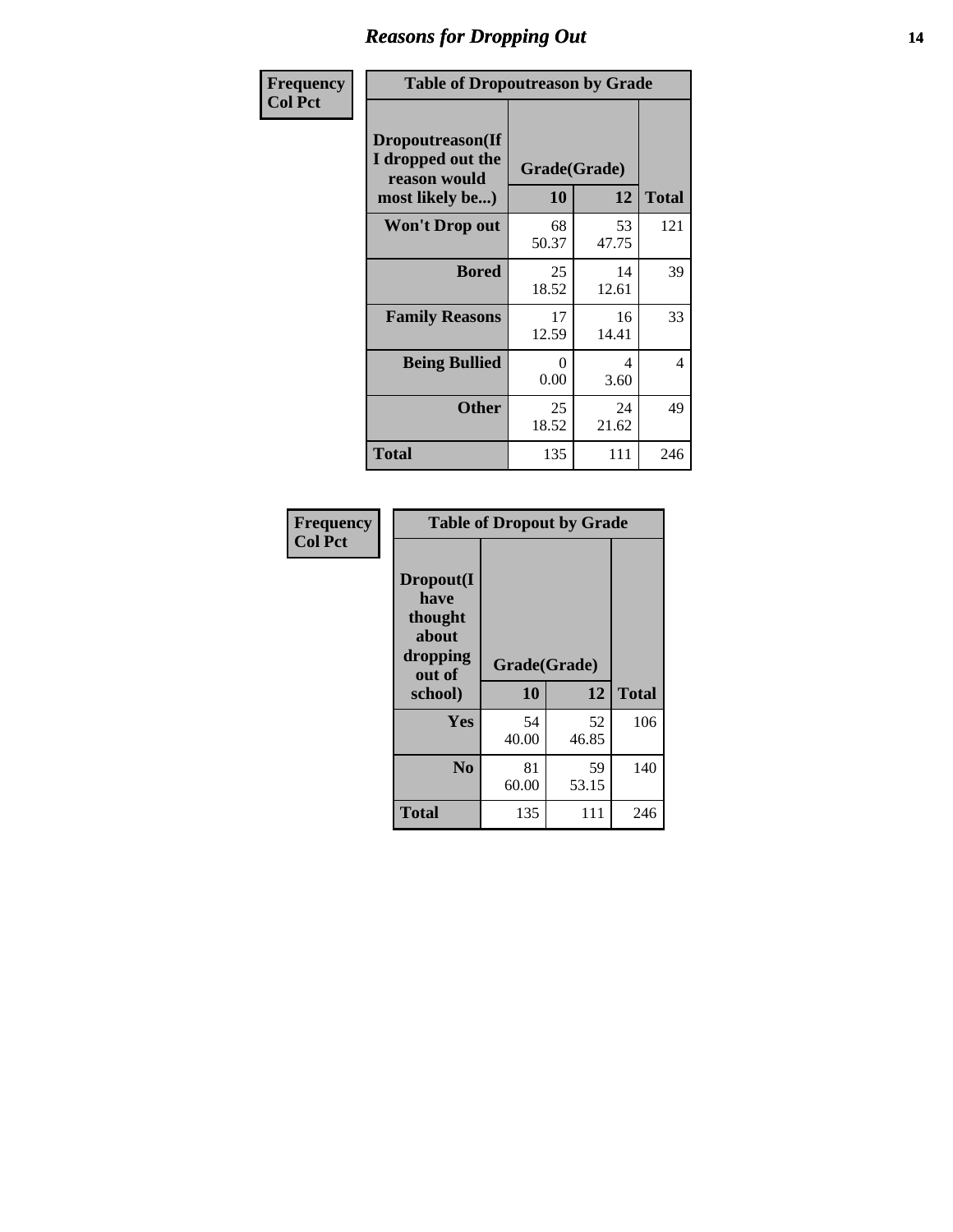# Reasons for Dropping Out

**Frequency**
**Col Pct**

| Table of Dropoutreason by Grade | | | |
|---|---|---|---|
| **Dropoutreason(If I dropped out the reason would most likely be...)** | **Grade(Grade)** | | |
| | **10** | **12** | **Total** |
| **Won't Drop out** | 68<br>50.37 | 53<br>47.75 | 121 |
| **Bored** | 25<br>18.52 | 14<br>12.61 | 39 |
| **Family Reasons** | 17<br>12.59 | 16<br>14.41 | 33 |
| **Being Bullied** | 0<br>0.00 | 4<br>3.60 | 4 |
| **Other** | 25<br>18.52 | 24<br>21.62 | 49 |
| **Total** | 135 | 111 | 246 |

**Frequency**
**Col Pct**

| Table of Dropout by Grade | | | |
|---|---|---|---|
| **Dropout(I have thought about dropping out of school)** | **Grade(Grade)** | | |
| | **10** | **12** | **Total** |
| **Yes** | 54<br>40.00 | 52<br>46.85 | 106 |
| **No** | 81<br>60.00 | 59<br>53.15 | 140 |
| **Total** | 135 | 111 | 246 |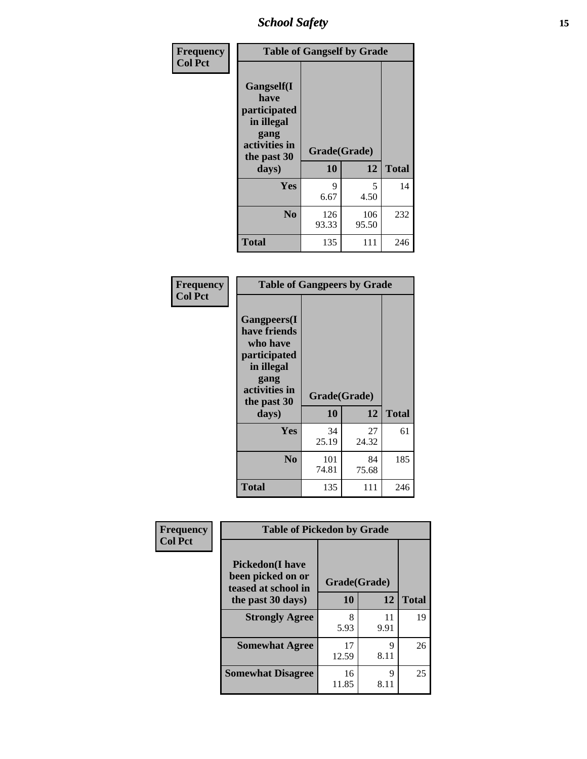| Frequency<br>Col Pct | Table of Gangself by Grade | | |
|---|---|---|---|
| Gangself(I have participated in illegal gang activities in the past 30 days) | Grade(Grade) | | |
| | 10 | 12 | Total |
| Yes | 9<br>6.67 | 5<br>4.50 | 14 |
| No | 126<br>93.33 | 106<br>95.50 | 232 |
| Total | 135 | 111 | 246 |

| Frequency<br>Col Pct | Table of Gangpeers by Grade | | |
|---|---|---|---|
| Gangpeers(I have friends who have participated in illegal gang activities in the past 30 days) | Grade(Grade) | | |
| | 10 | 12 | Total |
| Yes | 34<br>25.19 | 27<br>24.32 | 61 |
| No | 101<br>74.81 | 84<br>75.68 | 185 |
| Total | 135 | 111 | 246 |

| Frequency<br>Col Pct | Table of Pickedon by Grade | | |
|---|---|---|---|
| Pickedon(I have been picked on or teased at school in the past 30 days) | Grade(Grade) | | |
| | 10 | 12 | Total |
| Strongly Agree | 8<br>5.93 | 11<br>9.91 | 19 |
| Somewhat Agree | 17<br>12.59 | 9<br>8.11 | 26 |
| Somewhat Disagree | 16<br>11.85 | 9<br>8.11 | 25 |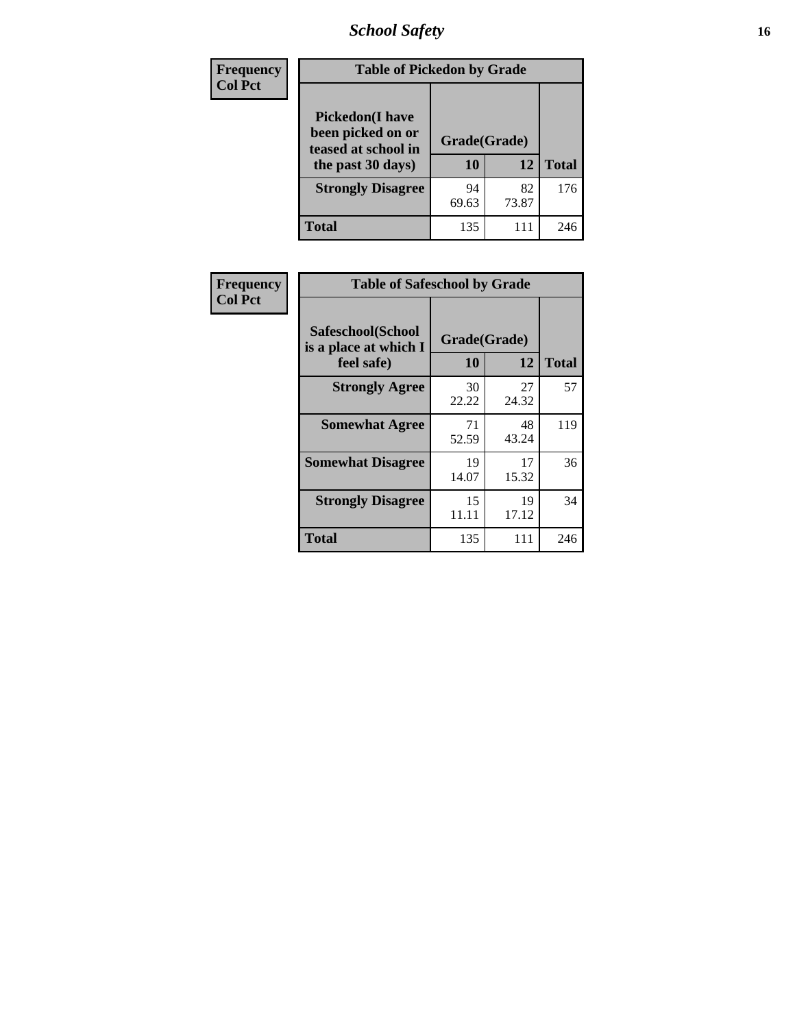| Frequency Col Pct |
|---|

| Pickedon(I have been picked on or teased at school in the past 30 days) | Grade(Grade) 10 | 12 | Total |
|---|---|---|---|
| **Strongly Disagree** | 94<br>69.63 | 82<br>73.87 | 176 |
| **Total** | 135 | 111 | 246 |

Table of Pickedon by Grade

| Frequency Col Pct |
|---|

| Safeschool(School is a place at which I feel safe) | Grade(Grade) 10 | 12 | Total |
|---|---|---|---|
| **Strongly Agree** | 30<br>22.22 | 27<br>24.32 | 57 |
| **Somewhat Agree** | 71<br>52.59 | 48<br>43.24 | 119 |
| **Somewhat Disagree** | 19<br>14.07 | 17<br>15.32 | 36 |
| **Strongly Disagree** | 15<br>11.11 | 19<br>17.12 | 34 |
| **Total** | 135 | 111 | 246 |

Table of Safeschool by Grade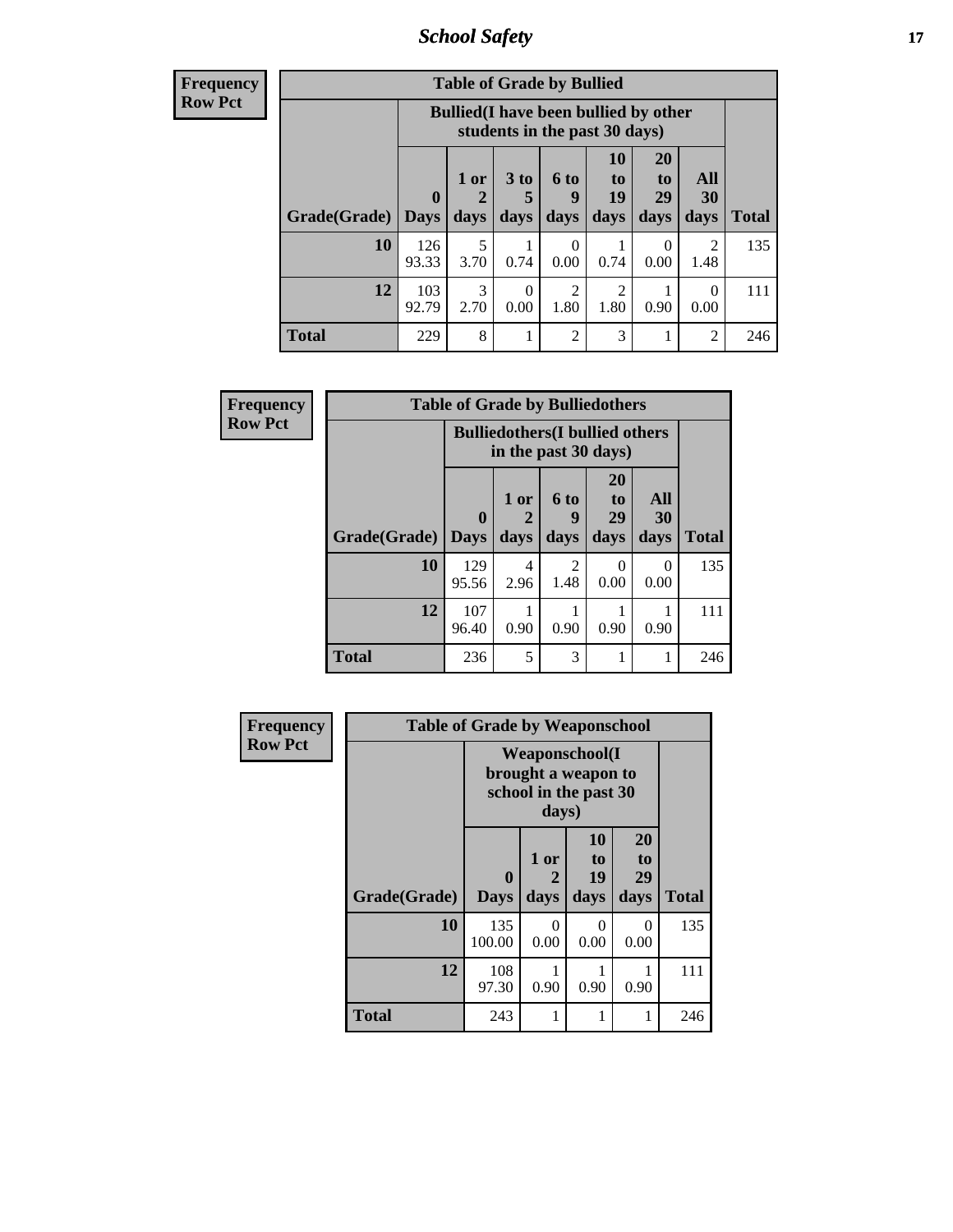# School Safety

**Frequency**
**Row Pct**

| Table of Grade by Bullied | | | | | | | | |
|---|---|---|---|---|---|---|---|---|
| | Bullied(I have been bullied by other students in the past 30 days) | | | | | | | |
| Grade(Grade) | 0 Days | 1 or 2 days | 3 to 5 days | 6 to 9 days | 10 to 19 days | 20 to 29 days | All 30 days | Total |
| **10** | 126<br>93.33 | 5<br>3.70 | 1<br>0.74 | 0<br>0.00 | 1<br>0.74 | 0<br>0.00 | 2<br>1.48 | 135 |
| **12** | 103<br>92.79 | 3<br>2.70 | 0<br>0.00 | 2<br>1.80 | 2<br>1.80 | 1<br>0.90 | 0<br>0.00 | 111 |
| **Total** | 229 | 8 | 1 | 2 | 3 | 1 | 2 | 246 |

**Frequency**
**Row Pct**

| Table of Grade by Bulliedothers | | | | | | |
|---|---|---|---|---|---|---|
| | Bulliedothers(I bullied others in the past 30 days) | | | | | |
| Grade(Grade) | 0 Days | 1 or 2 days | 6 to 9 days | 20 to 29 days | All 30 days | Total |
| **10** | 129<br>95.56 | 4<br>2.96 | 2<br>1.48 | 0<br>0.00 | 0<br>0.00 | 135 |
| **12** | 107<br>96.40 | 1<br>0.90 | 1<br>0.90 | 1<br>0.90 | 1<br>0.90 | 111 |
| **Total** | 236 | 5 | 3 | 1 | 1 | 246 |

**Frequency**
**Row Pct**

| Table of Grade by Weaponschool | | | | | |
|---|---|---|---|---|---|
| | Weaponschool(I brought a weapon to school in the past 30 days) | | | | |
| Grade(Grade) | 0 Days | 1 or 2 days | 10 to 19 days | 20 to 29 days | Total |
| **10** | 135<br>100.00 | 0<br>0.00 | 0<br>0.00 | 0<br>0.00 | 135 |
| **12** | 108<br>97.30 | 1<br>0.90 | 1<br>0.90 | 1<br>0.90 | 111 |
| **Total** | 243 | 1 | 1 | 1 | 246 |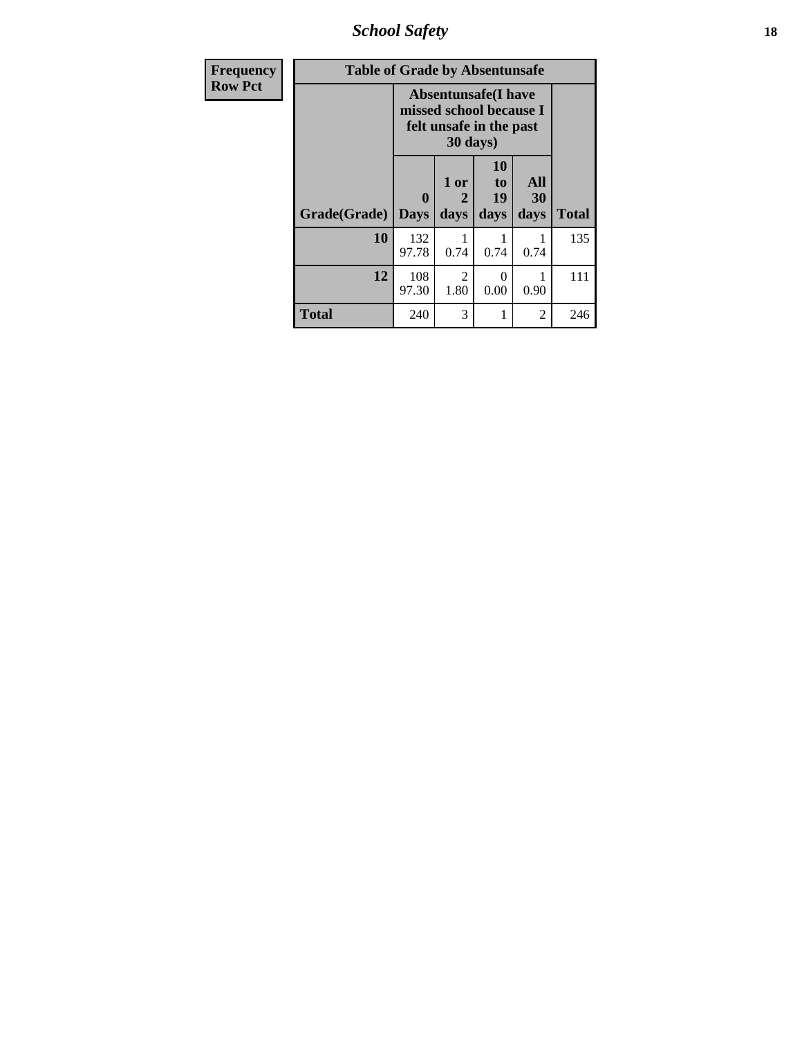| Frequency<br>Row Pct | Table of Grade by Absentunsafe | | | | |
|---|---|---|---|---|---|
| | Absentunsafe(I have missed school because I felt unsafe in the past 30 days) | | | | |
| Grade(Grade) | 0 Days | 1 or 2 days | 10 to 19 days | All 30 days | Total |
| 10 | 132<br>97.78 | 1<br>0.74 | 1<br>0.74 | 1<br>0.74 | 135 |
| 12 | 108<br>97.30 | 2<br>1.80 | 0<br>0.00 | 1<br>0.90 | 111 |
| Total | 240 | 3 | 1 | 2 | 246 |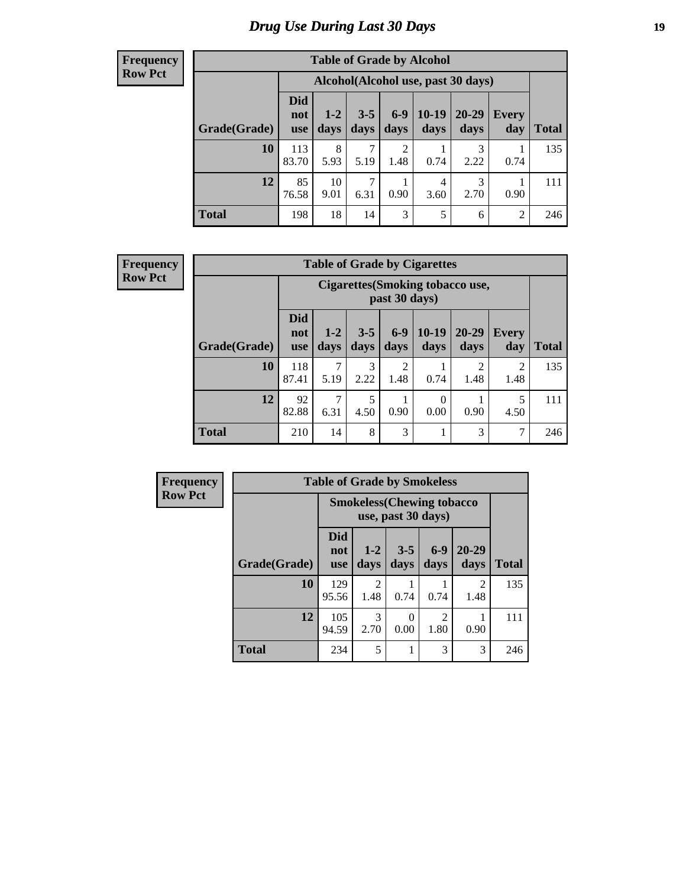# Drug Use During Last 30 Days

**Frequency**
**Row Pct**

| Table of Grade by Alcohol | | | | | | | | |
|---|---|---|---|---|---|---|---|---|
| | Alcohol(Alcohol use, past 30 days) | | | | | | | |
| Grade(Grade) | Did not use | 1-2 days | 3-5 days | 6-9 days | 10-19 days | 20-29 days | Every day | Total |
| 10 | 113<br>83.70 | 8<br>5.93 | 7<br>5.19 | 2<br>1.48 | 1<br>0.74 | 3<br>2.22 | 1<br>0.74 | 135 |
| 12 | 85<br>76.58 | 10<br>9.01 | 7<br>6.31 | 1<br>0.90 | 4<br>3.60 | 3<br>2.70 | 1<br>0.90 | 111 |
| Total | 198 | 18 | 14 | 3 | 5 | 6 | 2 | 246 |

**Frequency**
**Row Pct**

| Table of Grade by Cigarettes | | | | | | | | |
|---|---|---|---|---|---|---|---|---|
| | Cigarettes(Smoking tobacco use, past 30 days) | | | | | | | |
| Grade(Grade) | Did not use | 1-2 days | 3-5 days | 6-9 days | 10-19 days | 20-29 days | Every day | Total |
| 10 | 118<br>87.41 | 7<br>5.19 | 3<br>2.22 | 2<br>1.48 | 1<br>0.74 | 2<br>1.48 | 2<br>1.48 | 135 |
| 12 | 92<br>82.88 | 7<br>6.31 | 5<br>4.50 | 1<br>0.90 | 0<br>0.00 | 1<br>0.90 | 5<br>4.50 | 111 |
| Total | 210 | 14 | 8 | 3 | 1 | 3 | 7 | 246 |

**Frequency**
**Row Pct**

| Table of Grade by Smokeless | | | | | | |
|---|---|---|---|---|---|---|
| | Smokeless(Chewing tobacco use, past 30 days) | | | | | |
| Grade(Grade) | Did not use | 1-2 days | 3-5 days | 6-9 days | 20-29 days | Total |
| 10 | 129<br>95.56 | 2<br>1.48 | 1<br>0.74 | 1<br>0.74 | 2<br>1.48 | 135 |
| 12 | 105<br>94.59 | 3<br>2.70 | 0<br>0.00 | 2<br>1.80 | 1<br>0.90 | 111 |
| Total | 234 | 5 | 1 | 3 | 3 | 246 |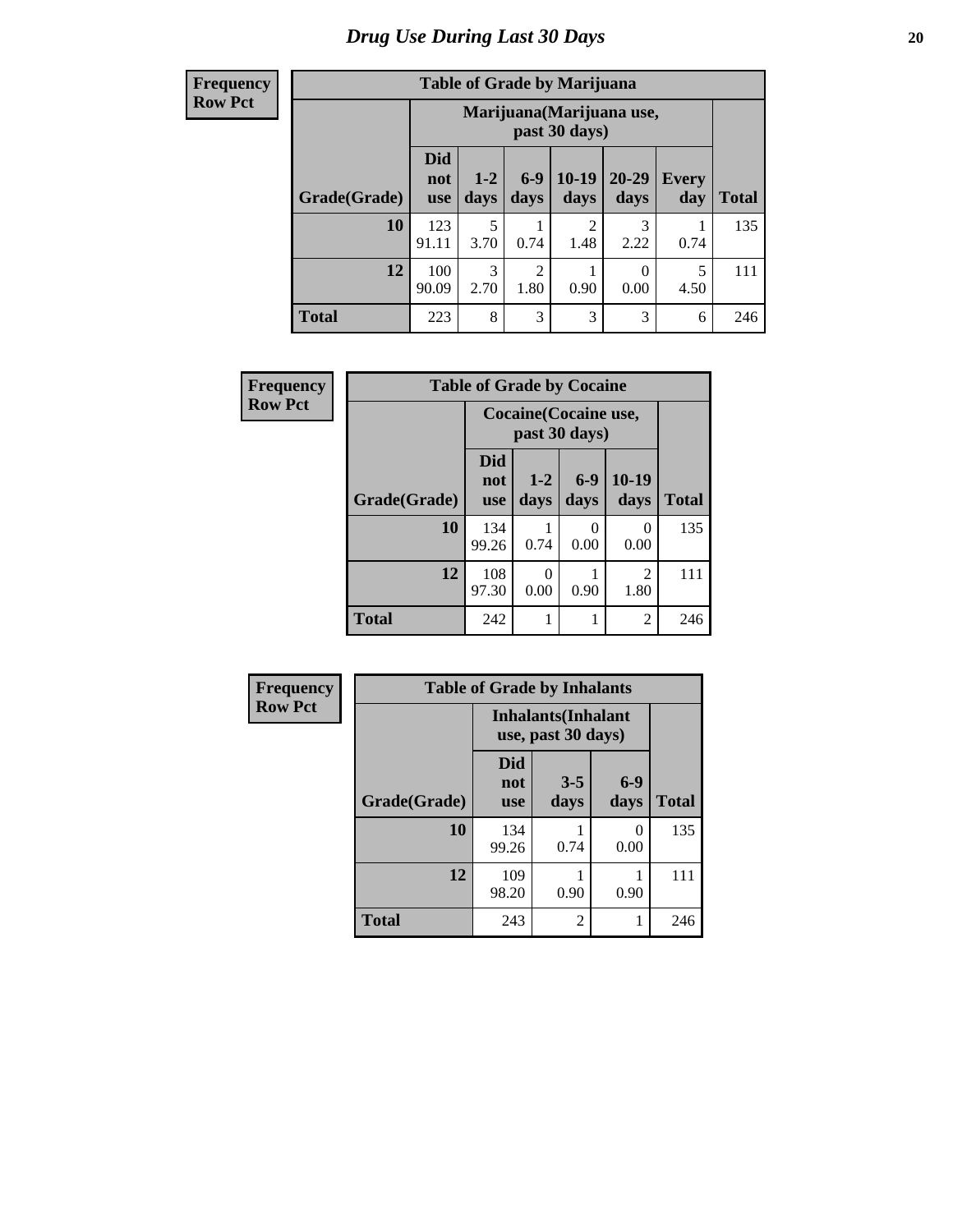# Drug Use During Last 30 Days

**Frequency**
**Row Pct**

| Table of Grade by Marijuana | | | | | | | |
|---|---|---|---|---|---|---|---|
| | Marijuana(Marijuana use, past 30 days) | | | | | | |
| Grade(Grade) | Did not use | 1-2 days | 6-9 days | 10-19 days | 20-29 days | Every day | Total |
| 10 | 123<br>91.11 | 5<br>3.70 | 1<br>0.74 | 2<br>1.48 | 3<br>2.22 | 1<br>0.74 | 135 |
| 12 | 100<br>90.09 | 3<br>2.70 | 2<br>1.80 | 1<br>0.90 | 0<br>0.00 | 5<br>4.50 | 111 |
| Total | 223 | 8 | 3 | 3 | 3 | 6 | 246 |

**Frequency**
**Row Pct**

| Table of Grade by Cocaine | | | | | |
|---|---|---|---|---|---|
| | Cocaine(Cocaine use, past 30 days) | | | | |
| Grade(Grade) | Did not use | 1-2 days | 6-9 days | 10-19 days | Total |
| 10 | 134<br>99.26 | 1<br>0.74 | 0<br>0.00 | 0<br>0.00 | 135 |
| 12 | 108<br>97.30 | 0<br>0.00 | 1<br>0.90 | 2<br>1.80 | 111 |
| Total | 242 | 1 | 1 | 2 | 246 |

**Frequency**
**Row Pct**

| Table of Grade by Inhalants | | | | |
|---|---|---|---|---|
| | Inhalants(Inhalant use, past 30 days) | | | |
| Grade(Grade) | Did not use | 3-5 days | 6-9 days | Total |
| 10 | 134<br>99.26 | 1<br>0.74 | 0<br>0.00 | 135 |
| 12 | 109<br>98.20 | 1<br>0.90 | 1<br>0.90 | 111 |
| Total | 243 | 2 | 1 | 246 |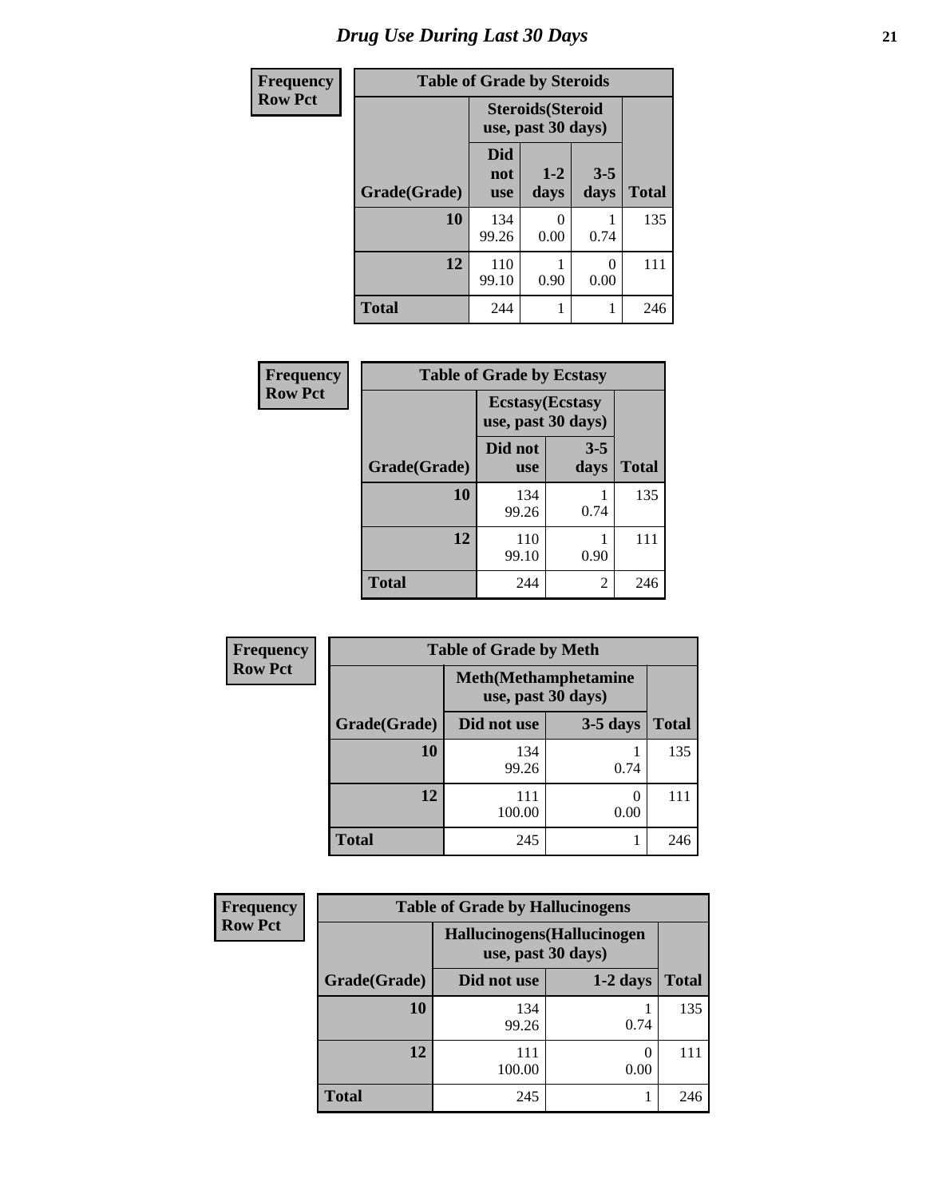# Drug Use During Last 30 Days

**Frequency**
**Row Pct**

| Table of Grade by Steroids | | | | |
|---|---|---|---|---|
| | Steroids(Steroid use, past 30 days) | | | |
| Grade(Grade) | Did not use | 1-2 days | 3-5 days | Total |
| 10 | 134<br>99.26 | 0<br>0.00 | 1<br>0.74 | 135 |
| 12 | 110<br>99.10 | 1<br>0.90 | 0<br>0.00 | 111 |
| Total | 244 | 1 | 1 | 246 |

**Frequency**
**Row Pct**

| Table of Grade by Ecstasy | | | |
|---|---|---|---|
| | Ecstasy(Ecstasy use, past 30 days) | | |
| Grade(Grade) | Did not use | 3-5 days | Total |
| 10 | 134<br>99.26 | 1<br>0.74 | 135 |
| 12 | 110<br>99.10 | 1<br>0.90 | 111 |
| Total | 244 | 2 | 246 |

**Frequency**
**Row Pct**

| Table of Grade by Meth | | | |
|---|---|---|---|
| | Meth(Methamphetamine use, past 30 days) | | |
| Grade(Grade) | Did not use | 3-5 days | Total |
| 10 | 134<br>99.26 | 1<br>0.74 | 135 |
| 12 | 111<br>100.00 | 0<br>0.00 | 111 |
| Total | 245 | 1 | 246 |

**Frequency**
**Row Pct**

| Table of Grade by Hallucinogens | | | |
|---|---|---|---|
| | Hallucinogens(Hallucinogen use, past 30 days) | | |
| Grade(Grade) | Did not use | 1-2 days | Total |
| 10 | 134<br>99.26 | 1<br>0.74 | 135 |
| 12 | 111<br>100.00 | 0<br>0.00 | 111 |
| Total | 245 | 1 | 246 |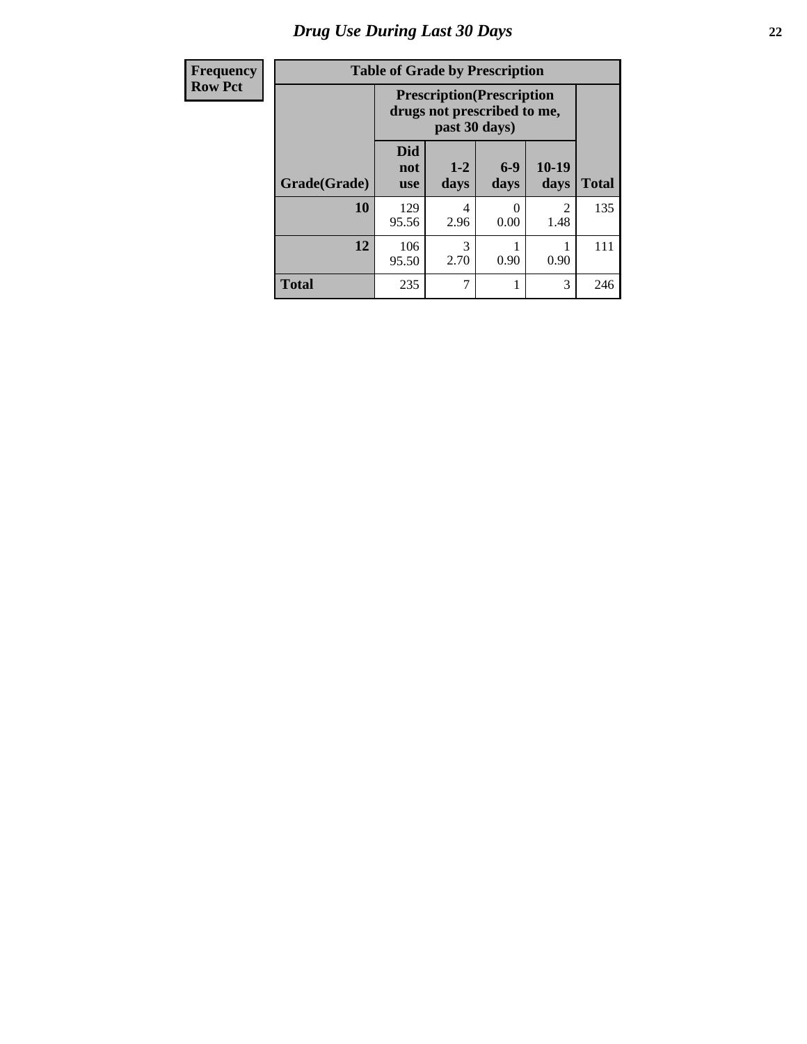# Drug Use During Last 30 Days

| Frequency<br>Row Pct |
|---|

**Table of Grade by Prescription**

| Grade(Grade) | Prescription(Prescription drugs not prescribed to me, past 30 days) | | | | Total |
|---|---|---|---|---|---|
| | Did not use | 1-2 days | 6-9 days | 10-19 days | |
| 10 | 129<br>95.56 | 4<br>2.96 | 0<br>0.00 | 2<br>1.48 | 135 |
| 12 | 106<br>95.50 | 3<br>2.70 | 1<br>0.90 | 1<br>0.90 | 111 |
| Total | 235 | 7 | 1 | 3 | 246 |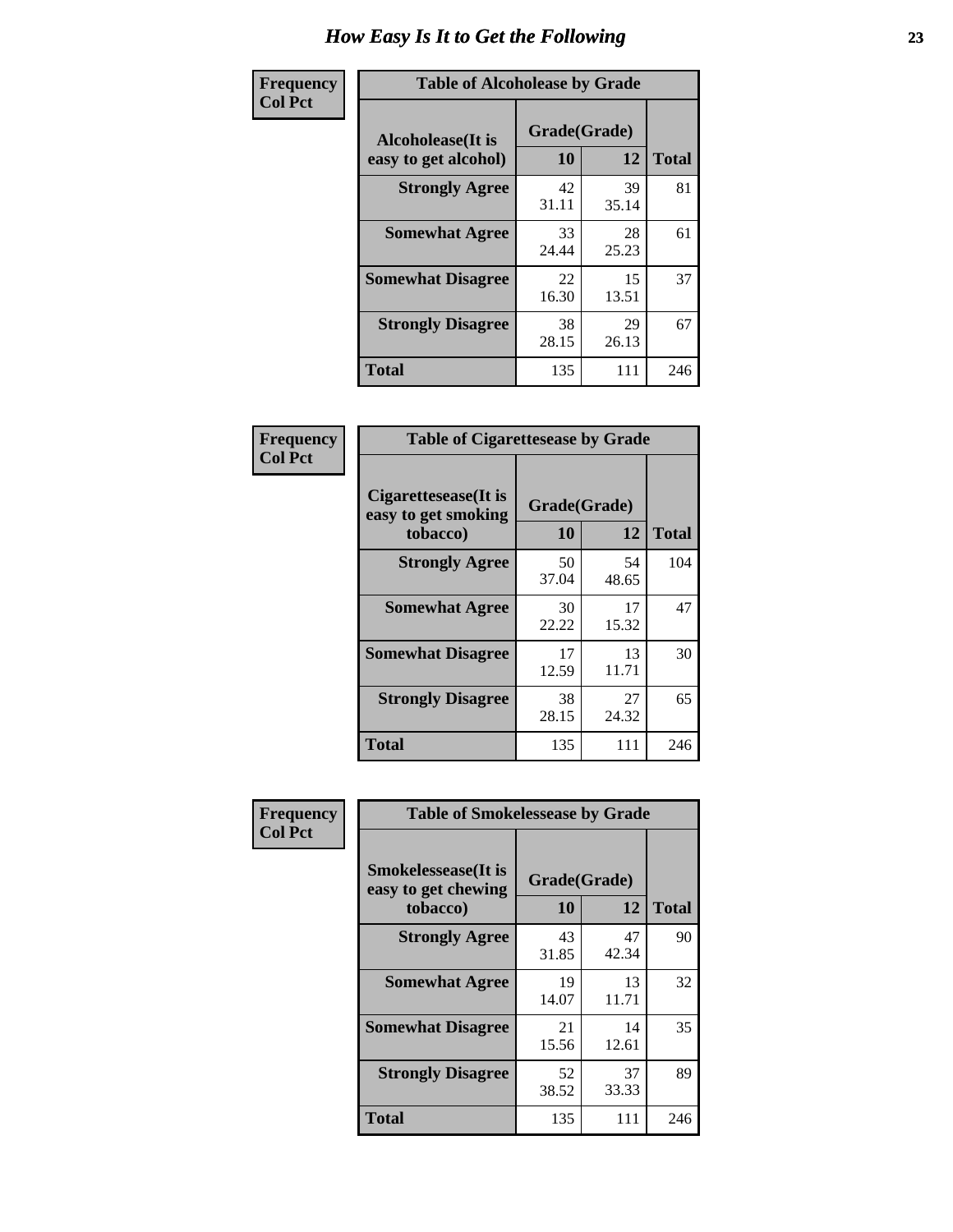# How Easy Is It to Get the Following

**Frequency**
**Col Pct**

**Table of Alcoholease by Grade**

| Alcoholease(It is easy to get alcohol) | Grade(Grade) | | Total |
|---|---|---|---|
| | 10 | 12 | |
| Strongly Agree | 42<br>31.11 | 39<br>35.14 | 81 |
| Somewhat Agree | 33<br>24.44 | 28<br>25.23 | 61 |
| Somewhat Disagree | 22<br>16.30 | 15<br>13.51 | 37 |
| Strongly Disagree | 38<br>28.15 | 29<br>26.13 | 67 |
| Total | 135 | 111 | 246 |

**Frequency**
**Col Pct**

**Table of Cigarettesease by Grade**

| Cigarettesease(It is easy to get smoking tobacco) | Grade(Grade) | | Total |
|---|---|---|---|
| | 10 | 12 | |
| Strongly Agree | 50<br>37.04 | 54<br>48.65 | 104 |
| Somewhat Agree | 30<br>22.22 | 17<br>15.32 | 47 |
| Somewhat Disagree | 17<br>12.59 | 13<br>11.71 | 30 |
| Strongly Disagree | 38<br>28.15 | 27<br>24.32 | 65 |
| Total | 135 | 111 | 246 |

**Frequency**
**Col Pct**

**Table of Smokelessease by Grade**

| Smokelessease(It is easy to get chewing tobacco) | Grade(Grade) | | Total |
|---|---|---|---|
| | 10 | 12 | |
| Strongly Agree | 43<br>31.85 | 47<br>42.34 | 90 |
| Somewhat Agree | 19<br>14.07 | 13<br>11.71 | 32 |
| Somewhat Disagree | 21<br>15.56 | 14<br>12.61 | 35 |
| Strongly Disagree | 52<br>38.52 | 37<br>33.33 | 89 |
| Total | 135 | 111 | 246 |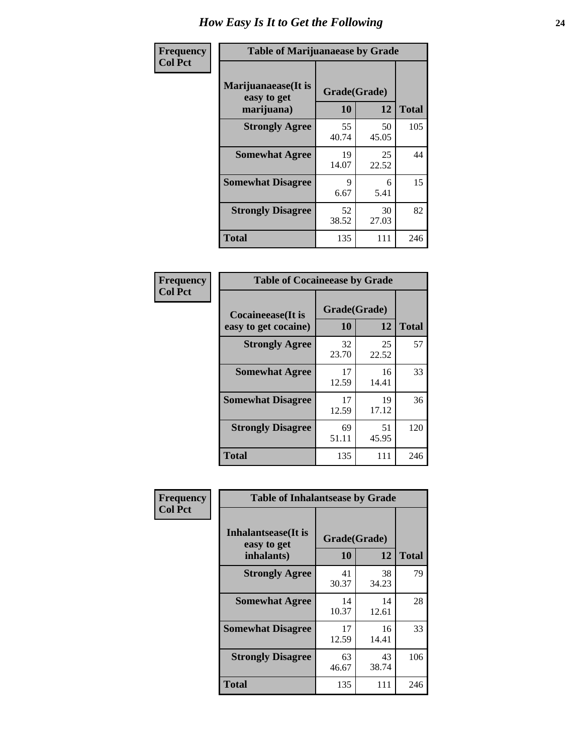# How Easy Is It to Get the Following

**Frequency**
**Col Pct**

| Table of Marijuanaease by Grade | | | |
|---|---|---|---|
| Marijuanaease(It is easy to get marijuana) | Grade(Grade) | | |
| | 10 | 12 | Total |
| **Strongly Agree** | 55<br>40.74 | 50<br>45.05 | 105 |
| **Somewhat Agree** | 19<br>14.07 | 25<br>22.52 | 44 |
| **Somewhat Disagree** | 9<br>6.67 | 6<br>5.41 | 15 |
| **Strongly Disagree** | 52<br>38.52 | 30<br>27.03 | 82 |
| **Total** | 135 | 111 | 246 |

**Frequency**
**Col Pct**

| Table of Cocaineease by Grade | | | |
|---|---|---|---|
| Cocaineease(It is easy to get cocaine) | Grade(Grade) | | |
| | 10 | 12 | Total |
| **Strongly Agree** | 32<br>23.70 | 25<br>22.52 | 57 |
| **Somewhat Agree** | 17<br>12.59 | 16<br>14.41 | 33 |
| **Somewhat Disagree** | 17<br>12.59 | 19<br>17.12 | 36 |
| **Strongly Disagree** | 69<br>51.11 | 51<br>45.95 | 120 |
| **Total** | 135 | 111 | 246 |

**Frequency**
**Col Pct**

| Table of Inhalantsease by Grade | | | |
|---|---|---|---|
| Inhalantsease(It is easy to get inhalants) | Grade(Grade) | | |
| | 10 | 12 | Total |
| **Strongly Agree** | 41<br>30.37 | 38<br>34.23 | 79 |
| **Somewhat Agree** | 14<br>10.37 | 14<br>12.61 | 28 |
| **Somewhat Disagree** | 17<br>12.59 | 16<br>14.41 | 33 |
| **Strongly Disagree** | 63<br>46.67 | 43<br>38.74 | 106 |
| **Total** | 135 | 111 | 246 |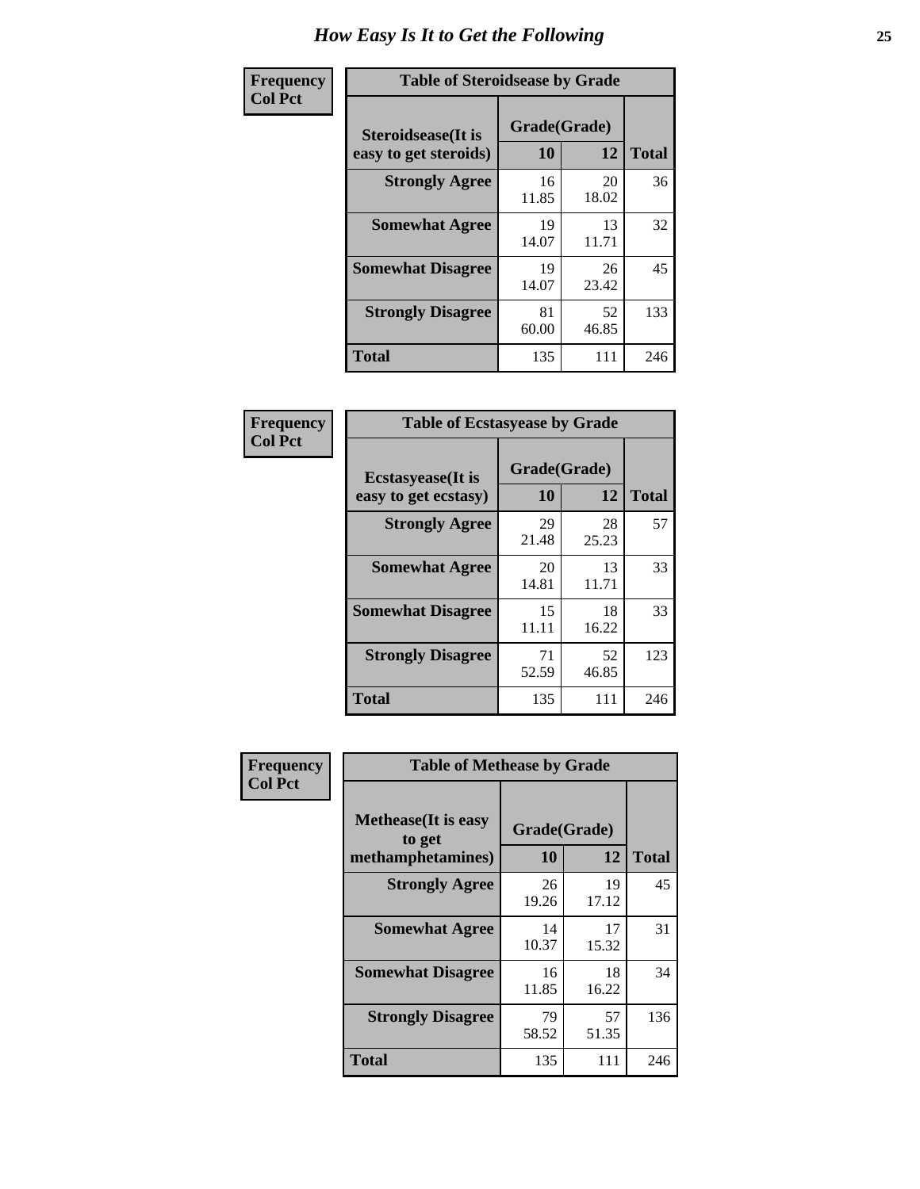# How Easy Is It to Get the Following

**Frequency**
**Col Pct**

**Table of Steroidsease by Grade**

| Steroidsease(It is easy to get steroids) | Grade(Grade) 10 | 12 | Total |
|---|---|---|---|
| **Strongly Agree** | 16<br>11.85 | 20<br>18.02 | 36 |
| **Somewhat Agree** | 19<br>14.07 | 13<br>11.71 | 32 |
| **Somewhat Disagree** | 19<br>14.07 | 26<br>23.42 | 45 |
| **Strongly Disagree** | 81<br>60.00 | 52<br>46.85 | 133 |
| **Total** | 135 | 111 | 246 |

**Frequency**
**Col Pct**

**Table of Ecstasyease by Grade**

| Ecstasyease(It is easy to get ecstasy) | Grade(Grade) 10 | 12 | Total |
|---|---|---|---|
| **Strongly Agree** | 29<br>21.48 | 28<br>25.23 | 57 |
| **Somewhat Agree** | 20<br>14.81 | 13<br>11.71 | 33 |
| **Somewhat Disagree** | 15<br>11.11 | 18<br>16.22 | 33 |
| **Strongly Disagree** | 71<br>52.59 | 52<br>46.85 | 123 |
| **Total** | 135 | 111 | 246 |

**Frequency**
**Col Pct**

**Table of Methease by Grade**

| Methease(It is easy to get methamphetamines) | Grade(Grade) 10 | 12 | Total |
|---|---|---|---|
| **Strongly Agree** | 26<br>19.26 | 19<br>17.12 | 45 |
| **Somewhat Agree** | 14<br>10.37 | 17<br>15.32 | 31 |
| **Somewhat Disagree** | 16<br>11.85 | 18<br>16.22 | 34 |
| **Strongly Disagree** | 79<br>58.52 | 57<br>51.35 | 136 |
| **Total** | 135 | 111 | 246 |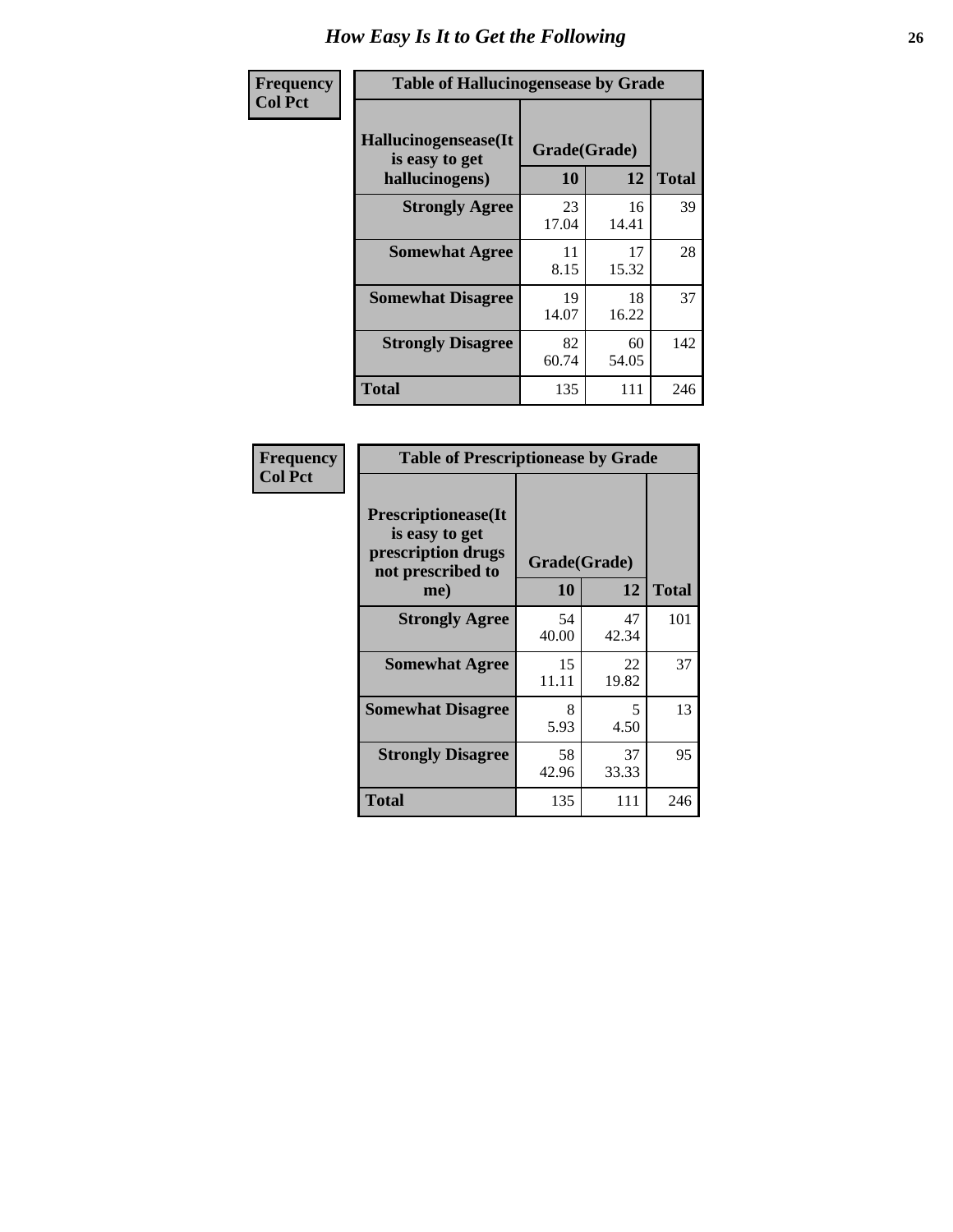# How Easy Is It to Get the Following

**Frequency**
**Col Pct**

**Table of Hallucinogensease by Grade**

| Hallucinogensease(It is easy to get hallucinogens) | Grade(Grade) 10 | 12 | Total |
|---|---|---|---|
| **Strongly Agree** | 23<br>17.04 | 16<br>14.41 | 39 |
| **Somewhat Agree** | 11<br>8.15 | 17<br>15.32 | 28 |
| **Somewhat Disagree** | 19<br>14.07 | 18<br>16.22 | 37 |
| **Strongly Disagree** | 82<br>60.74 | 60<br>54.05 | 142 |
| **Total** | 135 | 111 | 246 |

**Frequency**
**Col Pct**

**Table of Prescriptionease by Grade**

| Prescriptionease(It is easy to get prescription drugs not prescribed to me) | Grade(Grade) 10 | 12 | Total |
|---|---|---|---|
| **Strongly Agree** | 54<br>40.00 | 47<br>42.34 | 101 |
| **Somewhat Agree** | 15<br>11.11 | 22<br>19.82 | 37 |
| **Somewhat Disagree** | 8<br>5.93 | 5<br>4.50 | 13 |
| **Strongly Disagree** | 58<br>42.96 | 37<br>33.33 | 95 |
| **Total** | 135 | 111 | 246 |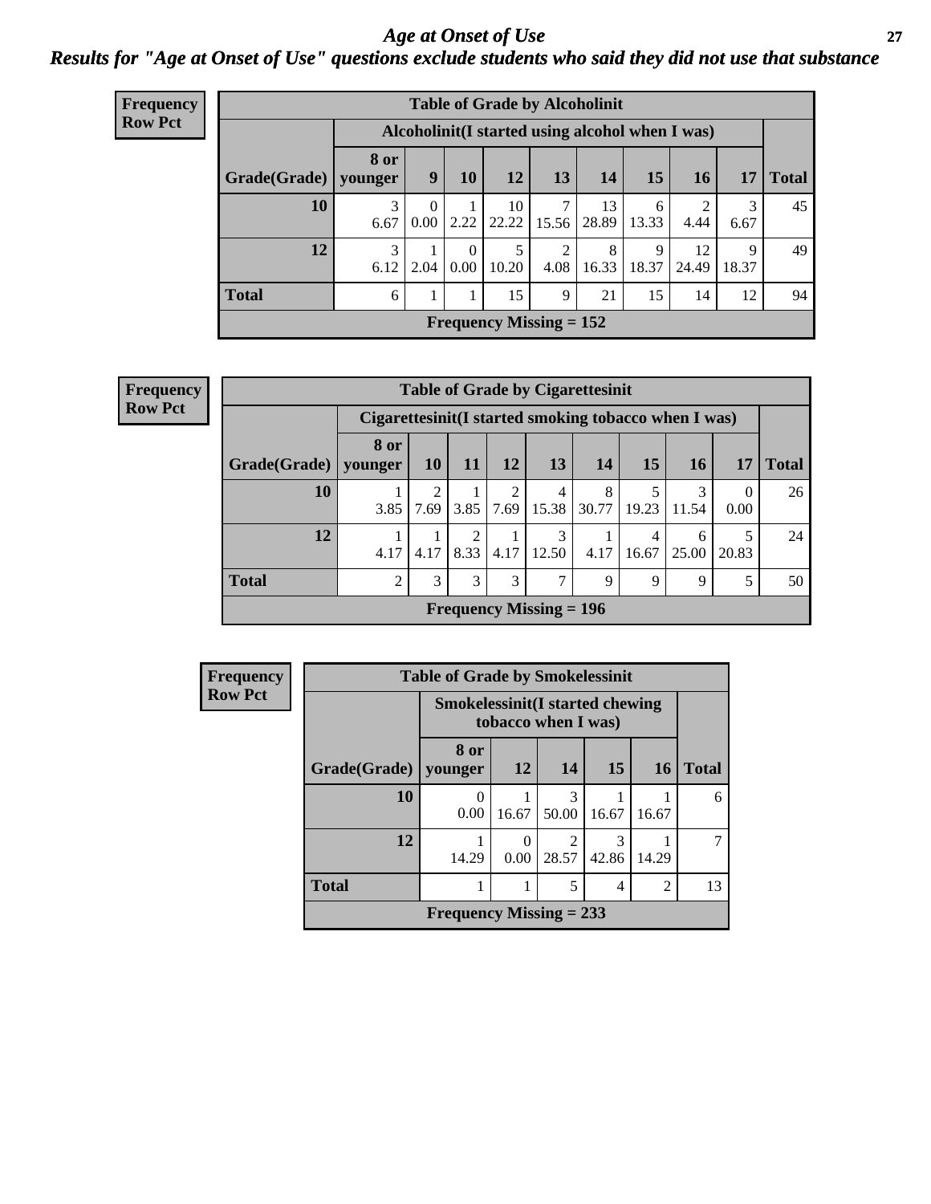# *Age at Onset of Use*

## *Results for "Age at Onset of Use" questions exclude students who said they did not use that substance*

**Frequency**
**Row Pct**

| Table of Grade by Alcoholinit | | | | | | | | | | |
|---|---|---|---|---|---|---|---|---|---|---|
| | Alcoholinit(I started using alcohol when I was) | | | | | | | | | |
| Grade(Grade) | 8 or younger | 9 | 10 | 12 | 13 | 14 | 15 | 16 | 17 | Total |
| 10 | 3<br>6.67 | 0<br>0.00 | 1<br>2.22 | 10<br>22.22 | 7<br>15.56 | 13<br>28.89 | 6<br>13.33 | 2<br>4.44 | 3<br>6.67 | 45 |
| 12 | 3<br>6.12 | 1<br>2.04 | 0<br>0.00 | 5<br>10.20 | 2<br>4.08 | 8<br>16.33 | 9<br>18.37 | 12<br>24.49 | 9<br>18.37 | 49 |
| Total | 6 | 1 | 1 | 15 | 9 | 21 | 15 | 14 | 12 | 94 |
| Frequency Missing = 152 | | | | | | | | | | |

**Frequency**
**Row Pct**

| Table of Grade by Cigarettesinit | | | | | | | | | | |
|---|---|---|---|---|---|---|---|---|---|---|
| | Cigarettesinit(I started smoking tobacco when I was) | | | | | | | | | |
| Grade(Grade) | 8 or younger | 10 | 11 | 12 | 13 | 14 | 15 | 16 | 17 | Total |
| 10 | 1<br>3.85 | 2<br>7.69 | 1<br>3.85 | 2<br>7.69 | 4<br>15.38 | 8<br>30.77 | 5<br>19.23 | 3<br>11.54 | 0<br>0.00 | 26 |
| 12 | 1<br>4.17 | 1<br>4.17 | 2<br>8.33 | 1<br>4.17 | 3<br>12.50 | 1<br>4.17 | 4<br>16.67 | 6<br>25.00 | 5<br>20.83 | 24 |
| Total | 2 | 3 | 3 | 3 | 7 | 9 | 9 | 9 | 5 | 50 |
| Frequency Missing = 196 | | | | | | | | | | |

**Frequency**
**Row Pct**

| Table of Grade by Smokelessinit | | | | | | |
|---|---|---|---|---|---|---|
| | Smokelessinit(I started chewing tobacco when I was) | | | | | |
| Grade(Grade) | 8 or younger | 12 | 14 | 15 | 16 | Total |
| 10 | 0<br>0.00 | 1<br>16.67 | 3<br>50.00 | 1<br>16.67 | 1<br>16.67 | 6 |
| 12 | 1<br>14.29 | 0<br>0.00 | 2<br>28.57 | 3<br>42.86 | 1<br>14.29 | 7 |
| Total | 1 | 1 | 5 | 4 | 2 | 13 |
| Frequency Missing = 233 | | | | | | |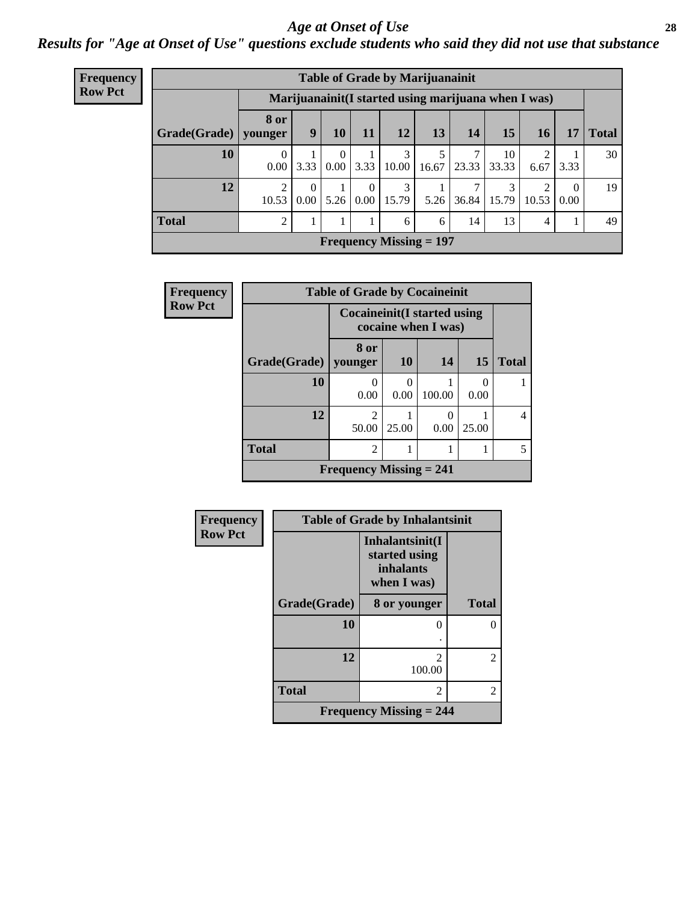## *Age at Onset of Use*

***Results for "Age at Onset of Use" questions exclude students who said they did not use that substance***

**Frequency**
**Row Pct**

| Table of Grade by Marijuanainit | | | | | | | | | | | |
|---|---|---|---|---|---|---|---|---|---|---|---|
| | Marijuanainit(I started using marijuana when I was) | | | | | | | | | | |
| Grade(Grade) | 8 or younger | 9 | 10 | 11 | 12 | 13 | 14 | 15 | 16 | 17 | Total |
| 10 | 0<br>0.00 | 1<br>3.33 | 0<br>0.00 | 1<br>3.33 | 3<br>10.00 | 5<br>16.67 | 7<br>23.33 | 10<br>33.33 | 2<br>6.67 | 1<br>3.33 | 30 |
| 12 | 2<br>10.53 | 0<br>0.00 | 1<br>5.26 | 0<br>0.00 | 3<br>15.79 | 1<br>5.26 | 7<br>36.84 | 3<br>15.79 | 2<br>10.53 | 0<br>0.00 | 19 |
| Total | 2 | 1 | 1 | 1 | 6 | 6 | 14 | 13 | 4 | 1 | 49 |
| Frequency Missing = 197 | | | | | | | | | | | |

**Frequency**
**Row Pct**

| Table of Grade by Cocaineinit | | | | | |
|---|---|---|---|---|---|
| | Cocaineinit(I started using cocaine when I was) | | | | |
| Grade(Grade) | 8 or younger | 10 | 14 | 15 | Total |
| 10 | 0<br>0.00 | 0<br>0.00 | 1<br>100.00 | 0<br>0.00 | 1 |
| 12 | 2<br>50.00 | 1<br>25.00 | 0<br>0.00 | 1<br>25.00 | 4 |
| Total | 2 | 1 | 1 | 1 | 5 |
| Frequency Missing = 241 | | | | | |

**Frequency**
**Row Pct**

| Table of Grade by Inhalantsinit | | |
|---|---|---|
| | Inhalantsinit(I started using inhalants when I was) | |
| Grade(Grade) | 8 or younger | Total |
| 10 | 0<br>. | 0 |
| 12 | 2<br>100.00 | 2 |
| Total | 2 | 2 |
| Frequency Missing = 244 | | |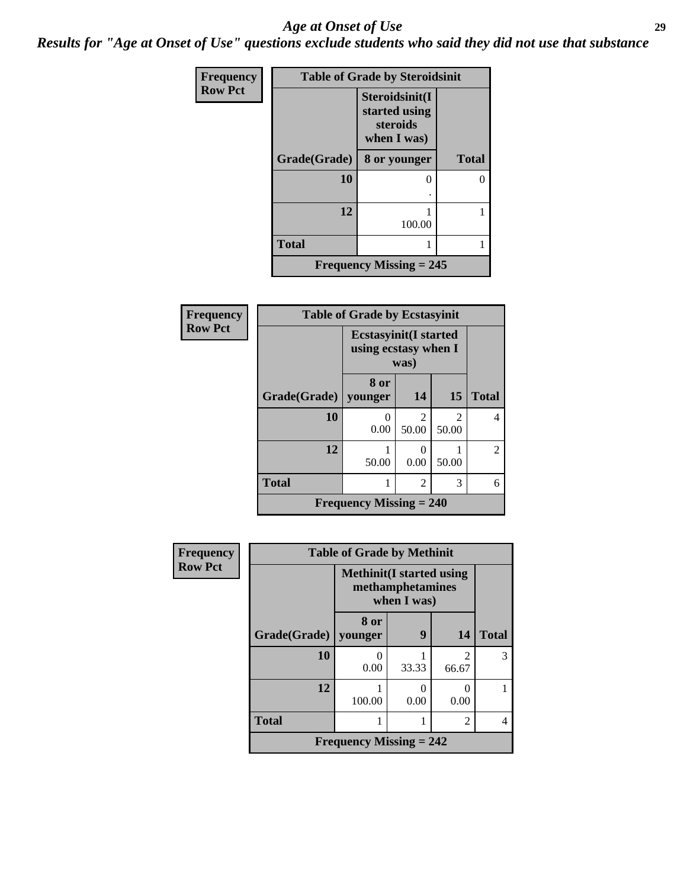## Age at Onset of Use

### Results for "Age at Onset of Use" questions exclude students who said they did not use that substance

**Frequency**
**Row Pct**

| Table of Grade by Steroidsinit | | |
|---|---|---|
| | Steroidsinit(I started using steroids when I was) | |
| Grade(Grade) | 8 or younger | Total |
| 10 | 0<br>. | 0 |
| 12 | 1<br>100.00 | 1 |
| Total | 1 | 1 |
| Frequency Missing = 245 | | |

**Frequency**
**Row Pct**

| Table of Grade by Ecstasyinit | | | | |
|---|---|---|---|---|
| | Ecstasyinit(I started using ecstasy when I was) | | | |
| Grade(Grade) | 8 or younger | 14 | 15 | Total |
| 10 | 0<br>0.00 | 2<br>50.00 | 2<br>50.00 | 4 |
| 12 | 1<br>50.00 | 0<br>0.00 | 1<br>50.00 | 2 |
| Total | 1 | 2 | 3 | 6 |
| Frequency Missing = 240 | | | | |

**Frequency**
**Row Pct**

| Table of Grade by Methinit | | | | |
|---|---|---|---|---|
| | Methinit(I started using methamphetamines when I was) | | | |
| Grade(Grade) | 8 or younger | 9 | 14 | Total |
| 10 | 0<br>0.00 | 1<br>33.33 | 2<br>66.67 | 3 |
| 12 | 1<br>100.00 | 0<br>0.00 | 0<br>0.00 | 1 |
| Total | 1 | 1 | 2 | 4 |
| Frequency Missing = 242 | | | | |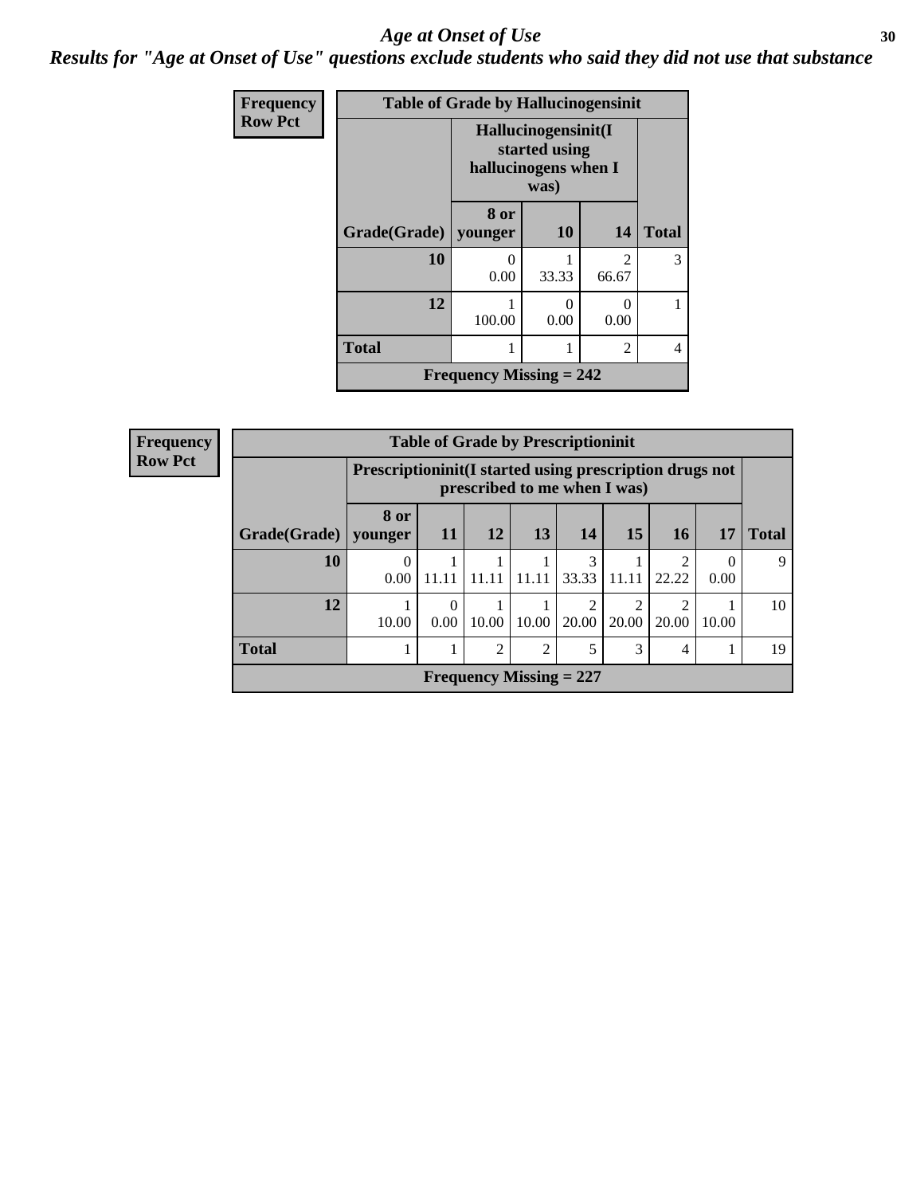# Age at Onset of Use

## Results for "Age at Onset of Use" questions exclude students who said they did not use that substance

**Frequency**
**Row Pct**

| Table of Grade by Hallucinogensinit | | | | |
|---|---|---|---|---|
| | Hallucinogensinit(I started using hallucinogens when I was) | | | |
| Grade(Grade) | 8 or younger | 10 | 14 | Total |
| 10 | 0<br>0.00 | 1<br>33.33 | 2<br>66.67 | 3 |
| 12 | 1<br>100.00 | 0<br>0.00 | 0<br>0.00 | 1 |
| Total | 1 | 1 | 2 | 4 |
| Frequency Missing = 242 | | | | |

**Frequency**
**Row Pct**

| Table of Grade by Prescriptioninit | | | | | | | | | |
|---|---|---|---|---|---|---|---|---|---|
| | Prescriptioninit(I started using prescription drugs not prescribed to me when I was) | | | | | | | | |
| Grade(Grade) | 8 or younger | 11 | 12 | 13 | 14 | 15 | 16 | 17 | Total |
| 10 | 0<br>0.00 | 1<br>11.11 | 1<br>11.11 | 1<br>11.11 | 3<br>33.33 | 1<br>11.11 | 2<br>22.22 | 0<br>0.00 | 9 |
| 12 | 1<br>10.00 | 0<br>0.00 | 1<br>10.00 | 1<br>10.00 | 2<br>20.00 | 2<br>20.00 | 2<br>20.00 | 1<br>10.00 | 10 |
| Total | 1 | 1 | 2 | 2 | 5 | 3 | 4 | 1 | 19 |
| Frequency Missing = 227 | | | | | | | | | |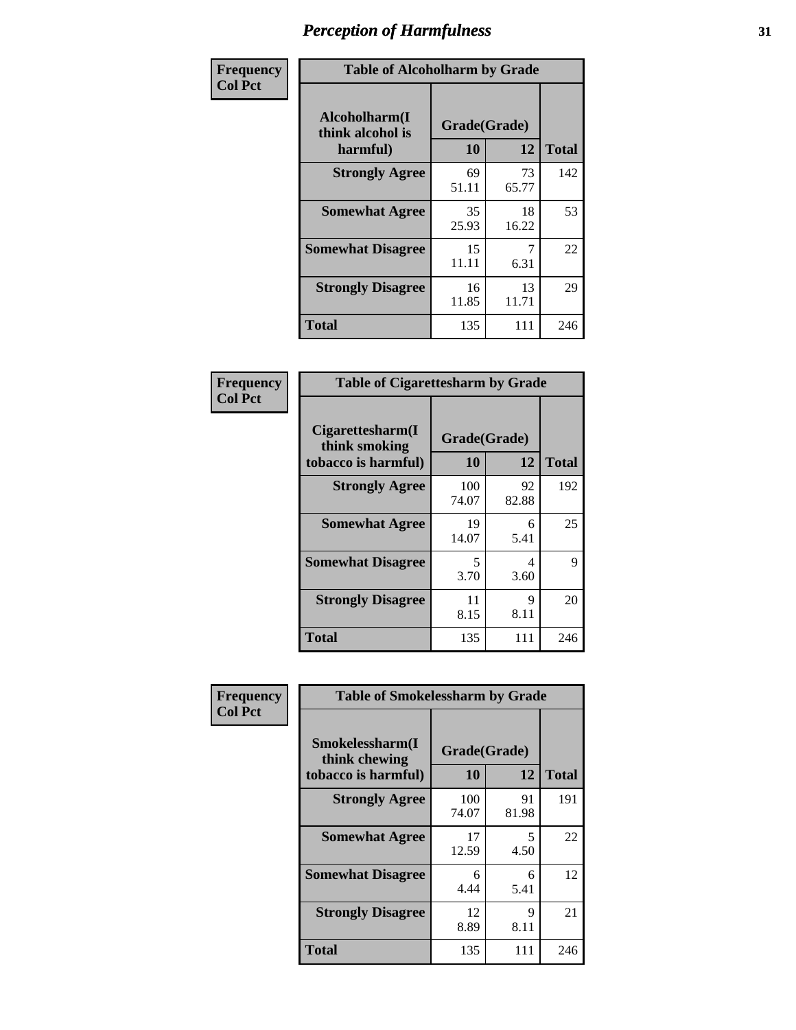# Perception of Harmfulness

**Frequency**
**Col Pct**

**Table of Alcoholharm by Grade**

| Alcoholharm(I think alcohol is harmful) | Grade(Grade) 10 | 12 | Total |
|---|---|---|---|
| **Strongly Agree** | 69<br>51.11 | 73<br>65.77 | 142 |
| **Somewhat Agree** | 35<br>25.93 | 18<br>16.22 | 53 |
| **Somewhat Disagree** | 15<br>11.11 | 7<br>6.31 | 22 |
| **Strongly Disagree** | 16<br>11.85 | 13<br>11.71 | 29 |
| **Total** | 135 | 111 | 246 |

**Frequency**
**Col Pct**

**Table of Cigarettesharm by Grade**

| Cigarettesharm(I think smoking tobacco is harmful) | Grade(Grade) 10 | 12 | Total |
|---|---|---|---|
| **Strongly Agree** | 100<br>74.07 | 92<br>82.88 | 192 |
| **Somewhat Agree** | 19<br>14.07 | 6<br>5.41 | 25 |
| **Somewhat Disagree** | 5<br>3.70 | 4<br>3.60 | 9 |
| **Strongly Disagree** | 11<br>8.15 | 9<br>8.11 | 20 |
| **Total** | 135 | 111 | 246 |

**Frequency**
**Col Pct**

**Table of Smokelessharm by Grade**

| Smokelessharm(I think chewing tobacco is harmful) | Grade(Grade) 10 | 12 | Total |
|---|---|---|---|
| **Strongly Agree** | 100<br>74.07 | 91<br>81.98 | 191 |
| **Somewhat Agree** | 17<br>12.59 | 5<br>4.50 | 22 |
| **Somewhat Disagree** | 6<br>4.44 | 6<br>5.41 | 12 |
| **Strongly Disagree** | 12<br>8.89 | 9<br>8.11 | 21 |
| **Total** | 135 | 111 | 246 |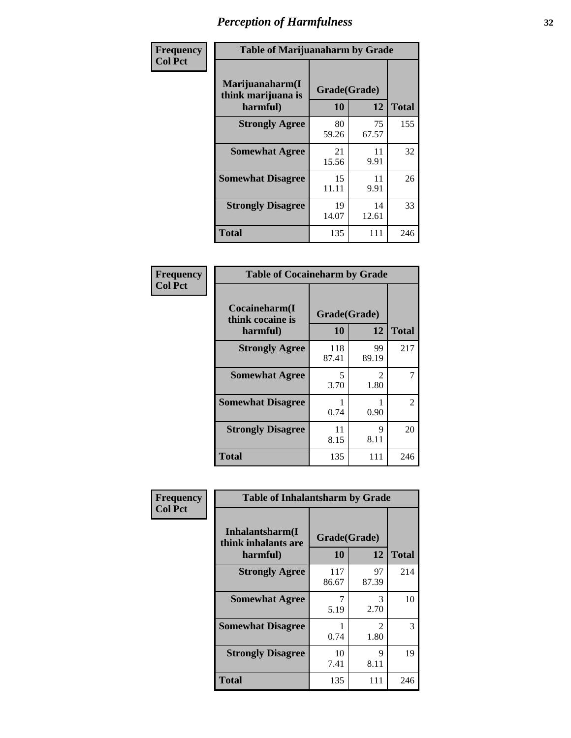# Perception of Harmfulness

| Frequency<br>Col Pct | Table of Marijuanaharm by Grade | | |
|---|---|---|---|
| **Marijuanaharm(I think marijuana is harmful)** | **Grade(Grade)** | | |
| | **10** | **12** | **Total** |
| **Strongly Agree** | 80<br>59.26 | 75<br>67.57 | 155 |
| **Somewhat Agree** | 21<br>15.56 | 11<br>9.91 | 32 |
| **Somewhat Disagree** | 15<br>11.11 | 11<br>9.91 | 26 |
| **Strongly Disagree** | 19<br>14.07 | 14<br>12.61 | 33 |
| **Total** | 135 | 111 | 246 |

| Frequency<br>Col Pct | Table of Cocaineharm by Grade | | |
|---|---|---|---|
| **Cocaineharm(I think cocaine is harmful)** | **Grade(Grade)** | | |
| | **10** | **12** | **Total** |
| **Strongly Agree** | 118<br>87.41 | 99<br>89.19 | 217 |
| **Somewhat Agree** | 5<br>3.70 | 2<br>1.80 | 7 |
| **Somewhat Disagree** | 1<br>0.74 | 1<br>0.90 | 2 |
| **Strongly Disagree** | 11<br>8.15 | 9<br>8.11 | 20 |
| **Total** | 135 | 111 | 246 |

| Frequency<br>Col Pct | Table of Inhalantsharm by Grade | | |
|---|---|---|---|
| **Inhalantsharm(I think inhalants are harmful)** | **Grade(Grade)** | | |
| | **10** | **12** | **Total** |
| **Strongly Agree** | 117<br>86.67 | 97<br>87.39 | 214 |
| **Somewhat Agree** | 7<br>5.19 | 3<br>2.70 | 10 |
| **Somewhat Disagree** | 1<br>0.74 | 2<br>1.80 | 3 |
| **Strongly Disagree** | 10<br>7.41 | 9<br>8.11 | 19 |
| **Total** | 135 | 111 | 246 |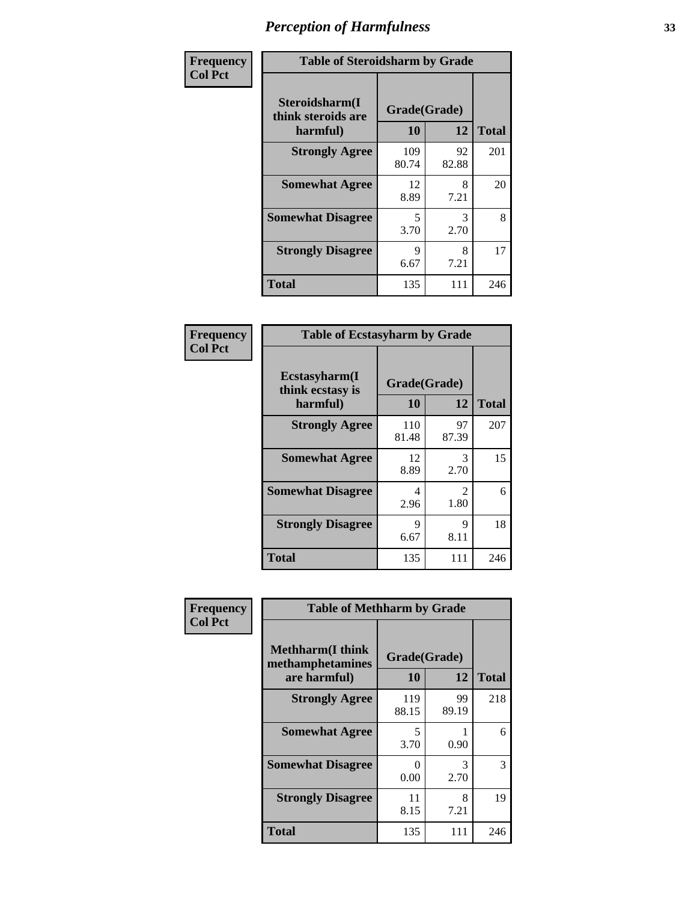# Perception of Harmfulness

**Frequency**
**Col Pct**

| Table of Steroidsharm by Grade | | | |
|---|---|---|---|
| Steroidsharm(I think steroids are harmful) | Grade(Grade) | | Total |
| | 10 | 12 | |
| **Strongly Agree** | 109<br>80.74 | 92<br>82.88 | 201 |
| **Somewhat Agree** | 12<br>8.89 | 8<br>7.21 | 20 |
| **Somewhat Disagree** | 5<br>3.70 | 3<br>2.70 | 8 |
| **Strongly Disagree** | 9<br>6.67 | 8<br>7.21 | 17 |
| **Total** | 135 | 111 | 246 |

**Frequency**
**Col Pct**

| Table of Ecstasyharm by Grade | | | |
|---|---|---|---|
| Ecstasyharm(I think ecstasy is harmful) | Grade(Grade) | | Total |
| | 10 | 12 | |
| **Strongly Agree** | 110<br>81.48 | 97<br>87.39 | 207 |
| **Somewhat Agree** | 12<br>8.89 | 3<br>2.70 | 15 |
| **Somewhat Disagree** | 4<br>2.96 | 2<br>1.80 | 6 |
| **Strongly Disagree** | 9<br>6.67 | 9<br>8.11 | 18 |
| **Total** | 135 | 111 | 246 |

**Frequency**
**Col Pct**

| Table of Methharm by Grade | | | |
|---|---|---|---|
| Methharm(I think methamphetamines are harmful) | Grade(Grade) | | Total |
| | 10 | 12 | |
| **Strongly Agree** | 119<br>88.15 | 99<br>89.19 | 218 |
| **Somewhat Agree** | 5<br>3.70 | 1<br>0.90 | 6 |
| **Somewhat Disagree** | 0<br>0.00 | 3<br>2.70 | 3 |
| **Strongly Disagree** | 11<br>8.15 | 8<br>7.21 | 19 |
| **Total** | 135 | 111 | 246 |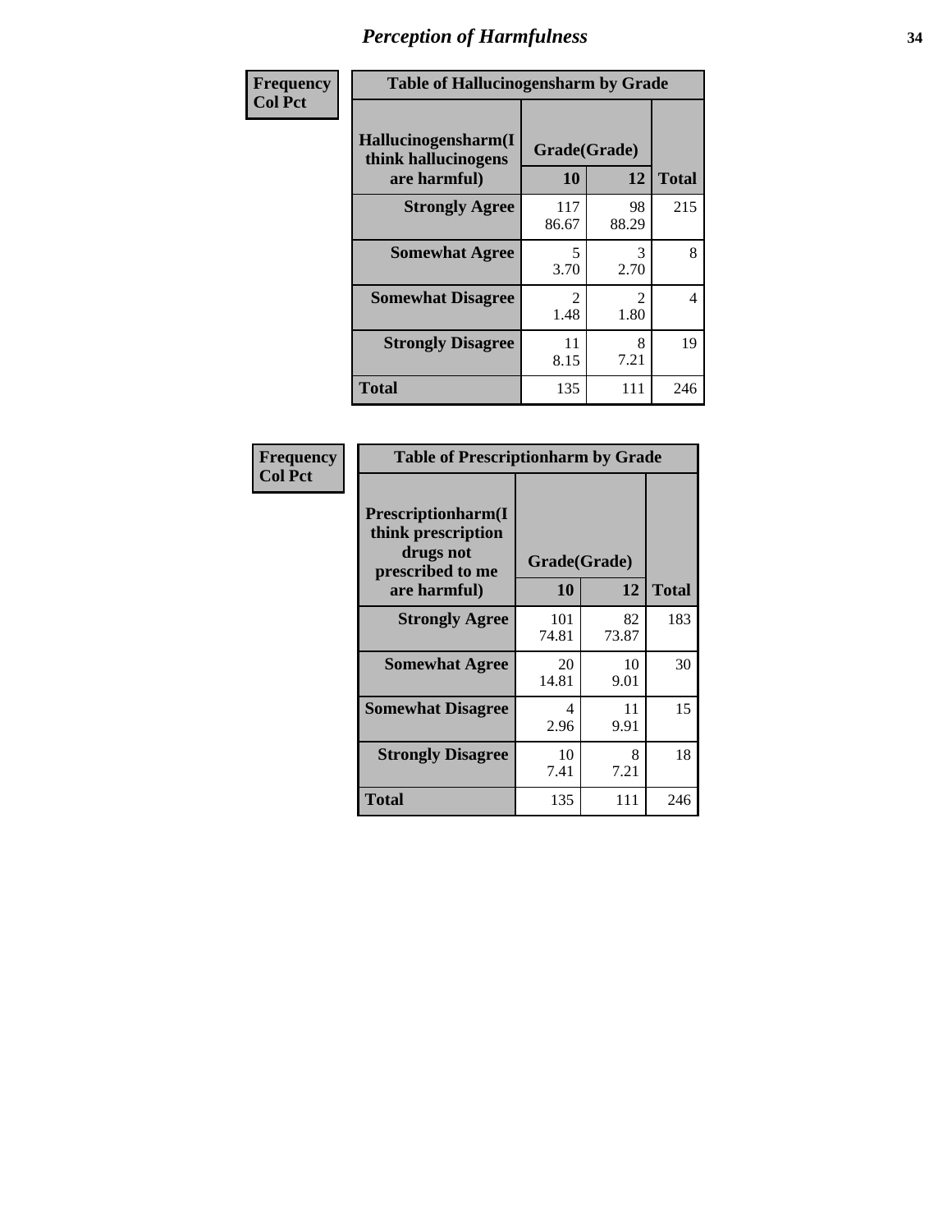# Perception of Harmfulness

**Frequency**
**Col Pct**

| Table of Hallucinogensharm by Grade | | | |
|---|---|---|---|
| Hallucinogensharm(I think hallucinogens are harmful) | Grade(Grade) | | Total |
| | 10 | 12 | |
| **Strongly Agree** | 117<br>86.67 | 98<br>88.29 | 215 |
| **Somewhat Agree** | 5<br>3.70 | 3<br>2.70 | 8 |
| **Somewhat Disagree** | 2<br>1.48 | 2<br>1.80 | 4 |
| **Strongly Disagree** | 11<br>8.15 | 8<br>7.21 | 19 |
| **Total** | 135 | 111 | 246 |

**Frequency**
**Col Pct**

| Table of Prescriptionharm by Grade | | | |
|---|---|---|---|
| Prescriptionharm(I think prescription drugs not prescribed to me are harmful) | Grade(Grade) | | Total |
| | 10 | 12 | |
| **Strongly Agree** | 101<br>74.81 | 82<br>73.87 | 183 |
| **Somewhat Agree** | 20<br>14.81 | 10<br>9.01 | 30 |
| **Somewhat Disagree** | 4<br>2.96 | 11<br>9.91 | 15 |
| **Strongly Disagree** | 10<br>7.41 | 8<br>7.21 | 18 |
| **Total** | 135 | 111 | 246 |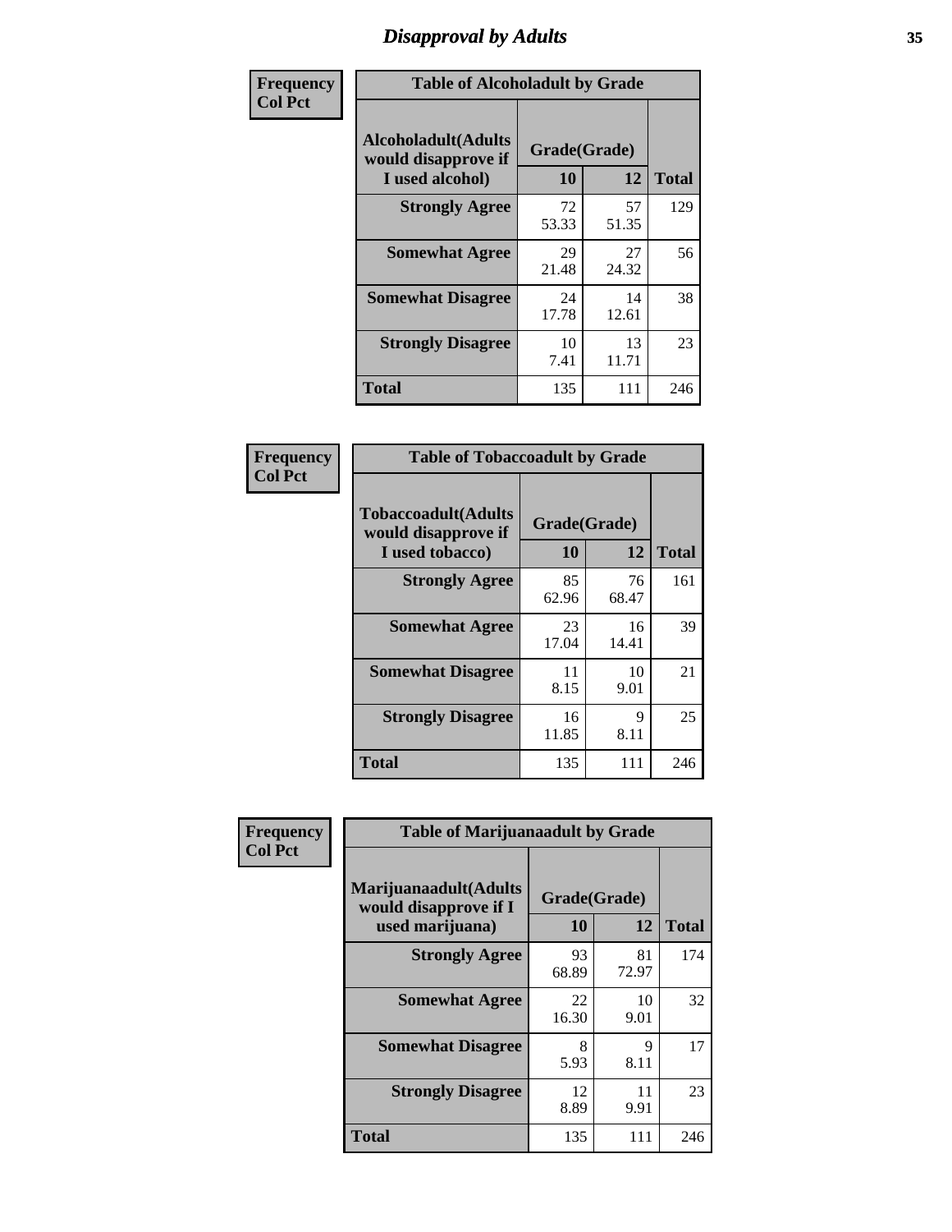# Disapproval by Adults

| Frequency<br>Col Pct | | | |
|---|---|---|---|

**Table of Alcoholadult by Grade**

| Alcoholadult(Adults would disapprove if I used alcohol) | Grade(Grade) 10 | 12 | Total |
|---|---|---|---|
| **Strongly Agree** | 72<br>53.33 | 57<br>51.35 | 129 |
| **Somewhat Agree** | 29<br>21.48 | 27<br>24.32 | 56 |
| **Somewhat Disagree** | 24<br>17.78 | 14<br>12.61 | 38 |
| **Strongly Disagree** | 10<br>7.41 | 13<br>11.71 | 23 |
| **Total** | 135 | 111 | 246 |

**Table of Tobaccoadult by Grade**

| Tobaccoadult(Adults would disapprove if I used tobacco) | Grade(Grade) 10 | 12 | Total |
|---|---|---|---|
| **Strongly Agree** | 85<br>62.96 | 76<br>68.47 | 161 |
| **Somewhat Agree** | 23<br>17.04 | 16<br>14.41 | 39 |
| **Somewhat Disagree** | 11<br>8.15 | 10<br>9.01 | 21 |
| **Strongly Disagree** | 16<br>11.85 | 9<br>8.11 | 25 |
| **Total** | 135 | 111 | 246 |

**Table of Marijuanaadult by Grade**

| Marijuanaadult(Adults would disapprove if I used marijuana) | Grade(Grade) 10 | 12 | Total |
|---|---|---|---|
| **Strongly Agree** | 93<br>68.89 | 81<br>72.97 | 174 |
| **Somewhat Agree** | 22<br>16.30 | 10<br>9.01 | 32 |
| **Somewhat Disagree** | 8<br>5.93 | 9<br>8.11 | 17 |
| **Strongly Disagree** | 12<br>8.89 | 11<br>9.91 | 23 |
| **Total** | 135 | 111 | 246 |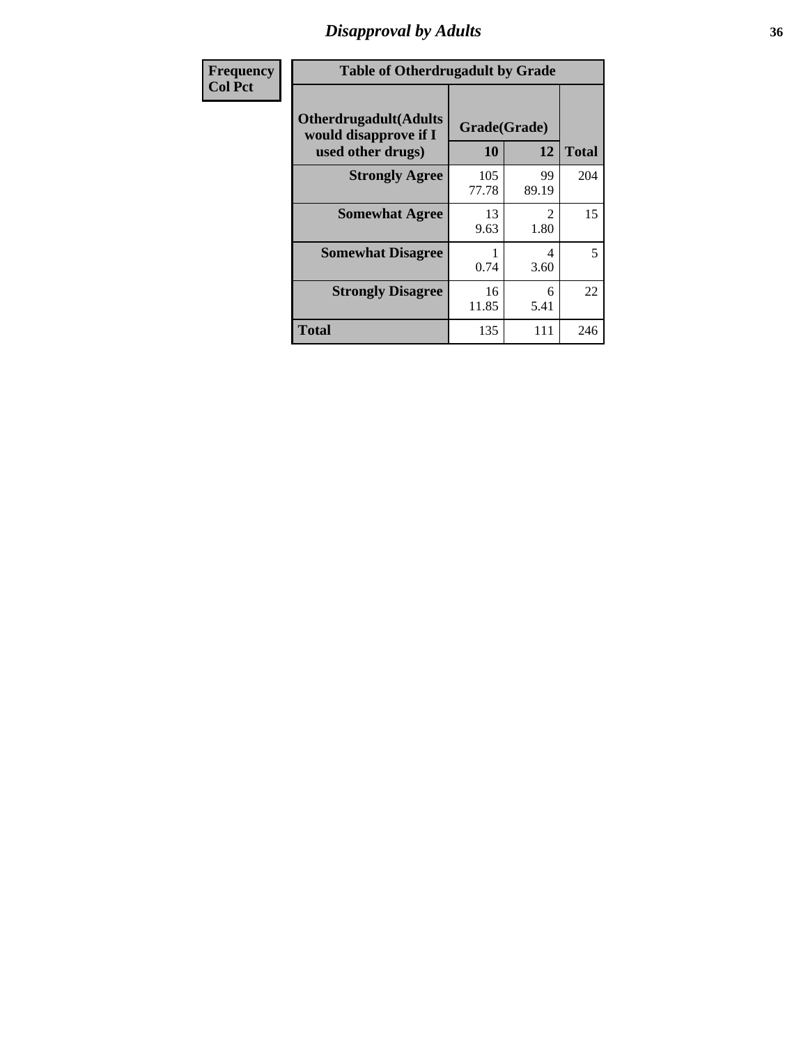## Disapproval by Adults

| Frequency<br>Col Pct | Table of Otherdrugadult by Grade | | |
|---|---|---|---|
| Otherdrugadult(Adults would disapprove if I used other drugs) | Grade(Grade) | | |
| | 10 | 12 | Total |
| Strongly Agree | 105<br>77.78 | 99<br>89.19 | 204 |
| Somewhat Agree | 13<br>9.63 | 2<br>1.80 | 15 |
| Somewhat Disagree | 1<br>0.74 | 4<br>3.60 | 5 |
| Strongly Disagree | 16<br>11.85 | 6<br>5.41 | 22 |
| Total | 135 | 111 | 246 |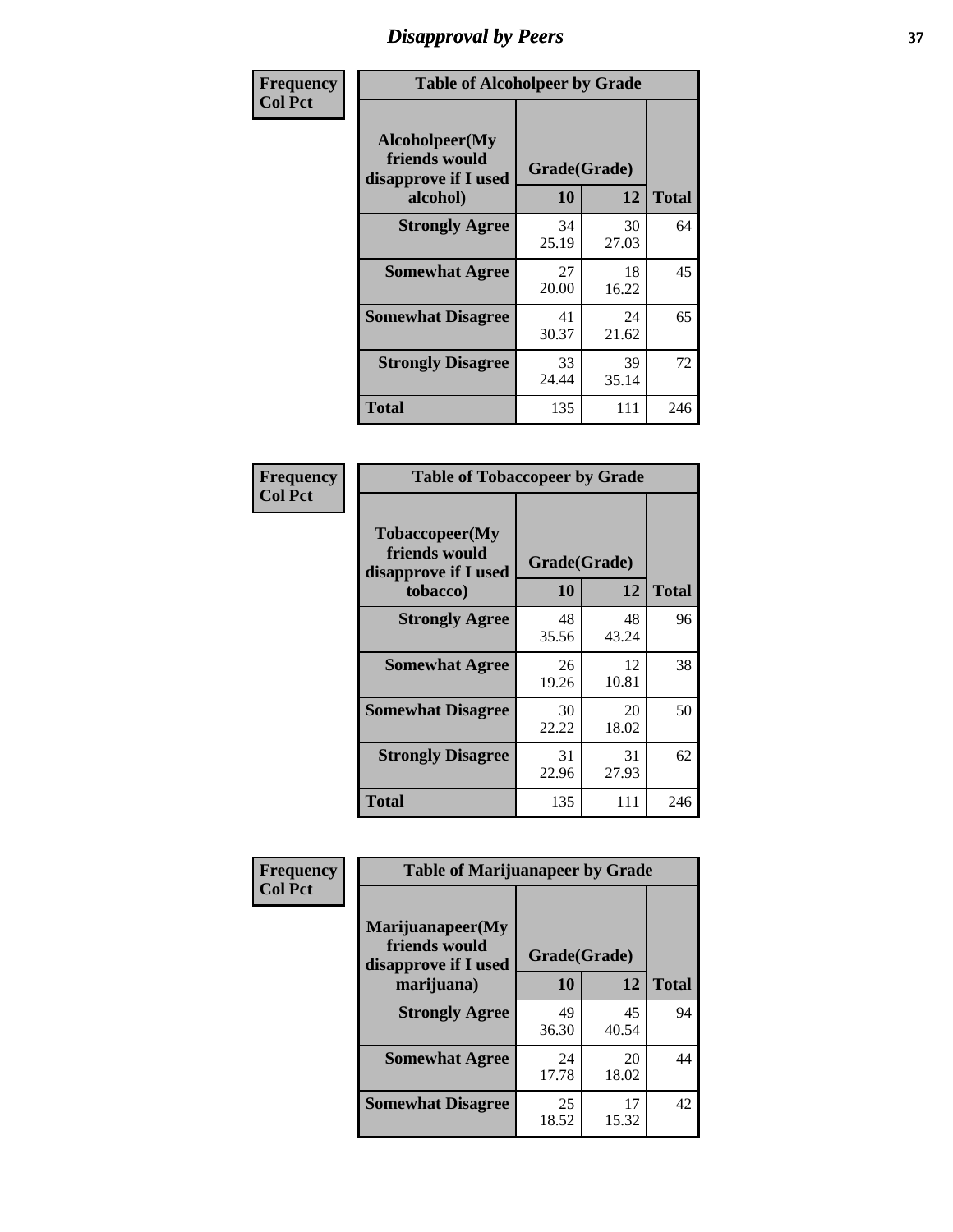# Disapproval by Peers

| Frequency Col Pct | Table of Alcoholpeer by Grade | | |
|---|---|---|---|
| Alcoholpeer(My friends would disapprove if I used alcohol) | Grade(Grade) | | |
| | 10 | 12 | Total |
| Strongly Agree | 34<br>25.19 | 30<br>27.03 | 64 |
| Somewhat Agree | 27<br>20.00 | 18<br>16.22 | 45 |
| Somewhat Disagree | 41<br>30.37 | 24<br>21.62 | 65 |
| Strongly Disagree | 33<br>24.44 | 39<br>35.14 | 72 |
| Total | 135 | 111 | 246 |

| Frequency Col Pct | Table of Tobaccopeer by Grade | | |
|---|---|---|---|
| Tobaccopeer(My friends would disapprove if I used tobacco) | Grade(Grade) | | |
| | 10 | 12 | Total |
| Strongly Agree | 48<br>35.56 | 48<br>43.24 | 96 |
| Somewhat Agree | 26<br>19.26 | 12<br>10.81 | 38 |
| Somewhat Disagree | 30<br>22.22 | 20<br>18.02 | 50 |
| Strongly Disagree | 31<br>22.96 | 31<br>27.93 | 62 |
| Total | 135 | 111 | 246 |

| Frequency Col Pct | Table of Marijuanapeer by Grade | | |
|---|---|---|---|
| Marijuanapeer(My friends would disapprove if I used marijuana) | Grade(Grade) | | |
| | 10 | 12 | Total |
| Strongly Agree | 49<br>36.30 | 45<br>40.54 | 94 |
| Somewhat Agree | 24<br>17.78 | 20<br>18.02 | 44 |
| Somewhat Disagree | 25<br>18.52 | 17<br>15.32 | 42 |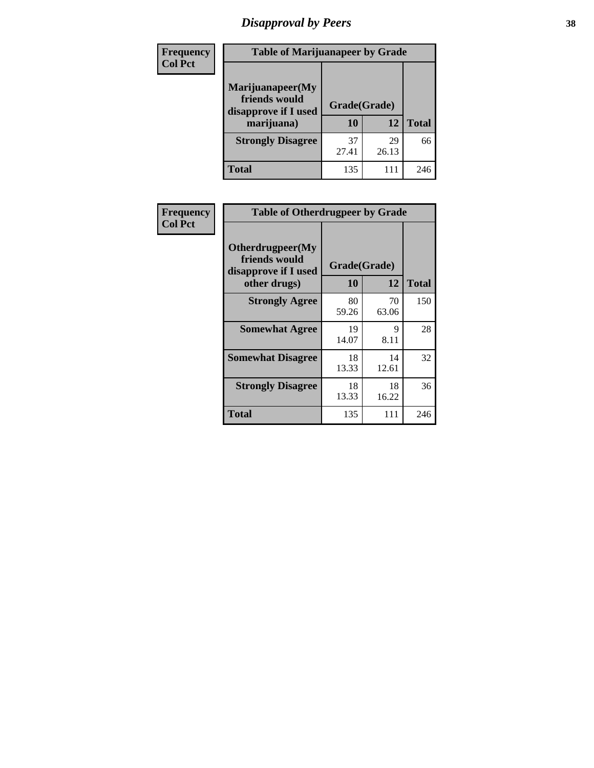# Disapproval by Peers

| Frequency<br>Col Pct | Table of Marijuanapeer by Grade | | |
|---|---|---|---|
| Marijuanapeer(My friends would disapprove if I used marijuana) | Grade(Grade) | | |
| | 10 | 12 | Total |
| Strongly Disagree | 37<br>27.41 | 29<br>26.13 | 66 |
| Total | 135 | 111 | 246 |

| Frequency<br>Col Pct | Table of Otherdrugpeer by Grade | | |
|---|---|---|---|
| Otherdrugpeer(My friends would disapprove if I used other drugs) | Grade(Grade) | | |
| | 10 | 12 | Total |
| Strongly Agree | 80<br>59.26 | 70<br>63.06 | 150 |
| Somewhat Agree | 19<br>14.07 | 9<br>8.11 | 28 |
| Somewhat Disagree | 18<br>13.33 | 14<br>12.61 | 32 |
| Strongly Disagree | 18<br>13.33 | 18<br>16.22 | 36 |
| Total | 135 | 111 | 246 |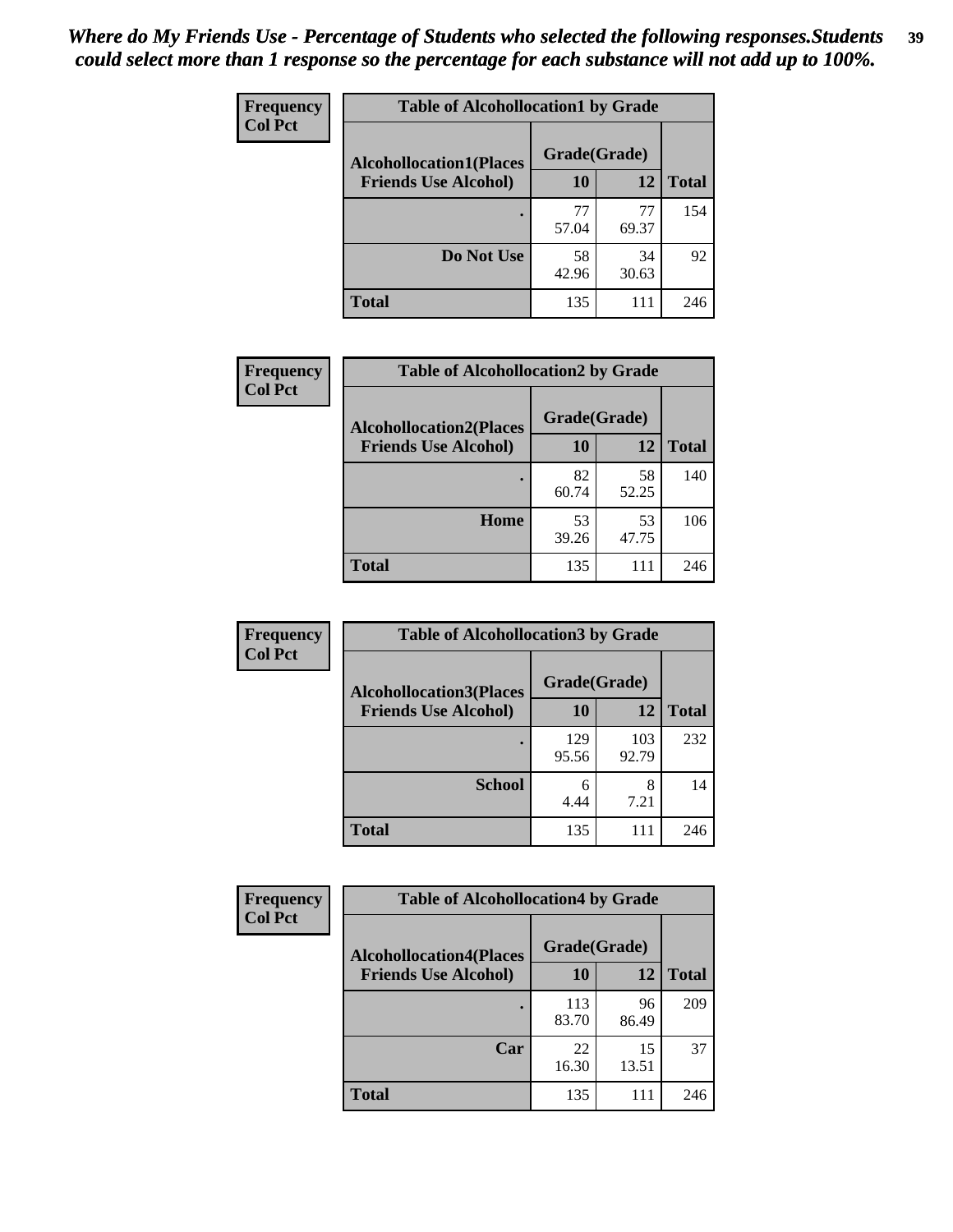*Where do My Friends Use - Percentage of Students who selected the following responses.Students could select more than 1 response so the percentage for each substance will not add up to 100%.*

| Frequency<br>Col Pct | | | |
|---|---|---|---|
| **Table of Alcohollocation1 by Grade** | | | |
| **Alcohollocation1(Places Friends Use Alcohol)** | **Grade(Grade)** | | |
| | **10** | **12** | **Total** |
| **.** | 77<br>57.04 | 77<br>69.37 | 154 |
| **Do Not Use** | 58<br>42.96 | 34<br>30.63 | 92 |
| **Total** | 135 | 111 | 246 |

| Frequency<br>Col Pct | | | |
|---|---|---|---|
| **Table of Alcohollocation2 by Grade** | | | |
| **Alcohollocation2(Places Friends Use Alcohol)** | **Grade(Grade)** | | |
| | **10** | **12** | **Total** |
| **.** | 82<br>60.74 | 58<br>52.25 | 140 |
| **Home** | 53<br>39.26 | 53<br>47.75 | 106 |
| **Total** | 135 | 111 | 246 |

| Frequency<br>Col Pct | | | |
|---|---|---|---|
| **Table of Alcohollocation3 by Grade** | | | |
| **Alcohollocation3(Places Friends Use Alcohol)** | **Grade(Grade)** | | |
| | **10** | **12** | **Total** |
| **.** | 129<br>95.56 | 103<br>92.79 | 232 |
| **School** | 6<br>4.44 | 8<br>7.21 | 14 |
| **Total** | 135 | 111 | 246 |

| Frequency<br>Col Pct | | | |
|---|---|---|---|
| **Table of Alcohollocation4 by Grade** | | | |
| **Alcohollocation4(Places Friends Use Alcohol)** | **Grade(Grade)** | | |
| | **10** | **12** | **Total** |
| **.** | 113<br>83.70 | 96<br>86.49 | 209 |
| **Car** | 22<br>16.30 | 15<br>13.51 | 37 |
| **Total** | 135 | 111 | 246 |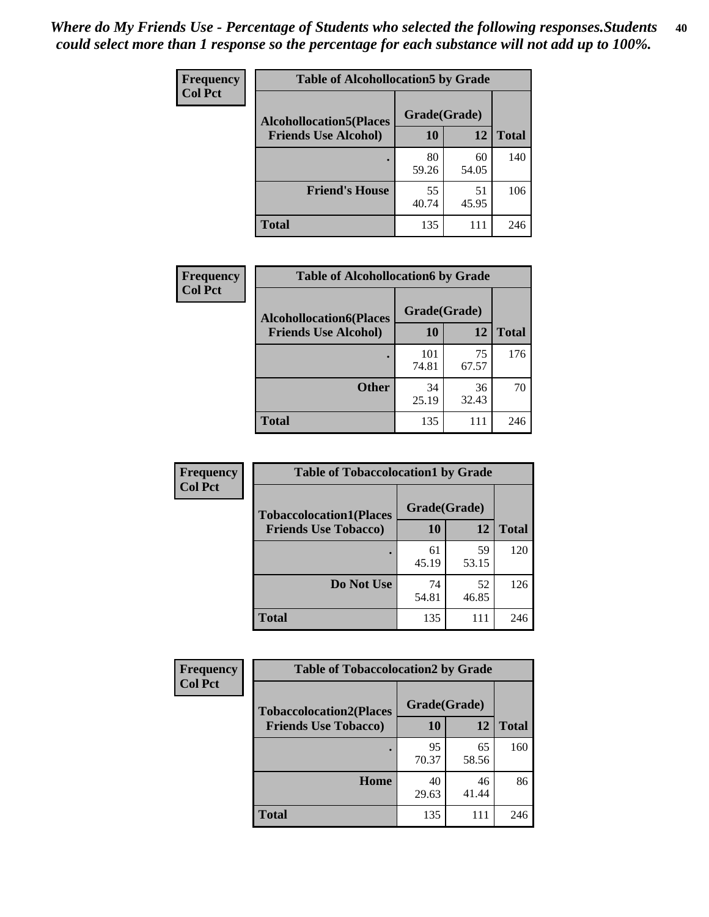*Where do My Friends Use - Percentage of Students who selected the following responses.Students could select more than 1 response so the percentage for each substance will not add up to 100%.*

**Frequency**
**Col Pct**

| Table of Alcohollocation5 by Grade | | | |
|---|---|---|---|
| **Alcohollocation5(Places Friends Use Alcohol)** | **Grade(Grade)** | | |
| | **10** | **12** | **Total** |
| **.** | 80<br>59.26 | 60<br>54.05 | 140 |
| **Friend's House** | 55<br>40.74 | 51<br>45.95 | 106 |
| **Total** | 135 | 111 | 246 |

**Frequency**
**Col Pct**

| Table of Alcohollocation6 by Grade | | | |
|---|---|---|---|
| **Alcohollocation6(Places Friends Use Alcohol)** | **Grade(Grade)** | | |
| | **10** | **12** | **Total** |
| **.** | 101<br>74.81 | 75<br>67.57 | 176 |
| **Other** | 34<br>25.19 | 36<br>32.43 | 70 |
| **Total** | 135 | 111 | 246 |

**Frequency**
**Col Pct**

| Table of Tobaccolocation1 by Grade | | | |
|---|---|---|---|
| **Tobaccolocation1(Places Friends Use Tobacco)** | **Grade(Grade)** | | |
| | **10** | **12** | **Total** |
| **.** | 61<br>45.19 | 59<br>53.15 | 120 |
| **Do Not Use** | 74<br>54.81 | 52<br>46.85 | 126 |
| **Total** | 135 | 111 | 246 |

**Frequency**
**Col Pct**

| Table of Tobaccolocation2 by Grade | | | |
|---|---|---|---|
| **Tobaccolocation2(Places Friends Use Tobacco)** | **Grade(Grade)** | | |
| | **10** | **12** | **Total** |
| **.** | 95<br>70.37 | 65<br>58.56 | 160 |
| **Home** | 40<br>29.63 | 46<br>41.44 | 86 |
| **Total** | 135 | 111 | 246 |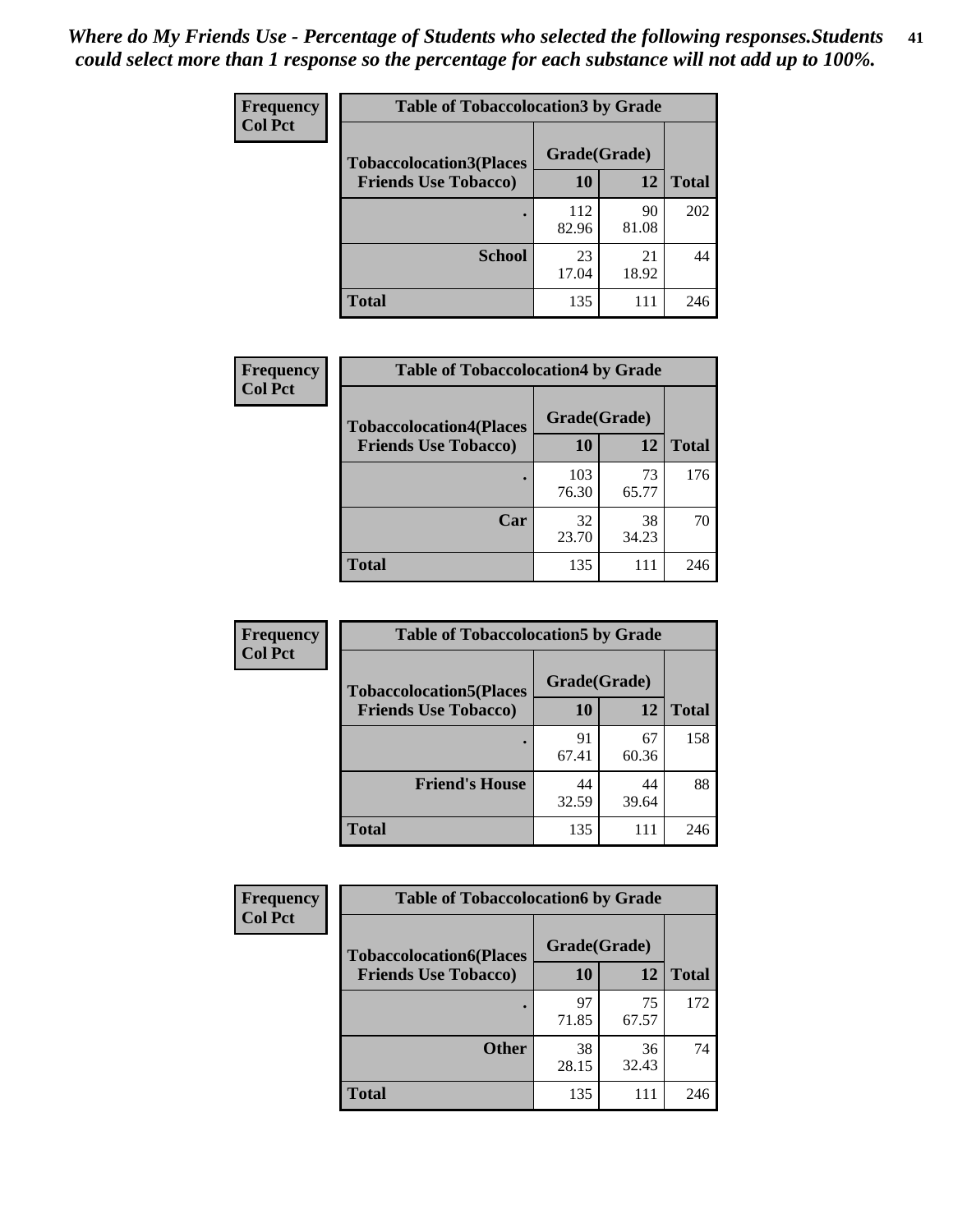*Where do My Friends Use - Percentage of Students who selected the following responses.Students could select more than 1 response so the percentage for each substance will not add up to 100%.*

**Frequency / Col Pct**

| Table of Tobaccolocation3 by Grade | | | |
|---|---|---|---|
| Tobaccolocation3(Places Friends Use Tobacco) | Grade(Grade) | | |
| | 10 | 12 | Total |
| . | 112<br>82.96 | 90<br>81.08 | 202 |
| School | 23<br>17.04 | 21<br>18.92 | 44 |
| Total | 135 | 111 | 246 |

**Frequency / Col Pct**

| Table of Tobaccolocation4 by Grade | | | |
|---|---|---|---|
| Tobaccolocation4(Places Friends Use Tobacco) | Grade(Grade) | | |
| | 10 | 12 | Total |
| . | 103<br>76.30 | 73<br>65.77 | 176 |
| Car | 32<br>23.70 | 38<br>34.23 | 70 |
| Total | 135 | 111 | 246 |

**Frequency / Col Pct**

| Table of Tobaccolocation5 by Grade | | | |
|---|---|---|---|
| Tobaccolocation5(Places Friends Use Tobacco) | Grade(Grade) | | |
| | 10 | 12 | Total |
| . | 91<br>67.41 | 67<br>60.36 | 158 |
| Friend's House | 44<br>32.59 | 44<br>39.64 | 88 |
| Total | 135 | 111 | 246 |

**Frequency / Col Pct**

| Table of Tobaccolocation6 by Grade | | | |
|---|---|---|---|
| Tobaccolocation6(Places Friends Use Tobacco) | Grade(Grade) | | |
| | 10 | 12 | Total |
| . | 97<br>71.85 | 75<br>67.57 | 172 |
| Other | 38<br>28.15 | 36<br>32.43 | 74 |
| Total | 135 | 111 | 246 |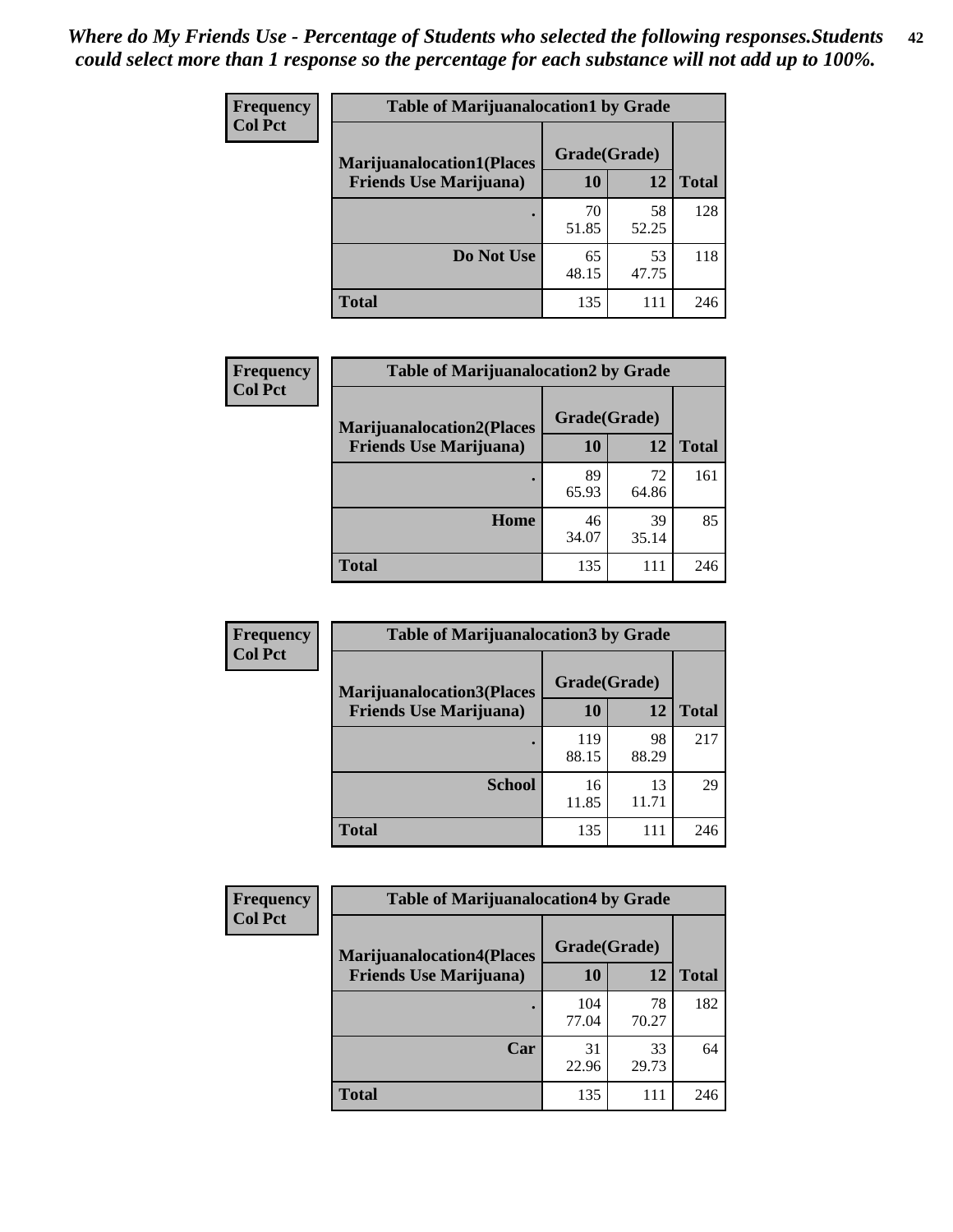*Where do My Friends Use - Percentage of Students who selected the following responses.Students could select more than 1 response so the percentage for each substance will not add up to 100%.*

**Frequency**
**Col Pct**

| Table of Marijuanalocation1 by Grade | | | |
|---|---|---|---|
| **Marijuanalocation1(Places Friends Use Marijuana)** | **Grade(Grade)** | | **Total** |
| | **10** | **12** | |
| **.** | 70<br>51.85 | 58<br>52.25 | 128 |
| **Do Not Use** | 65<br>48.15 | 53<br>47.75 | 118 |
| **Total** | 135 | 111 | 246 |

**Frequency**
**Col Pct**

| Table of Marijuanalocation2 by Grade | | | |
|---|---|---|---|
| **Marijuanalocation2(Places Friends Use Marijuana)** | **Grade(Grade)** | | **Total** |
| | **10** | **12** | |
| **.** | 89<br>65.93 | 72<br>64.86 | 161 |
| **Home** | 46<br>34.07 | 39<br>35.14 | 85 |
| **Total** | 135 | 111 | 246 |

**Frequency**
**Col Pct**

| Table of Marijuanalocation3 by Grade | | | |
|---|---|---|---|
| **Marijuanalocation3(Places Friends Use Marijuana)** | **Grade(Grade)** | | **Total** |
| | **10** | **12** | |
| **.** | 119<br>88.15 | 98<br>88.29 | 217 |
| **School** | 16<br>11.85 | 13<br>11.71 | 29 |
| **Total** | 135 | 111 | 246 |

**Frequency**
**Col Pct**

| Table of Marijuanalocation4 by Grade | | | |
|---|---|---|---|
| **Marijuanalocation4(Places Friends Use Marijuana)** | **Grade(Grade)** | | **Total** |
| | **10** | **12** | |
| **.** | 104<br>77.04 | 78<br>70.27 | 182 |
| **Car** | 31<br>22.96 | 33<br>29.73 | 64 |
| **Total** | 135 | 111 | 246 |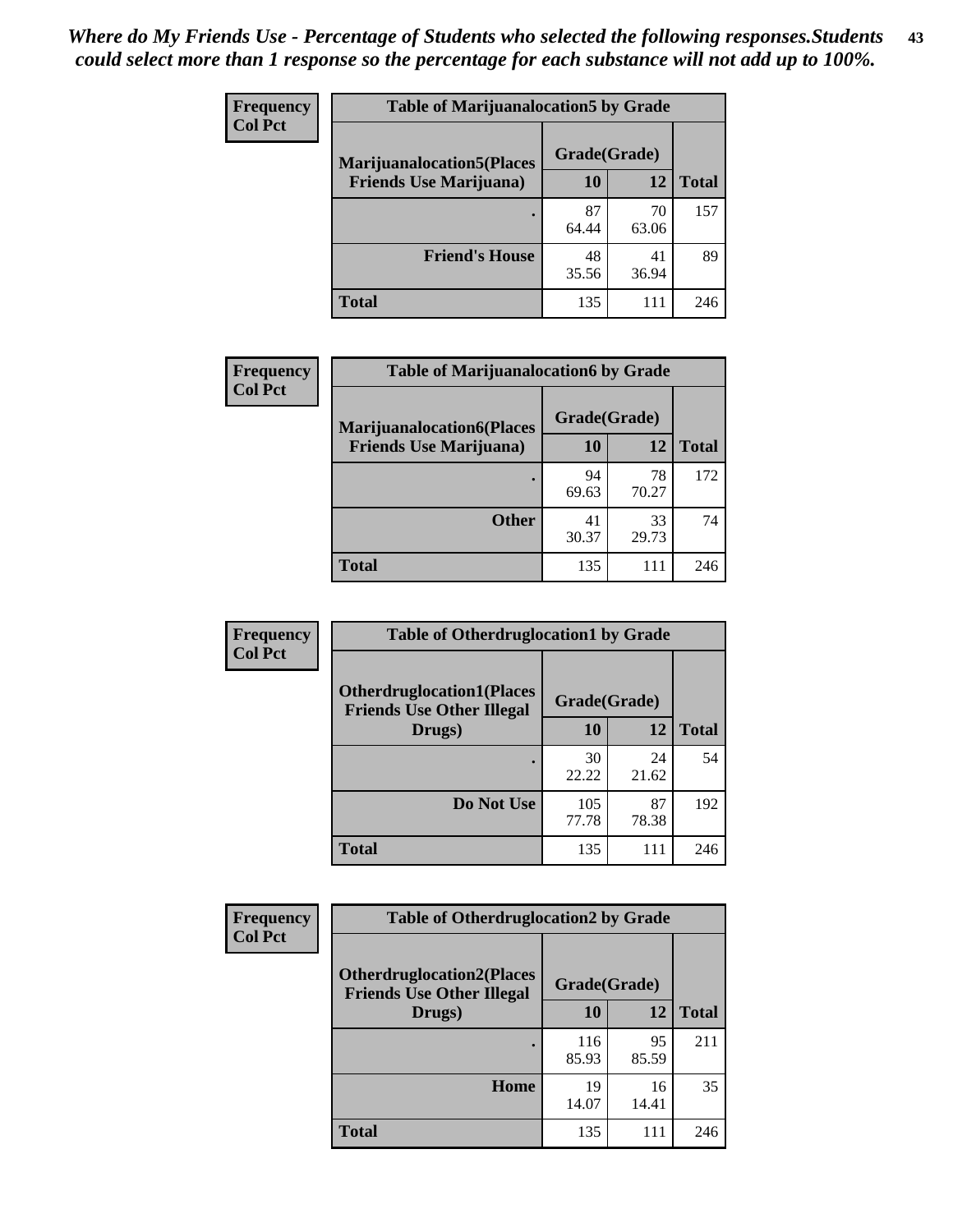*Where do My Friends Use - Percentage of Students who selected the following responses.Students could select more than 1 response so the percentage for each substance will not add up to 100%.*

**Frequency**
**Col Pct**

| Table of Marijuanalocation5 by Grade | | | |
|---|---|---|---|
| **Marijuanalocation5(Places Friends Use Marijuana)** | **Grade(Grade)** | | **Total** |
| | **10** | **12** | |
| . | 87<br>64.44 | 70<br>63.06 | 157 |
| **Friend's House** | 48<br>35.56 | 41<br>36.94 | 89 |
| **Total** | 135 | 111 | 246 |

**Frequency**
**Col Pct**

| Table of Marijuanalocation6 by Grade | | | |
|---|---|---|---|
| **Marijuanalocation6(Places Friends Use Marijuana)** | **Grade(Grade)** | | **Total** |
| | **10** | **12** | |
| . | 94<br>69.63 | 78<br>70.27 | 172 |
| **Other** | 41<br>30.37 | 33<br>29.73 | 74 |
| **Total** | 135 | 111 | 246 |

**Frequency**
**Col Pct**

| Table of Otherdruglocation1 by Grade | | | |
|---|---|---|---|
| **Otherdruglocation1(Places Friends Use Other Illegal Drugs)** | **Grade(Grade)** | | **Total** |
| | **10** | **12** | |
| . | 30<br>22.22 | 24<br>21.62 | 54 |
| **Do Not Use** | 105<br>77.78 | 87<br>78.38 | 192 |
| **Total** | 135 | 111 | 246 |

**Frequency**
**Col Pct**

| Table of Otherdruglocation2 by Grade | | | |
|---|---|---|---|
| **Otherdruglocation2(Places Friends Use Other Illegal Drugs)** | **Grade(Grade)** | | **Total** |
| | **10** | **12** | |
| . | 116<br>85.93 | 95<br>85.59 | 211 |
| **Home** | 19<br>14.07 | 16<br>14.41 | 35 |
| **Total** | 135 | 111 | 246 |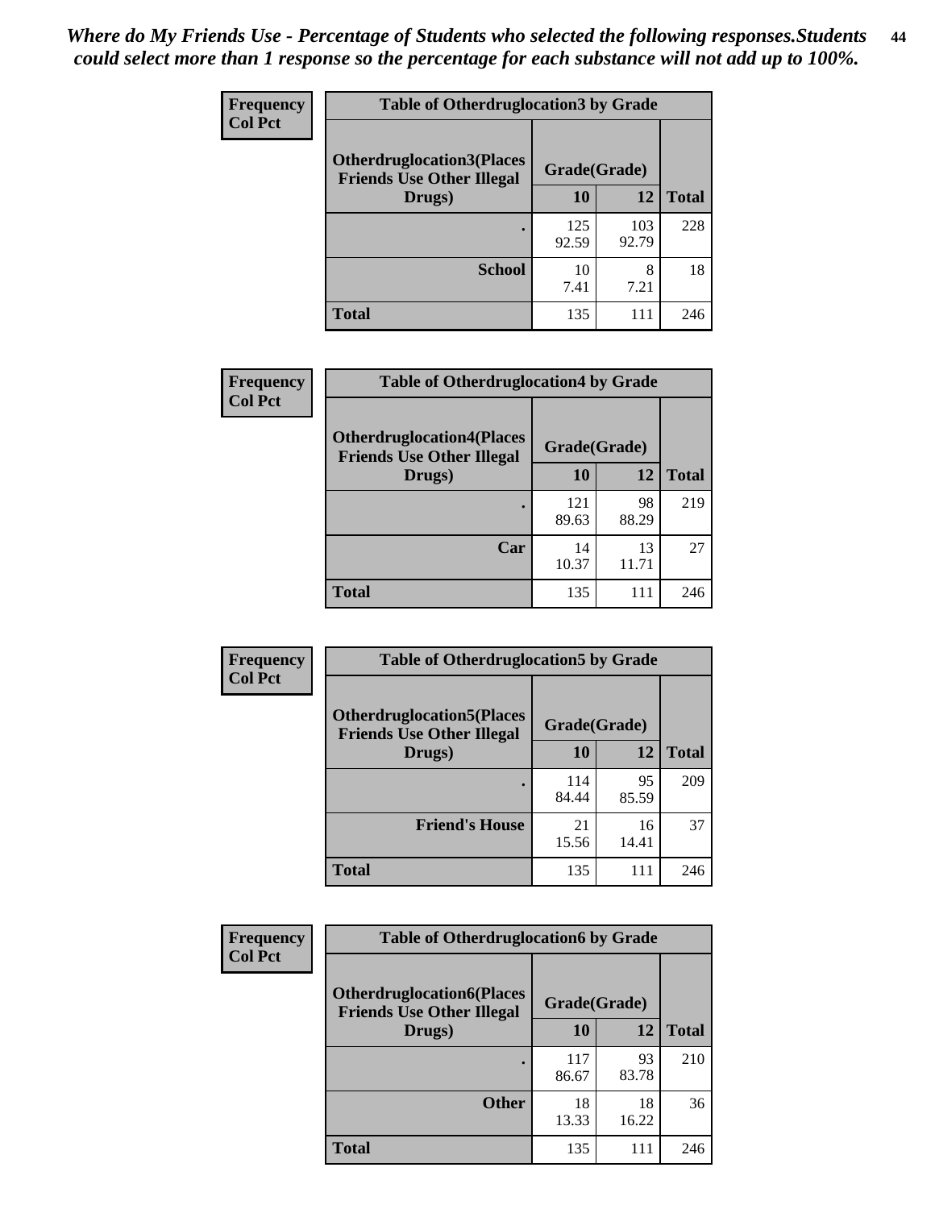*Where do My Friends Use - Percentage of Students who selected the following responses.Students could select more than 1 response so the percentage for each substance will not add up to 100%.*

**Frequency**
**Col Pct**

| Table of Otherdruglocation3 by Grade | | | |
|---|---|---|---|
| **Otherdruglocation3(Places Friends Use Other Illegal Drugs)** | **Grade(Grade)** | | |
| | **10** | **12** | **Total** |
| . | 125<br>92.59 | 103<br>92.79 | 228 |
| **School** | 10<br>7.41 | 8<br>7.21 | 18 |
| **Total** | 135 | 111 | 246 |

**Frequency**
**Col Pct**

| Table of Otherdruglocation4 by Grade | | | |
|---|---|---|---|
| **Otherdruglocation4(Places Friends Use Other Illegal Drugs)** | **Grade(Grade)** | | |
| | **10** | **12** | **Total** |
| . | 121<br>89.63 | 98<br>88.29 | 219 |
| **Car** | 14<br>10.37 | 13<br>11.71 | 27 |
| **Total** | 135 | 111 | 246 |

**Frequency**
**Col Pct**

| Table of Otherdruglocation5 by Grade | | | |
|---|---|---|---|
| **Otherdruglocation5(Places Friends Use Other Illegal Drugs)** | **Grade(Grade)** | | |
| | **10** | **12** | **Total** |
| . | 114<br>84.44 | 95<br>85.59 | 209 |
| **Friend's House** | 21<br>15.56 | 16<br>14.41 | 37 |
| **Total** | 135 | 111 | 246 |

**Frequency**
**Col Pct**

| Table of Otherdruglocation6 by Grade | | | |
|---|---|---|---|
| **Otherdruglocation6(Places Friends Use Other Illegal Drugs)** | **Grade(Grade)** | | |
| | **10** | **12** | **Total** |
| . | 117<br>86.67 | 93<br>83.78 | 210 |
| **Other** | 18<br>13.33 | 18<br>16.22 | 36 |
| **Total** | 135 | 111 | 246 |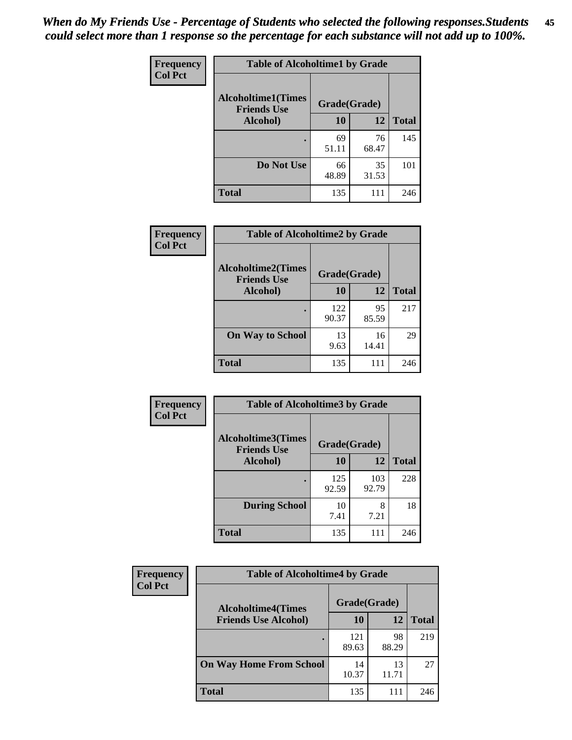*When do My Friends Use - Percentage of Students who selected the following responses.Students could select more than 1 response so the percentage for each substance will not add up to 100%.*

**Frequency**
**Col Pct**

| Table of Alcoholtime1 by Grade | | | |
|---|---|---|---|
| **Alcoholtime1(Times Friends Use Alcohol)** | **Grade(Grade)** | | |
| | **10** | **12** | **Total** |
| **.** | 69<br>51.11 | 76<br>68.47 | 145 |
| **Do Not Use** | 66<br>48.89 | 35<br>31.53 | 101 |
| **Total** | 135 | 111 | 246 |

**Frequency**
**Col Pct**

| Table of Alcoholtime2 by Grade | | | |
|---|---|---|---|
| **Alcoholtime2(Times Friends Use Alcohol)** | **Grade(Grade)** | | |
| | **10** | **12** | **Total** |
| **.** | 122<br>90.37 | 95<br>85.59 | 217 |
| **On Way to School** | 13<br>9.63 | 16<br>14.41 | 29 |
| **Total** | 135 | 111 | 246 |

**Frequency**
**Col Pct**

| Table of Alcoholtime3 by Grade | | | |
|---|---|---|---|
| **Alcoholtime3(Times Friends Use Alcohol)** | **Grade(Grade)** | | |
| | **10** | **12** | **Total** |
| **.** | 125<br>92.59 | 103<br>92.79 | 228 |
| **During School** | 10<br>7.41 | 8<br>7.21 | 18 |
| **Total** | 135 | 111 | 246 |

**Frequency**
**Col Pct**

| Table of Alcoholtime4 by Grade | | | |
|---|---|---|---|
| **Alcoholtime4(Times Friends Use Alcohol)** | **Grade(Grade)** | | |
| | **10** | **12** | **Total** |
| **.** | 121<br>89.63 | 98<br>88.29 | 219 |
| **On Way Home From School** | 14<br>10.37 | 13<br>11.71 | 27 |
| **Total** | 135 | 111 | 246 |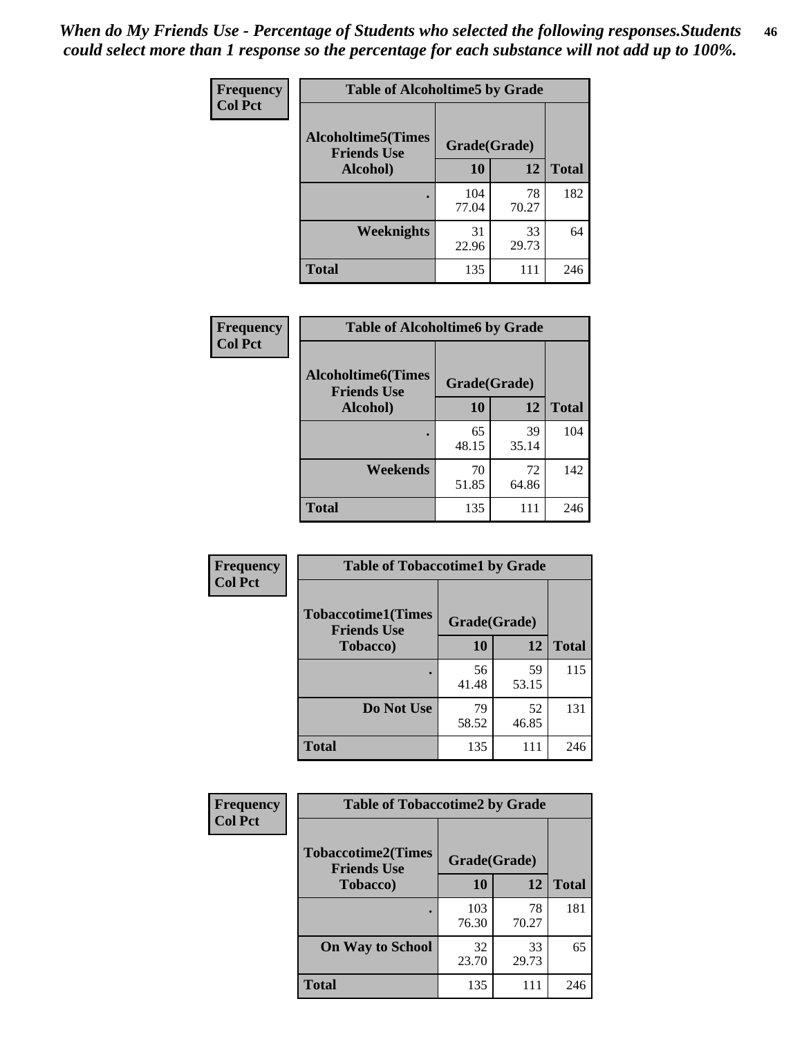*When do My Friends Use - Percentage of Students who selected the following responses.Students could select more than 1 response so the percentage for each substance will not add up to 100%.*

**Frequency**
**Col Pct**

| Table of Alcoholtime5 by Grade | | | |
|---|---|---|---|
| **Alcoholtime5(Times Friends Use Alcohol)** | **Grade(Grade)** | | **Total** |
| | **10** | **12** | |
| **.** | 104<br>77.04 | 78<br>70.27 | 182 |
| **Weeknights** | 31<br>22.96 | 33<br>29.73 | 64 |
| **Total** | 135 | 111 | 246 |

**Frequency**
**Col Pct**

| Table of Alcoholtime6 by Grade | | | |
|---|---|---|---|
| **Alcoholtime6(Times Friends Use Alcohol)** | **Grade(Grade)** | | **Total** |
| | **10** | **12** | |
| **.** | 65<br>48.15 | 39<br>35.14 | 104 |
| **Weekends** | 70<br>51.85 | 72<br>64.86 | 142 |
| **Total** | 135 | 111 | 246 |

**Frequency**
**Col Pct**

| Table of Tobaccotime1 by Grade | | | |
|---|---|---|---|
| **Tobaccotime1(Times Friends Use Tobacco)** | **Grade(Grade)** | | **Total** |
| | **10** | **12** | |
| **.** | 56<br>41.48 | 59<br>53.15 | 115 |
| **Do Not Use** | 79<br>58.52 | 52<br>46.85 | 131 |
| **Total** | 135 | 111 | 246 |

**Frequency**
**Col Pct**

| Table of Tobaccotime2 by Grade | | | |
|---|---|---|---|
| **Tobaccotime2(Times Friends Use Tobacco)** | **Grade(Grade)** | | **Total** |
| | **10** | **12** | |
| **.** | 103<br>76.30 | 78<br>70.27 | 181 |
| **On Way to School** | 32<br>23.70 | 33<br>29.73 | 65 |
| **Total** | 135 | 111 | 246 |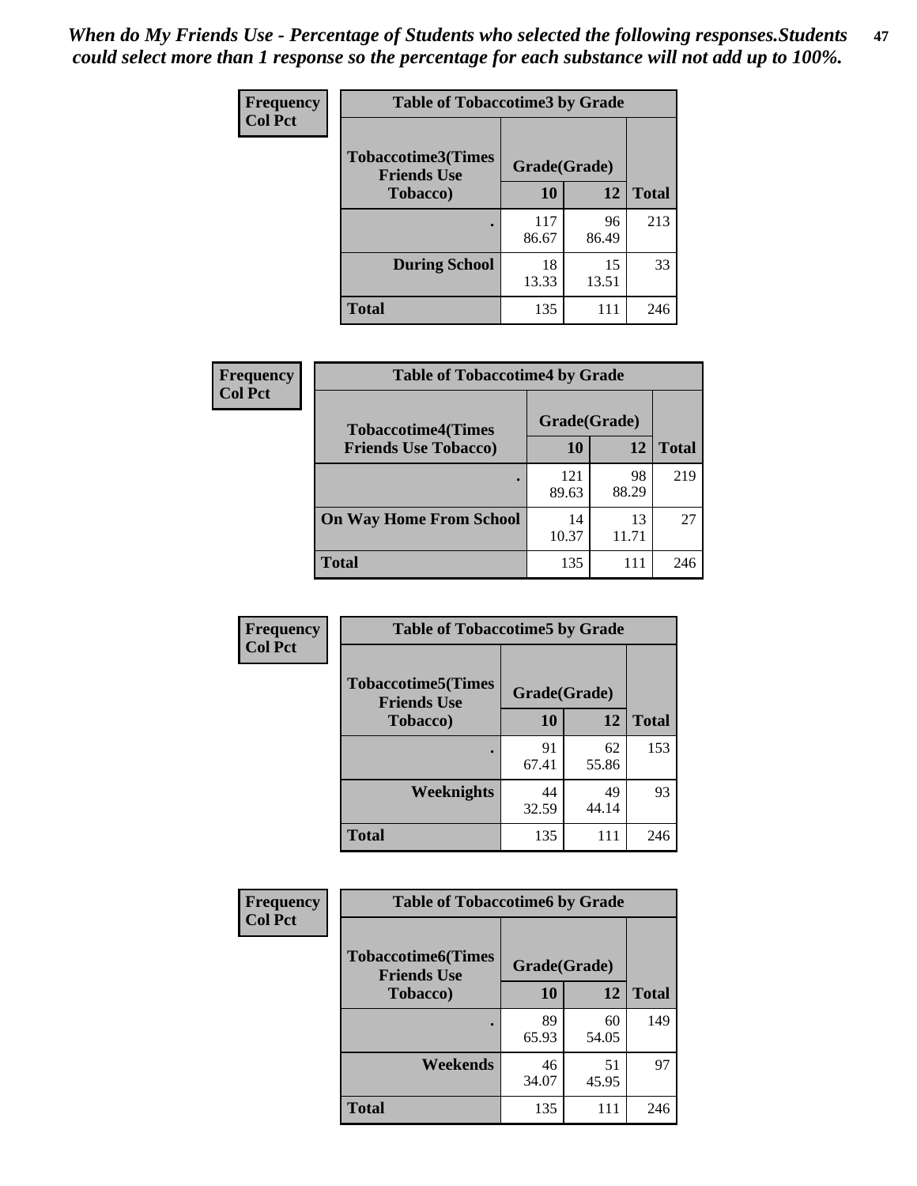*When do My Friends Use - Percentage of Students who selected the following responses.Students could select more than 1 response so the percentage for each substance will not add up to 100%.*

**Frequency**
**Col Pct**

| Table of Tobaccotime3 by Grade | | | |
|---|---|---|---|
| **Tobaccotime3(Times Friends Use Tobacco)** | **Grade(Grade)** | | |
| | **10** | **12** | **Total** |
| **.** | 117<br>86.67 | 96<br>86.49 | 213 |
| **During School** | 18<br>13.33 | 15<br>13.51 | 33 |
| **Total** | 135 | 111 | 246 |

**Frequency**
**Col Pct**

| Table of Tobaccotime4 by Grade | | | |
|---|---|---|---|
| **Tobaccotime4(Times Friends Use Tobacco)** | **Grade(Grade)** | | |
| | **10** | **12** | **Total** |
| **.** | 121<br>89.63 | 98<br>88.29 | 219 |
| **On Way Home From School** | 14<br>10.37 | 13<br>11.71 | 27 |
| **Total** | 135 | 111 | 246 |

**Frequency**
**Col Pct**

| Table of Tobaccotime5 by Grade | | | |
|---|---|---|---|
| **Tobaccotime5(Times Friends Use Tobacco)** | **Grade(Grade)** | | |
| | **10** | **12** | **Total** |
| **.** | 91<br>67.41 | 62<br>55.86 | 153 |
| **Weeknights** | 44<br>32.59 | 49<br>44.14 | 93 |
| **Total** | 135 | 111 | 246 |

**Frequency**
**Col Pct**

| Table of Tobaccotime6 by Grade | | | |
|---|---|---|---|
| **Tobaccotime6(Times Friends Use Tobacco)** | **Grade(Grade)** | | |
| | **10** | **12** | **Total** |
| **.** | 89<br>65.93 | 60<br>54.05 | 149 |
| **Weekends** | 46<br>34.07 | 51<br>45.95 | 97 |
| **Total** | 135 | 111 | 246 |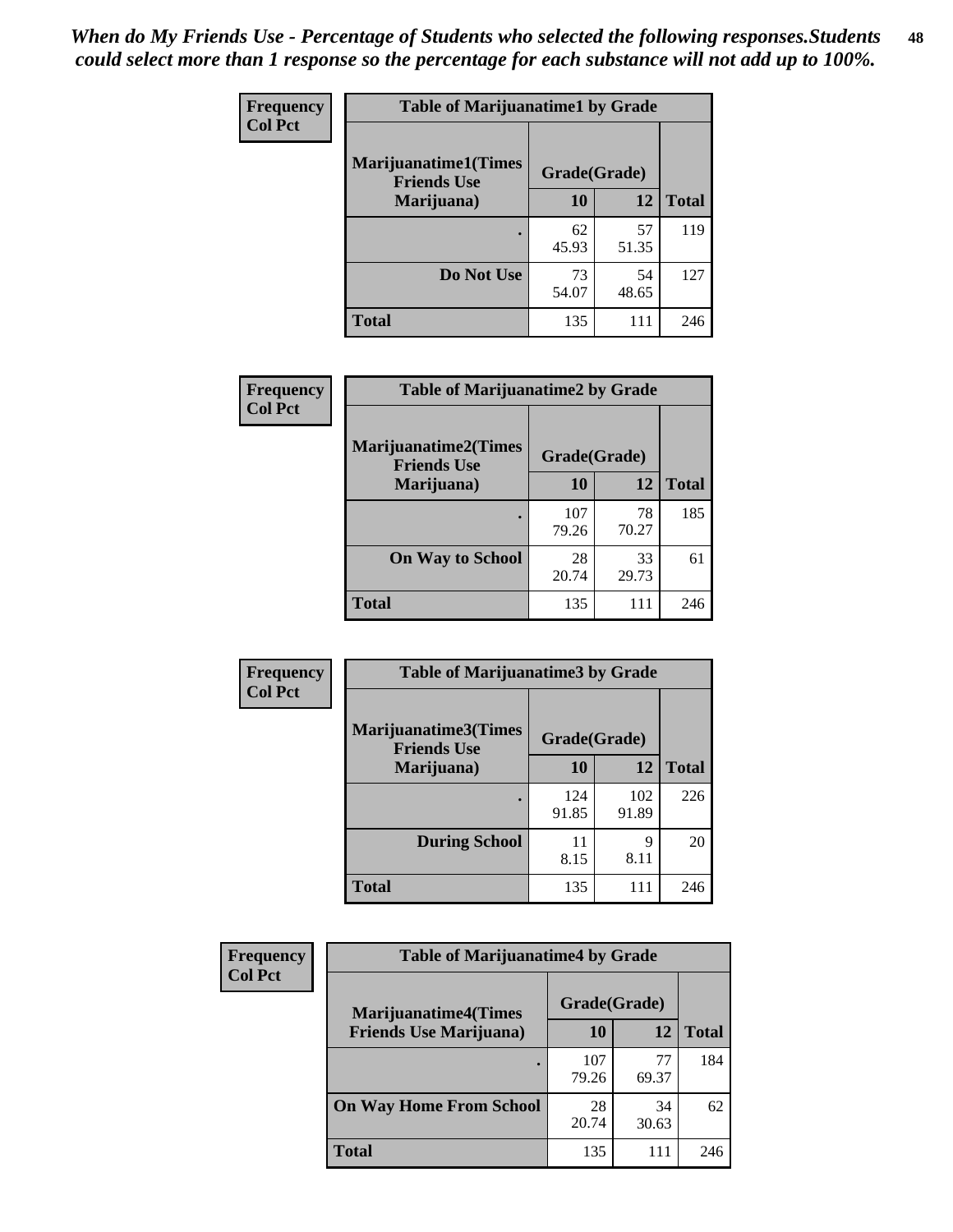*When do My Friends Use - Percentage of Students who selected the following responses.Students could select more than 1 response so the percentage for each substance will not add up to 100%.*

**Frequency**
**Col Pct**

| Table of Marijuanatime1 by Grade | | | |
|---|---|---|---|
| **Marijuanatime1(Times Friends Use Marijuana)** | **Grade(Grade)** | | |
| | **10** | **12** | **Total** |
| **.** | 62<br>45.93 | 57<br>51.35 | 119 |
| **Do Not Use** | 73<br>54.07 | 54<br>48.65 | 127 |
| **Total** | 135 | 111 | 246 |

**Frequency**
**Col Pct**

| Table of Marijuanatime2 by Grade | | | |
|---|---|---|---|
| **Marijuanatime2(Times Friends Use Marijuana)** | **Grade(Grade)** | | |
| | **10** | **12** | **Total** |
| **.** | 107<br>79.26 | 78<br>70.27 | 185 |
| **On Way to School** | 28<br>20.74 | 33<br>29.73 | 61 |
| **Total** | 135 | 111 | 246 |

**Frequency**
**Col Pct**

| Table of Marijuanatime3 by Grade | | | |
|---|---|---|---|
| **Marijuanatime3(Times Friends Use Marijuana)** | **Grade(Grade)** | | |
| | **10** | **12** | **Total** |
| **.** | 124<br>91.85 | 102<br>91.89 | 226 |
| **During School** | 11<br>8.15 | 9<br>8.11 | 20 |
| **Total** | 135 | 111 | 246 |

**Frequency**
**Col Pct**

| Table of Marijuanatime4 by Grade | | | |
|---|---|---|---|
| **Marijuanatime4(Times Friends Use Marijuana)** | **Grade(Grade)** | | |
| | **10** | **12** | **Total** |
| **.** | 107<br>79.26 | 77<br>69.37 | 184 |
| **On Way Home From School** | 28<br>20.74 | 34<br>30.63 | 62 |
| **Total** | 135 | 111 | 246 |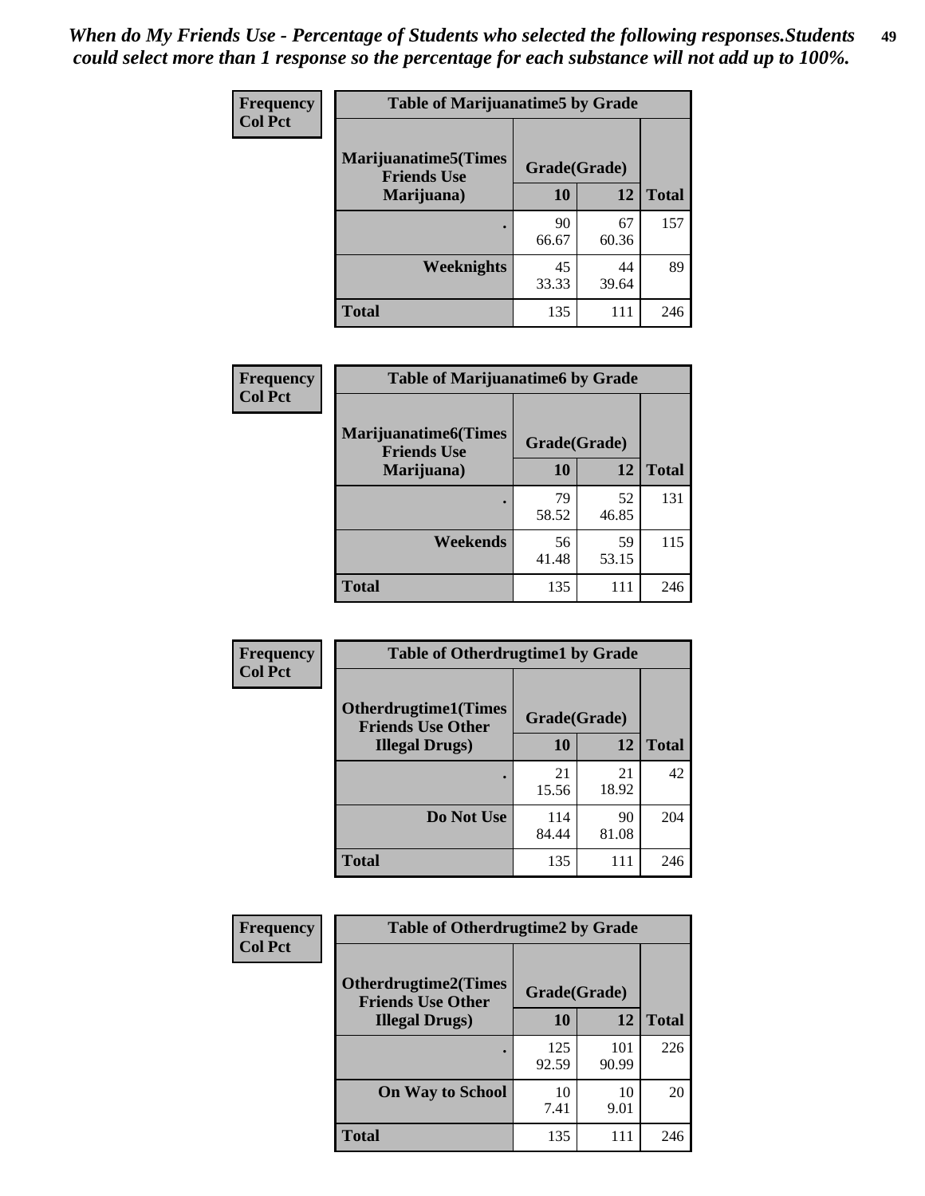*When do My Friends Use - Percentage of Students who selected the following responses.Students could select more than 1 response so the percentage for each substance will not add up to 100%.*

**Frequency / Col Pct**

| Table of Marijuanatime5 by Grade | | | |
|---|---|---|---|
| **Marijuanatime5(Times Friends Use Marijuana)** | **Grade(Grade)** | | **Total** |
| | **10** | **12** | |
| **.** | 90<br>66.67 | 67<br>60.36 | 157 |
| **Weeknights** | 45<br>33.33 | 44<br>39.64 | 89 |
| **Total** | 135 | 111 | 246 |

**Frequency / Col Pct**

| Table of Marijuanatime6 by Grade | | | |
|---|---|---|---|
| **Marijuanatime6(Times Friends Use Marijuana)** | **Grade(Grade)** | | **Total** |
| | **10** | **12** | |
| **.** | 79<br>58.52 | 52<br>46.85 | 131 |
| **Weekends** | 56<br>41.48 | 59<br>53.15 | 115 |
| **Total** | 135 | 111 | 246 |

**Frequency / Col Pct**

| Table of Otherdrugtime1 by Grade | | | |
|---|---|---|---|
| **Otherdrugtime1(Times Friends Use Other Illegal Drugs)** | **Grade(Grade)** | | **Total** |
| | **10** | **12** | |
| **.** | 21<br>15.56 | 21<br>18.92 | 42 |
| **Do Not Use** | 114<br>84.44 | 90<br>81.08 | 204 |
| **Total** | 135 | 111 | 246 |

**Frequency / Col Pct**

| Table of Otherdrugtime2 by Grade | | | |
|---|---|---|---|
| **Otherdrugtime2(Times Friends Use Other Illegal Drugs)** | **Grade(Grade)** | | **Total** |
| | **10** | **12** | |
| **.** | 125<br>92.59 | 101<br>90.99 | 226 |
| **On Way to School** | 10<br>7.41 | 10<br>9.01 | 20 |
| **Total** | 135 | 111 | 246 |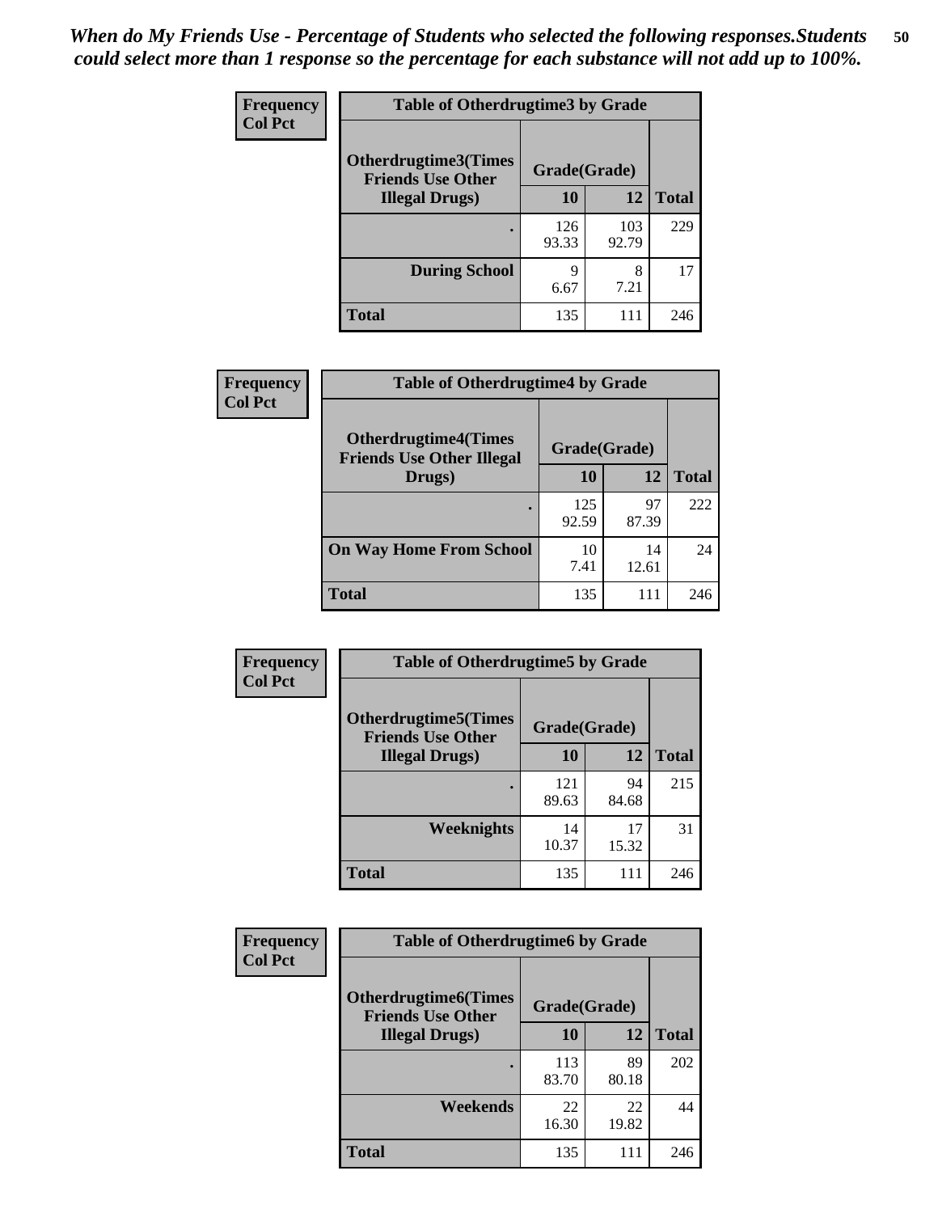*When do My Friends Use - Percentage of Students who selected the following responses.Students could select more than 1 response so the percentage for each substance will not add up to 100%.*

**Frequency**
**Col Pct**

| Table of Otherdrugtime3 by Grade | | | |
|---|---|---|---|
| **Otherdrugtime3(Times Friends Use Other Illegal Drugs)** | **Grade(Grade)** | | |
| | **10** | **12** | **Total** |
| **.** | 126<br>93.33 | 103<br>92.79 | 229 |
| **During School** | 9<br>6.67 | 8<br>7.21 | 17 |
| **Total** | 135 | 111 | 246 |

**Frequency**
**Col Pct**

| Table of Otherdrugtime4 by Grade | | | |
|---|---|---|---|
| **Otherdrugtime4(Times Friends Use Other Illegal Drugs)** | **Grade(Grade)** | | |
| | **10** | **12** | **Total** |
| **.** | 125<br>92.59 | 97<br>87.39 | 222 |
| **On Way Home From School** | 10<br>7.41 | 14<br>12.61 | 24 |
| **Total** | 135 | 111 | 246 |

**Frequency**
**Col Pct**

| Table of Otherdrugtime5 by Grade | | | |
|---|---|---|---|
| **Otherdrugtime5(Times Friends Use Other Illegal Drugs)** | **Grade(Grade)** | | |
| | **10** | **12** | **Total** |
| **.** | 121<br>89.63 | 94<br>84.68 | 215 |
| **Weeknights** | 14<br>10.37 | 17<br>15.32 | 31 |
| **Total** | 135 | 111 | 246 |

**Frequency**
**Col Pct**

| Table of Otherdrugtime6 by Grade | | | |
|---|---|---|---|
| **Otherdrugtime6(Times Friends Use Other Illegal Drugs)** | **Grade(Grade)** | | |
| | **10** | **12** | **Total** |
| **.** | 113<br>83.70 | 89<br>80.18 | 202 |
| **Weekends** | 22<br>16.30 | 22<br>19.82 | 44 |
| **Total** | 135 | 111 | 246 |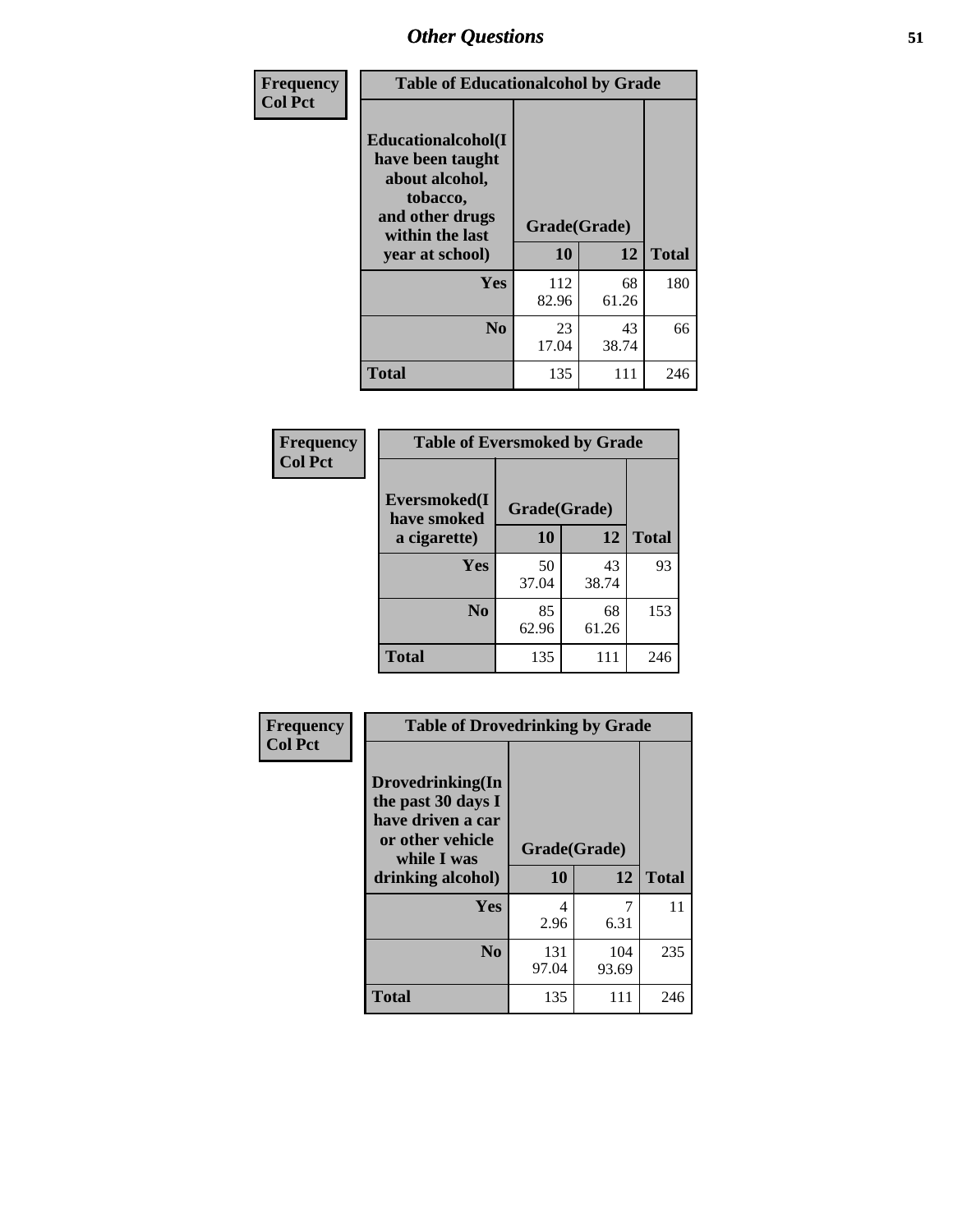| Frequency<br>Col Pct | Table of Educationalcohol by Grade | | |
|---|---|---|---|
| Educationalcohol(I have been taught about alcohol, tobacco, and other drugs within the last year at school) | Grade(Grade) | | |
| | 10 | 12 | Total |
| Yes | 112<br>82.96 | 68<br>61.26 | 180 |
| No | 23<br>17.04 | 43<br>38.74 | 66 |
| Total | 135 | 111 | 246 |

| Frequency<br>Col Pct | Table of Eversmoked by Grade | | |
|---|---|---|---|
| Eversmoked(I have smoked a cigarette) | Grade(Grade) | | |
| | 10 | 12 | Total |
| Yes | 50<br>37.04 | 43<br>38.74 | 93 |
| No | 85<br>62.96 | 68<br>61.26 | 153 |
| Total | 135 | 111 | 246 |

| Frequency<br>Col Pct | Table of Drovedrinking by Grade | | |
|---|---|---|---|
| Drovedrinking(In the past 30 days I have driven a car or other vehicle while I was drinking alcohol) | Grade(Grade) | | |
| | 10 | 12 | Total |
| Yes | 4<br>2.96 | 7<br>6.31 | 11 |
| No | 131<br>97.04 | 104<br>93.69 | 235 |
| Total | 135 | 111 | 246 |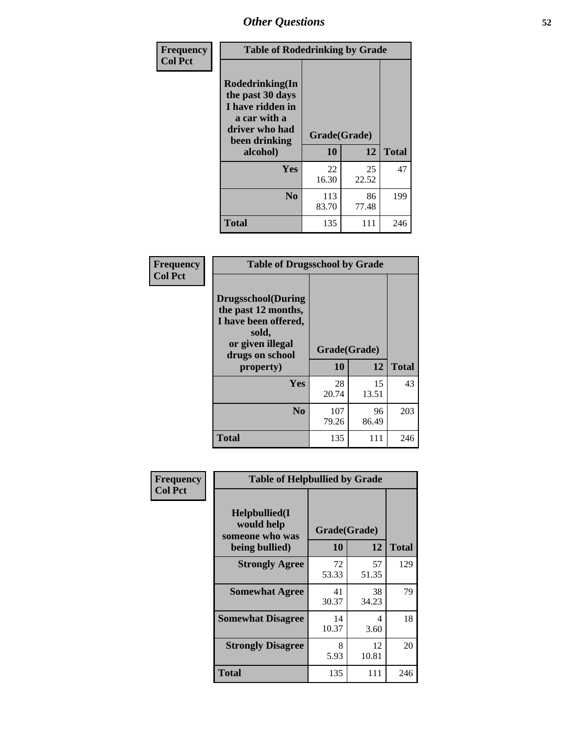# Other Questions

**Frequency**
**Col Pct**

| Table of Rodedrinking by Grade | | | |
|---|---|---|---|
| Rodedrinking(In the past 30 days I have ridden in a car with a driver who had been drinking alcohol) | Grade(Grade) | | |
| | 10 | 12 | Total |
| Yes | 22<br>16.30 | 25<br>22.52 | 47 |
| No | 113<br>83.70 | 86<br>77.48 | 199 |
| Total | 135 | 111 | 246 |

**Frequency**
**Col Pct**

| Table of Drugsschool by Grade | | | |
|---|---|---|---|
| Drugsschool(During the past 12 months, I have been offered, sold, or given illegal drugs on school property) | Grade(Grade) | | |
| | 10 | 12 | Total |
| Yes | 28<br>20.74 | 15<br>13.51 | 43 |
| No | 107<br>79.26 | 96<br>86.49 | 203 |
| Total | 135 | 111 | 246 |

**Frequency**
**Col Pct**

| Table of Helpbullied by Grade | | | |
|---|---|---|---|
| Helpbullied(I would help someone who was being bullied) | Grade(Grade) | | |
| | 10 | 12 | Total |
| Strongly Agree | 72<br>53.33 | 57<br>51.35 | 129 |
| Somewhat Agree | 41<br>30.37 | 38<br>34.23 | 79 |
| Somewhat Disagree | 14<br>10.37 | 4<br>3.60 | 18 |
| Strongly Disagree | 8<br>5.93 | 12<br>10.81 | 20 |
| Total | 135 | 111 | 246 |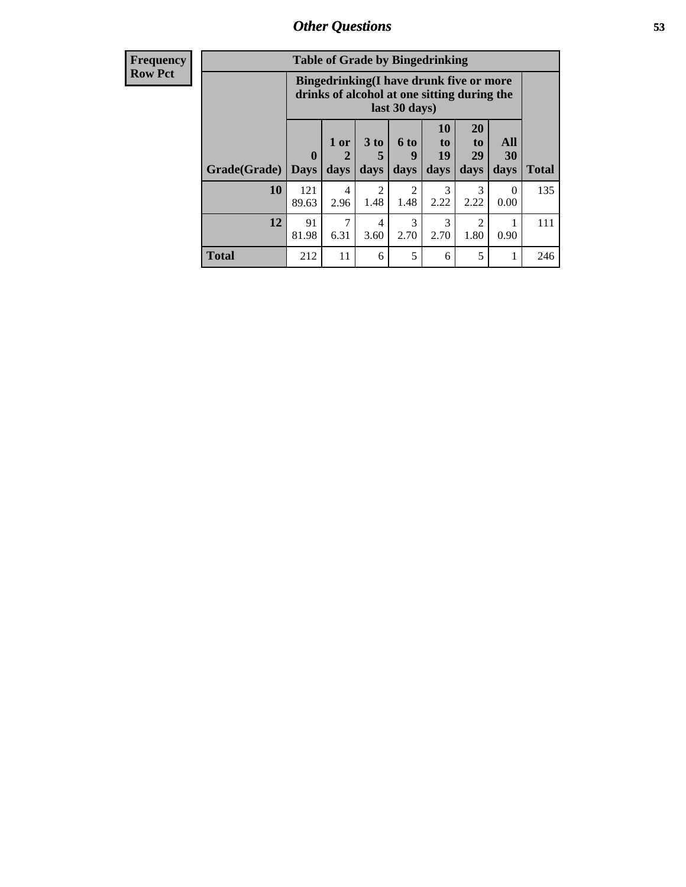| Frequency Row Pct | Table of Grade by Bingedrinking | | | | | | | |
|---|---|---|---|---|---|---|---|---|
| | Bingedrinking(I have drunk five or more drinks of alcohol at one sitting during the last 30 days) | | | | | | | |
| Grade(Grade) | 0 Days | 1 or 2 days | 3 to 5 days | 6 to 9 days | 10 to 19 days | 20 to 29 days | All 30 days | Total |
| 10 | 121 89.63 | 4 2.96 | 2 1.48 | 2 1.48 | 3 2.22 | 3 2.22 | 0 0.00 | 135 |
| 12 | 91 81.98 | 7 6.31 | 4 3.60 | 3 2.70 | 3 2.70 | 2 1.80 | 1 0.90 | 111 |
| Total | 212 | 11 | 6 | 5 | 6 | 5 | 1 | 246 |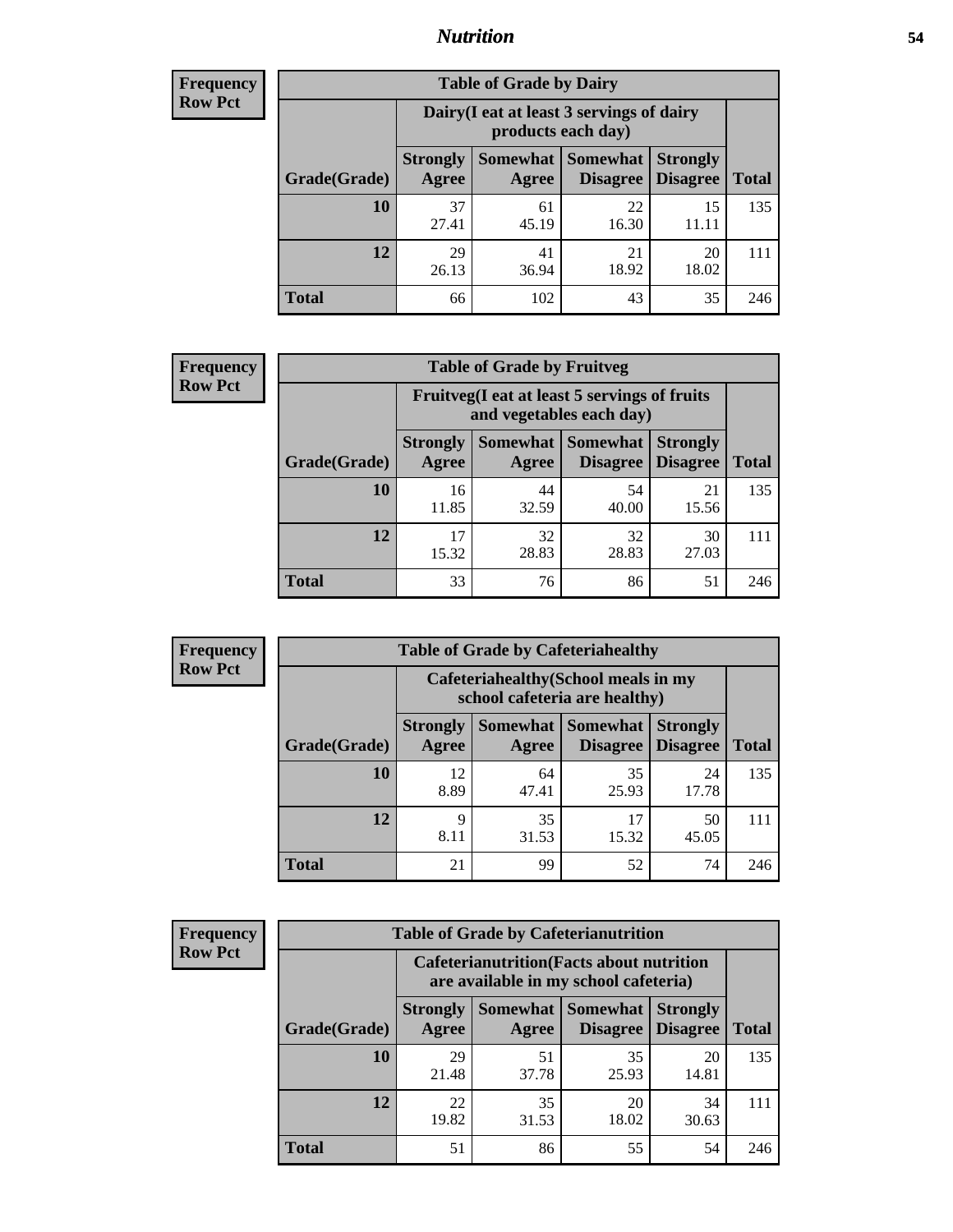# Nutrition

**Frequency**
**Row Pct**

| Table of Grade by Dairy | | | | | |
|---|---|---|---|---|---|
| | Dairy(I eat at least 3 servings of dairy products each day) | | | | |
| Grade(Grade) | Strongly Agree | Somewhat Agree | Somewhat Disagree | Strongly Disagree | Total |
| 10 | 37<br>27.41 | 61<br>45.19 | 22<br>16.30 | 15<br>11.11 | 135 |
| 12 | 29<br>26.13 | 41<br>36.94 | 21<br>18.92 | 20<br>18.02 | 111 |
| Total | 66 | 102 | 43 | 35 | 246 |

**Frequency**
**Row Pct**

| Table of Grade by Fruitveg | | | | | |
|---|---|---|---|---|---|
| | Fruitveg(I eat at least 5 servings of fruits and vegetables each day) | | | | |
| Grade(Grade) | Strongly Agree | Somewhat Agree | Somewhat Disagree | Strongly Disagree | Total |
| 10 | 16<br>11.85 | 44<br>32.59 | 54<br>40.00 | 21<br>15.56 | 135 |
| 12 | 17<br>15.32 | 32<br>28.83 | 32<br>28.83 | 30<br>27.03 | 111 |
| Total | 33 | 76 | 86 | 51 | 246 |

**Frequency**
**Row Pct**

| Table of Grade by Cafeteriahealthy | | | | | |
|---|---|---|---|---|---|
| | Cafeteriahealthy(School meals in my school cafeteria are healthy) | | | | |
| Grade(Grade) | Strongly Agree | Somewhat Agree | Somewhat Disagree | Strongly Disagree | Total |
| 10 | 12<br>8.89 | 64<br>47.41 | 35<br>25.93 | 24<br>17.78 | 135 |
| 12 | 9<br>8.11 | 35<br>31.53 | 17<br>15.32 | 50<br>45.05 | 111 |
| Total | 21 | 99 | 52 | 74 | 246 |

**Frequency**
**Row Pct**

| Table of Grade by Cafeterianutrition | | | | | |
|---|---|---|---|---|---|
| | Cafeterianutrition(Facts about nutrition are available in my school cafeteria) | | | | |
| Grade(Grade) | Strongly Agree | Somewhat Agree | Somewhat Disagree | Strongly Disagree | Total |
| 10 | 29<br>21.48 | 51<br>37.78 | 35<br>25.93 | 20<br>14.81 | 135 |
| 12 | 22<br>19.82 | 35<br>31.53 | 20<br>18.02 | 34<br>30.63 | 111 |
| Total | 51 | 86 | 55 | 54 | 246 |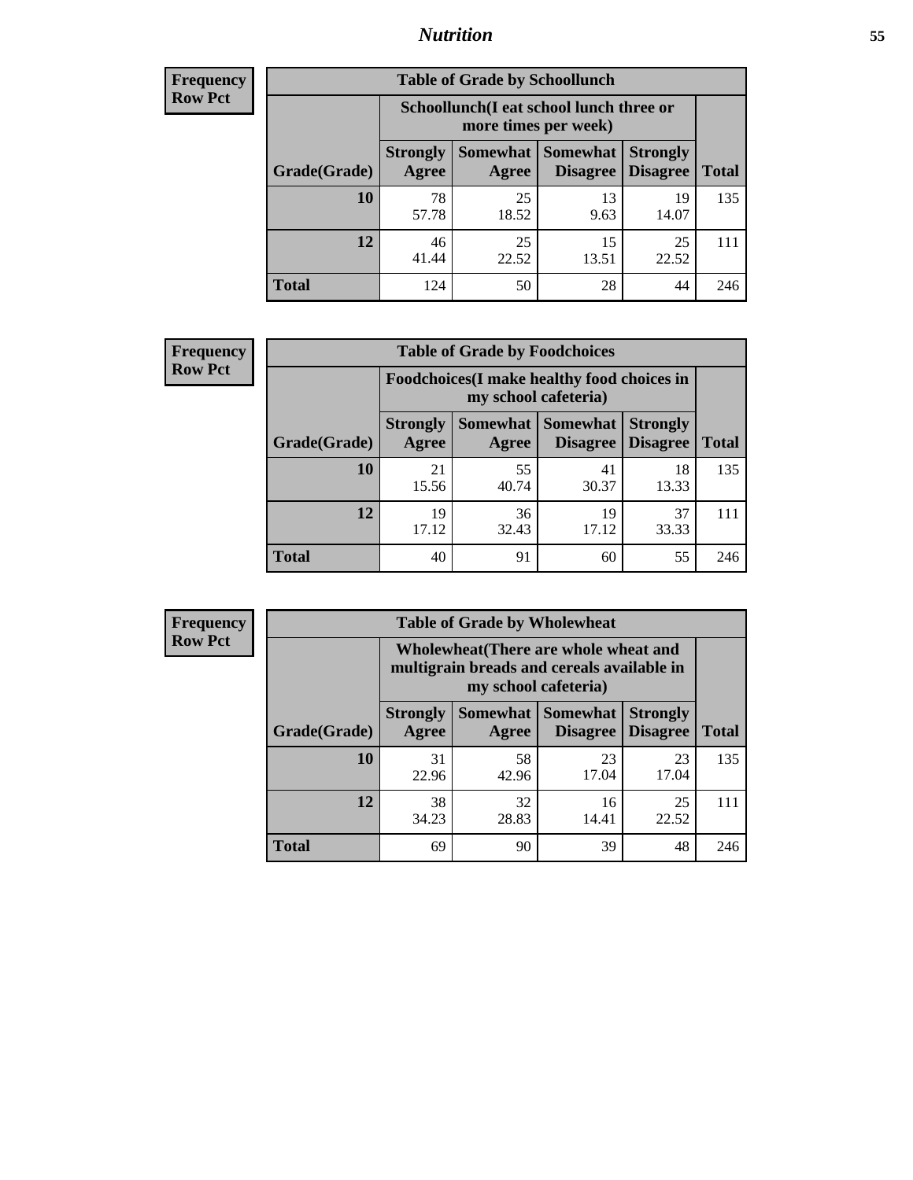**Frequency Row Pct**

| Table of Grade by Schoollunch | | | | | |
|---|---|---|---|---|---|
| | Schoollunch(I eat school lunch three or more times per week) | | | | |
| Grade(Grade) | Strongly Agree | Somewhat Agree | Somewhat Disagree | Strongly Disagree | Total |
| 10 | 78<br>57.78 | 25<br>18.52 | 13<br>9.63 | 19<br>14.07 | 135 |
| 12 | 46<br>41.44 | 25<br>22.52 | 15<br>13.51 | 25<br>22.52 | 111 |
| Total | 124 | 50 | 28 | 44 | 246 |

**Frequency Row Pct**

| Table of Grade by Foodchoices | | | | | |
|---|---|---|---|---|---|
| | Foodchoices(I make healthy food choices in my school cafeteria) | | | | |
| Grade(Grade) | Strongly Agree | Somewhat Agree | Somewhat Disagree | Strongly Disagree | Total |
| 10 | 21<br>15.56 | 55<br>40.74 | 41<br>30.37 | 18<br>13.33 | 135 |
| 12 | 19<br>17.12 | 36<br>32.43 | 19<br>17.12 | 37<br>33.33 | 111 |
| Total | 40 | 91 | 60 | 55 | 246 |

**Frequency Row Pct**

| Table of Grade by Wholewheat | | | | | |
|---|---|---|---|---|---|
| | Wholewheat(There are whole wheat and multigrain breads and cereals available in my school cafeteria) | | | | |
| Grade(Grade) | Strongly Agree | Somewhat Agree | Somewhat Disagree | Strongly Disagree | Total |
| 10 | 31<br>22.96 | 58<br>42.96 | 23<br>17.04 | 23<br>17.04 | 135 |
| 12 | 38<br>34.23 | 32<br>28.83 | 16<br>14.41 | 25<br>22.52 | 111 |
| Total | 69 | 90 | 39 | 48 | 246 |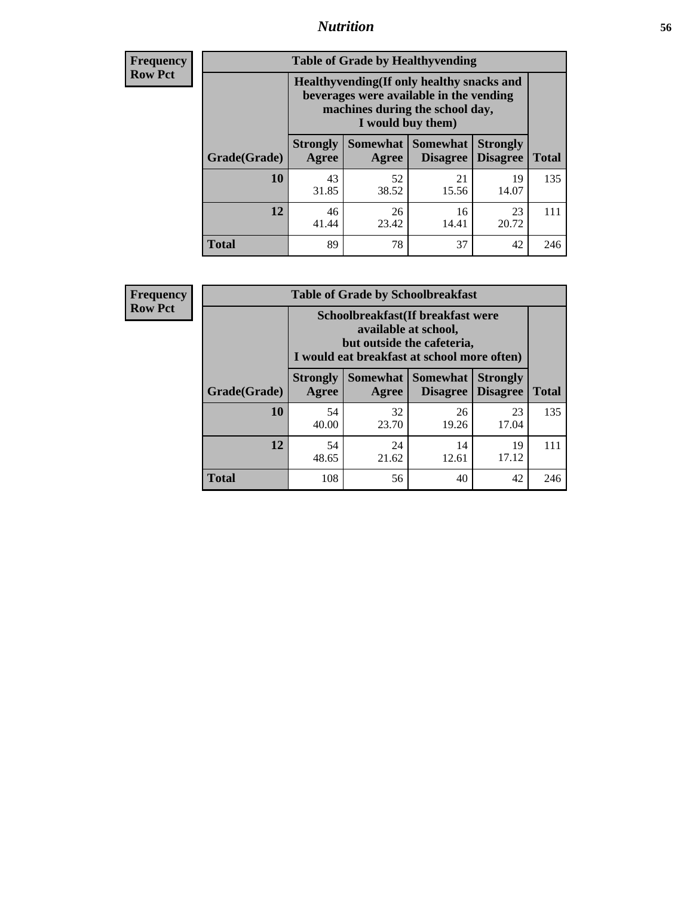## Nutrition

**Frequency**
**Row Pct**

**Table of Grade by Healthyvending**

| Grade(Grade) | Healthyvending(If only healthy snacks and beverages were available in the vending machines during the school day, I would buy them) | | | | Total |
|---|---|---|---|---|---|
| | Strongly Agree | Somewhat Agree | Somewhat Disagree | Strongly Disagree | |
| **10** | 43<br>31.85 | 52<br>38.52 | 21<br>15.56 | 19<br>14.07 | 135 |
| **12** | 46<br>41.44 | 26<br>23.42 | 16<br>14.41 | 23<br>20.72 | 111 |
| **Total** | 89 | 78 | 37 | 42 | 246 |

**Frequency**
**Row Pct**

**Table of Grade by Schoolbreakfast**

| Grade(Grade) | Schoolbreakfast(If breakfast were available at school, but outside the cafeteria, I would eat breakfast at school more often) | | | | Total |
|---|---|---|---|---|---|
| | Strongly Agree | Somewhat Agree | Somewhat Disagree | Strongly Disagree | |
| **10** | 54<br>40.00 | 32<br>23.70 | 26<br>19.26 | 23<br>17.04 | 135 |
| **12** | 54<br>48.65 | 24<br>21.62 | 14<br>12.61 | 19<br>17.12 | 111 |
| **Total** | 108 | 56 | 40 | 42 | 246 |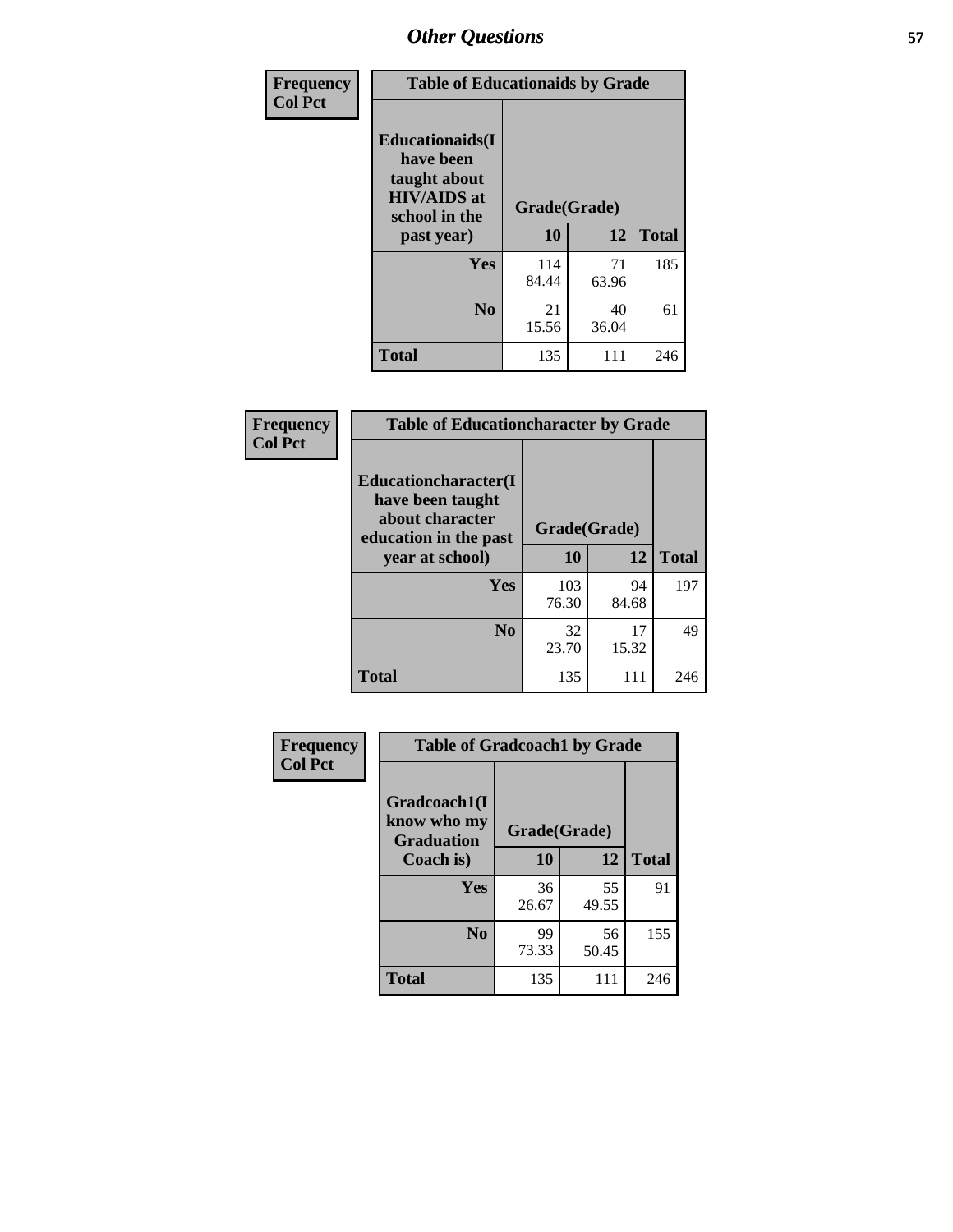# Other Questions

| Frequency<br>Col Pct | | | |
|---|---|---|---|
| **Table of Educationaids by Grade** | | | |
| **Educationaids(I have been taught about HIV/AIDS at school in the past year)** | **Grade(Grade)** | | |
| | **10** | **12** | **Total** |
| **Yes** | 114<br>84.44 | 71<br>63.96 | 185 |
| **No** | 21<br>15.56 | 40<br>36.04 | 61 |
| **Total** | 135 | 111 | 246 |

| Frequency<br>Col Pct | | | |
|---|---|---|---|
| **Table of Educationcharacter by Grade** | | | |
| **Educationcharacter(I have been taught about character education in the past year at school)** | **Grade(Grade)** | | |
| | **10** | **12** | **Total** |
| **Yes** | 103<br>76.30 | 94<br>84.68 | 197 |
| **No** | 32<br>23.70 | 17<br>15.32 | 49 |
| **Total** | 135 | 111 | 246 |

| Frequency<br>Col Pct | | | |
|---|---|---|---|
| **Table of Gradcoach1 by Grade** | | | |
| **Gradcoach1(I know who my Graduation Coach is)** | **Grade(Grade)** | | |
| | **10** | **12** | **Total** |
| **Yes** | 36<br>26.67 | 55<br>49.55 | 91 |
| **No** | 99<br>73.33 | 56<br>50.45 | 155 |
| **Total** | 135 | 111 | 246 |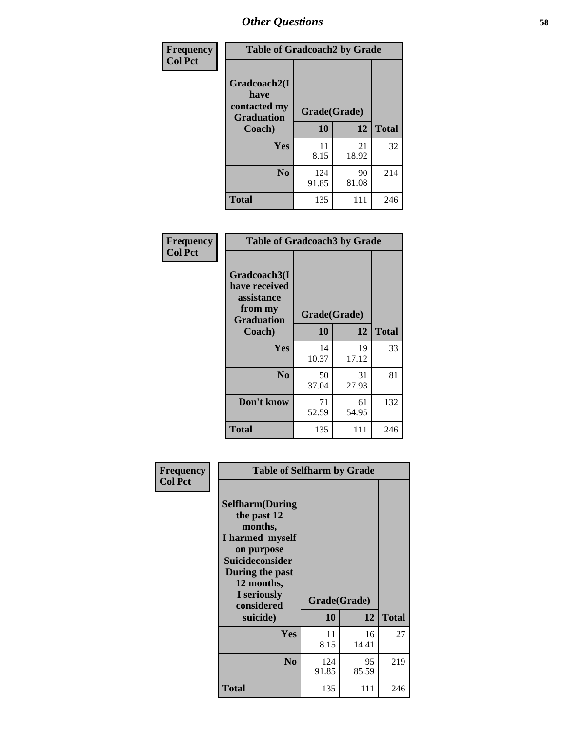# Other Questions

**Frequency / Col Pct**

| Table of Gradcoach2 by Grade | | | |
|---|---|---|---|
| Gradcoach2(I have contacted my Graduation Coach) | Grade(Grade) | | |
| | 10 | 12 | Total |
| Yes | 11<br>8.15 | 21<br>18.92 | 32 |
| No | 124<br>91.85 | 90<br>81.08 | 214 |
| Total | 135 | 111 | 246 |

**Frequency / Col Pct**

| Table of Gradcoach3 by Grade | | | |
|---|---|---|---|
| Gradcoach3(I have received assistance from my Graduation Coach) | Grade(Grade) | | |
| | 10 | 12 | Total |
| Yes | 14<br>10.37 | 19<br>17.12 | 33 |
| No | 50<br>37.04 | 31<br>27.93 | 81 |
| Don't know | 71<br>52.59 | 61<br>54.95 | 132 |
| Total | 135 | 111 | 246 |

**Frequency / Col Pct**

| Table of Selfharm by Grade | | | |
|---|---|---|---|
| Selfharm(During the past 12 months, I harmed myself on purpose Suicideconsider During the past 12 months, I seriously considered suicide) | Grade(Grade) | | |
| | 10 | 12 | Total |
| Yes | 11<br>8.15 | 16<br>14.41 | 27 |
| No | 124<br>91.85 | 95<br>85.59 | 219 |
| Total | 135 | 111 | 246 |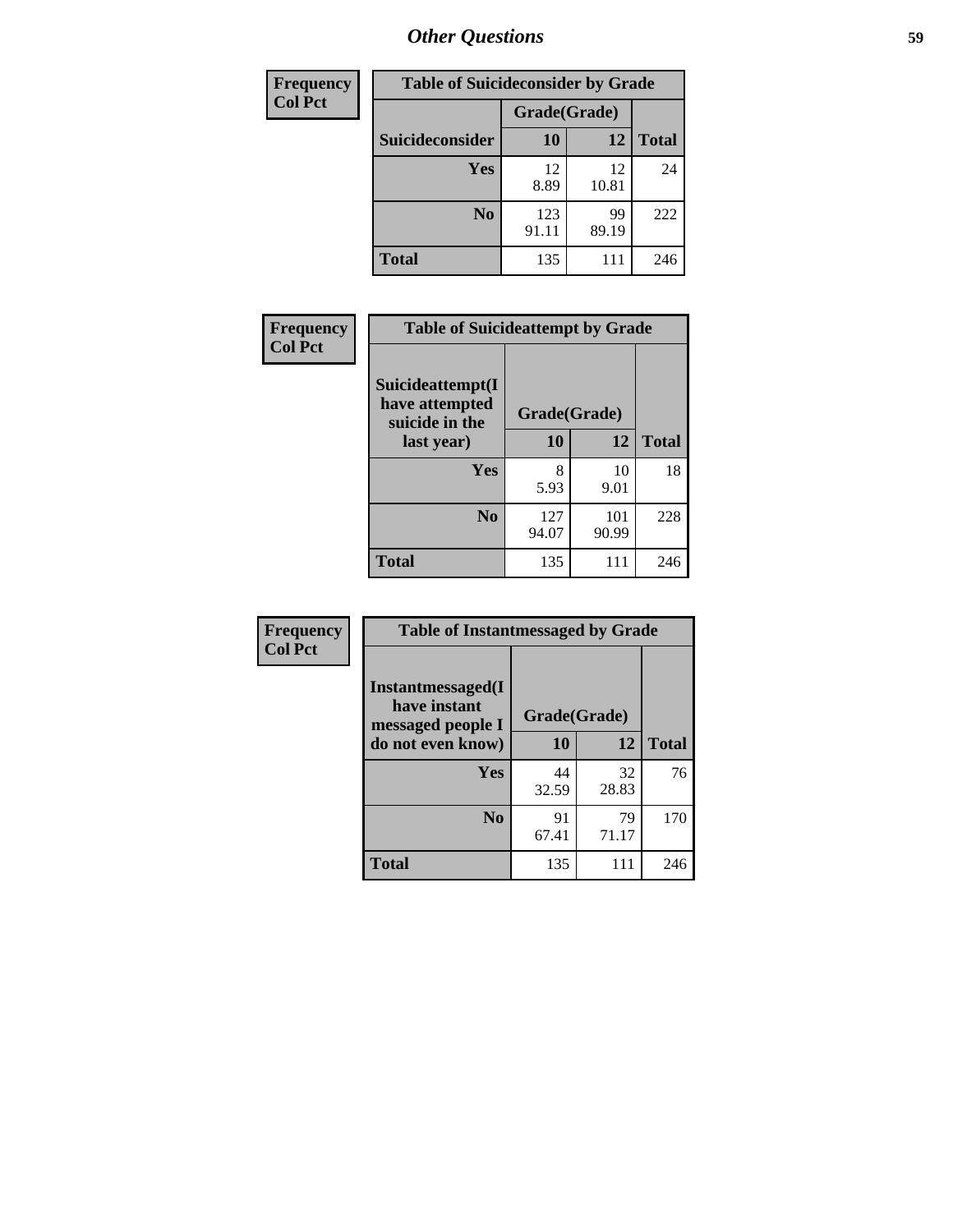# Other Questions

| Frequency<br>Col Pct |
|---|

**Table of Suicideconsider by Grade**

| Suicideconsider | Grade(Grade) 10 | 12 | Total |
|---|---|---|---|
| Yes | 12<br>8.89 | 12<br>10.81 | 24 |
| No | 123<br>91.11 | 99<br>89.19 | 222 |
| Total | 135 | 111 | 246 |

| Frequency<br>Col Pct |
|---|

**Table of Suicideattempt by Grade**

| Suicideattempt(I have attempted suicide in the last year) | Grade(Grade) 10 | 12 | Total |
|---|---|---|---|
| Yes | 8<br>5.93 | 10<br>9.01 | 18 |
| No | 127<br>94.07 | 101<br>90.99 | 228 |
| Total | 135 | 111 | 246 |

| Frequency<br>Col Pct |
|---|

**Table of Instantmessaged by Grade**

| Instantmessaged(I have instant messaged people I do not even know) | Grade(Grade) 10 | 12 | Total |
|---|---|---|---|
| Yes | 44<br>32.59 | 32<br>28.83 | 76 |
| No | 91<br>67.41 | 79<br>71.17 | 170 |
| Total | 135 | 111 | 246 |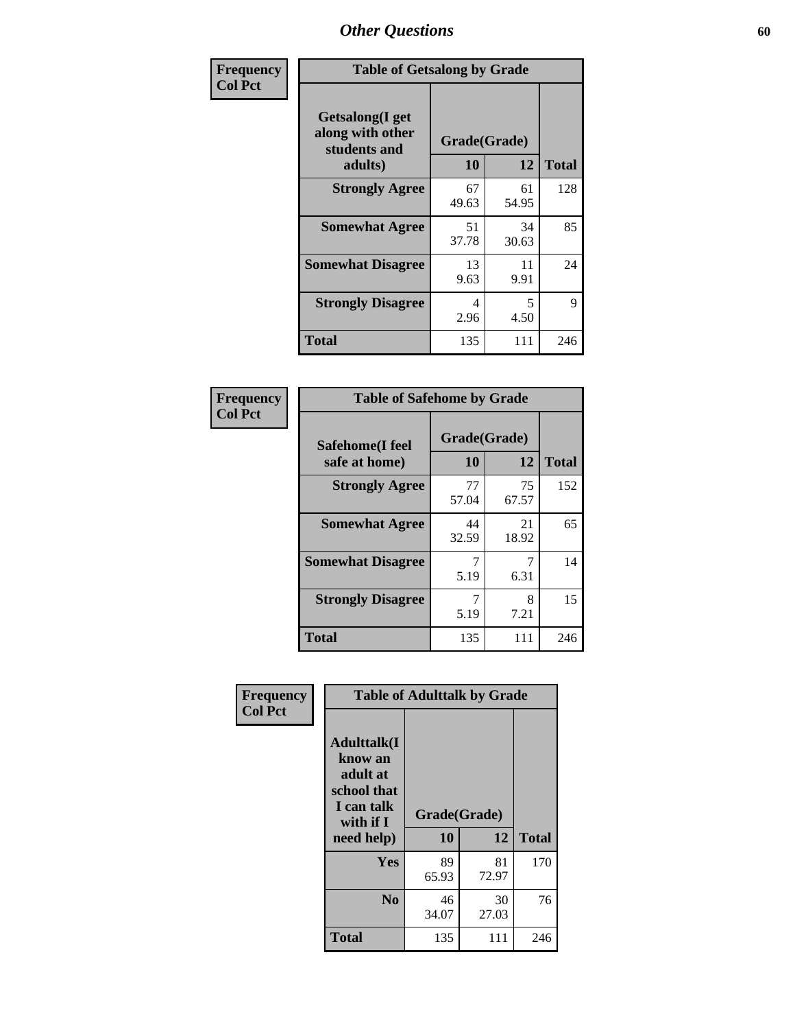# Other Questions

**Frequency**
**Col Pct**

**Table of Getsalong by Grade**

| Getsalong(I get along with other students and adults) | Grade(Grade) 10 | 12 | Total |
|---|---|---|---|
| **Strongly Agree** | 67<br>49.63 | 61<br>54.95 | 128 |
| **Somewhat Agree** | 51<br>37.78 | 34<br>30.63 | 85 |
| **Somewhat Disagree** | 13<br>9.63 | 11<br>9.91 | 24 |
| **Strongly Disagree** | 4<br>2.96 | 5<br>4.50 | 9 |
| **Total** | 135 | 111 | 246 |

**Frequency**
**Col Pct**

**Table of Safehome by Grade**

| Safehome(I feel safe at home) | Grade(Grade) 10 | 12 | Total |
|---|---|---|---|
| **Strongly Agree** | 77<br>57.04 | 75<br>67.57 | 152 |
| **Somewhat Agree** | 44<br>32.59 | 21<br>18.92 | 65 |
| **Somewhat Disagree** | 7<br>5.19 | 7<br>6.31 | 14 |
| **Strongly Disagree** | 7<br>5.19 | 8<br>7.21 | 15 |
| **Total** | 135 | 111 | 246 |

**Frequency**
**Col Pct**

**Table of Adulttalk by Grade**

| Adulttalk(I know an adult at school that I can talk with if I need help) | Grade(Grade) 10 | 12 | Total |
|---|---|---|---|
| **Yes** | 89<br>65.93 | 81<br>72.97 | 170 |
| **No** | 46<br>34.07 | 30<br>27.03 | 76 |
| **Total** | 135 | 111 | 246 |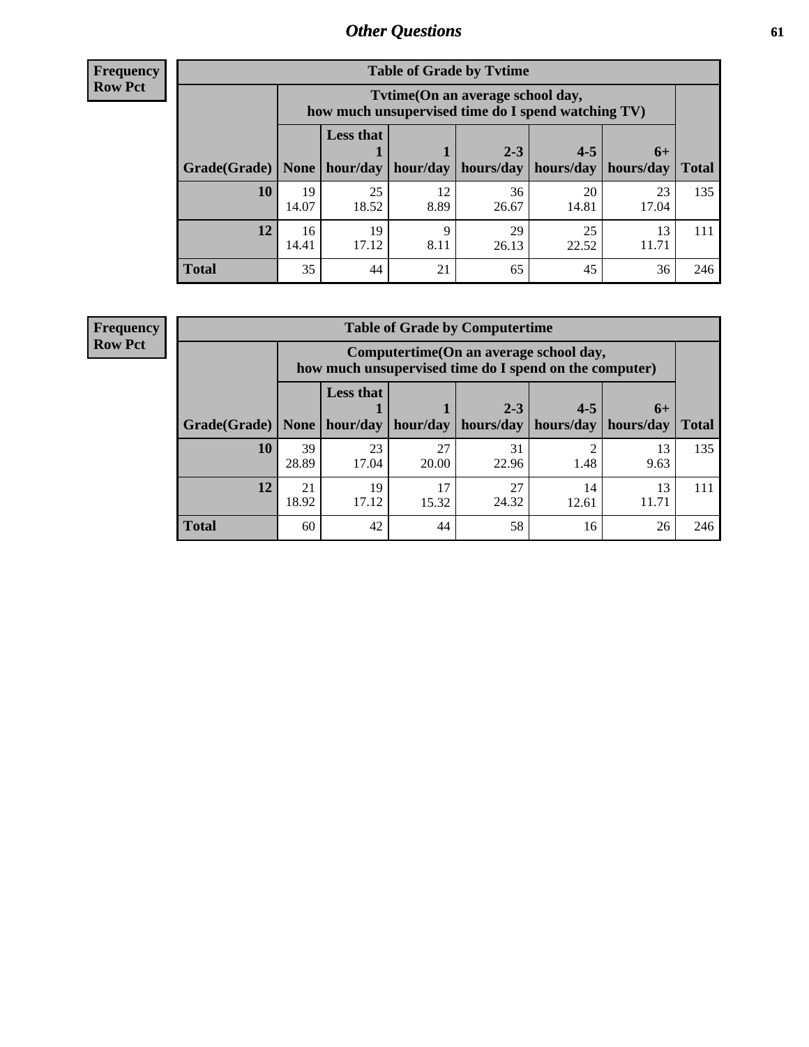**Frequency**
**Row Pct**

| Table of Grade by Tvtime | | | | | | | |
|---|---|---|---|---|---|---|---|
| | Tvtime(On an average school day, how much unsupervised time do I spend watching TV) | | | | | | |
| Grade(Grade) | None | Less that 1 hour/day | 1 hour/day | 2-3 hours/day | 4-5 hours/day | 6+ hours/day | Total |
| **10** | 19<br>14.07 | 25<br>18.52 | 12<br>8.89 | 36<br>26.67 | 20<br>14.81 | 23<br>17.04 | 135 |
| **12** | 16<br>14.41 | 19<br>17.12 | 9<br>8.11 | 29<br>26.13 | 25<br>22.52 | 13<br>11.71 | 111 |
| **Total** | 35 | 44 | 21 | 65 | 45 | 36 | 246 |

**Frequency**
**Row Pct**

| Table of Grade by Computertime | | | | | | | |
|---|---|---|---|---|---|---|---|
| | Computertime(On an average school day, how much unsupervised time do I spend on the computer) | | | | | | |
| Grade(Grade) | None | Less that 1 hour/day | 1 hour/day | 2-3 hours/day | 4-5 hours/day | 6+ hours/day | Total |
| **10** | 39<br>28.89 | 23<br>17.04 | 27<br>20.00 | 31<br>22.96 | 2<br>1.48 | 13<br>9.63 | 135 |
| **12** | 21<br>18.92 | 19<br>17.12 | 17<br>15.32 | 27<br>24.32 | 14<br>12.61 | 13<br>11.71 | 111 |
| **Total** | 60 | 42 | 44 | 58 | 16 | 26 | 246 |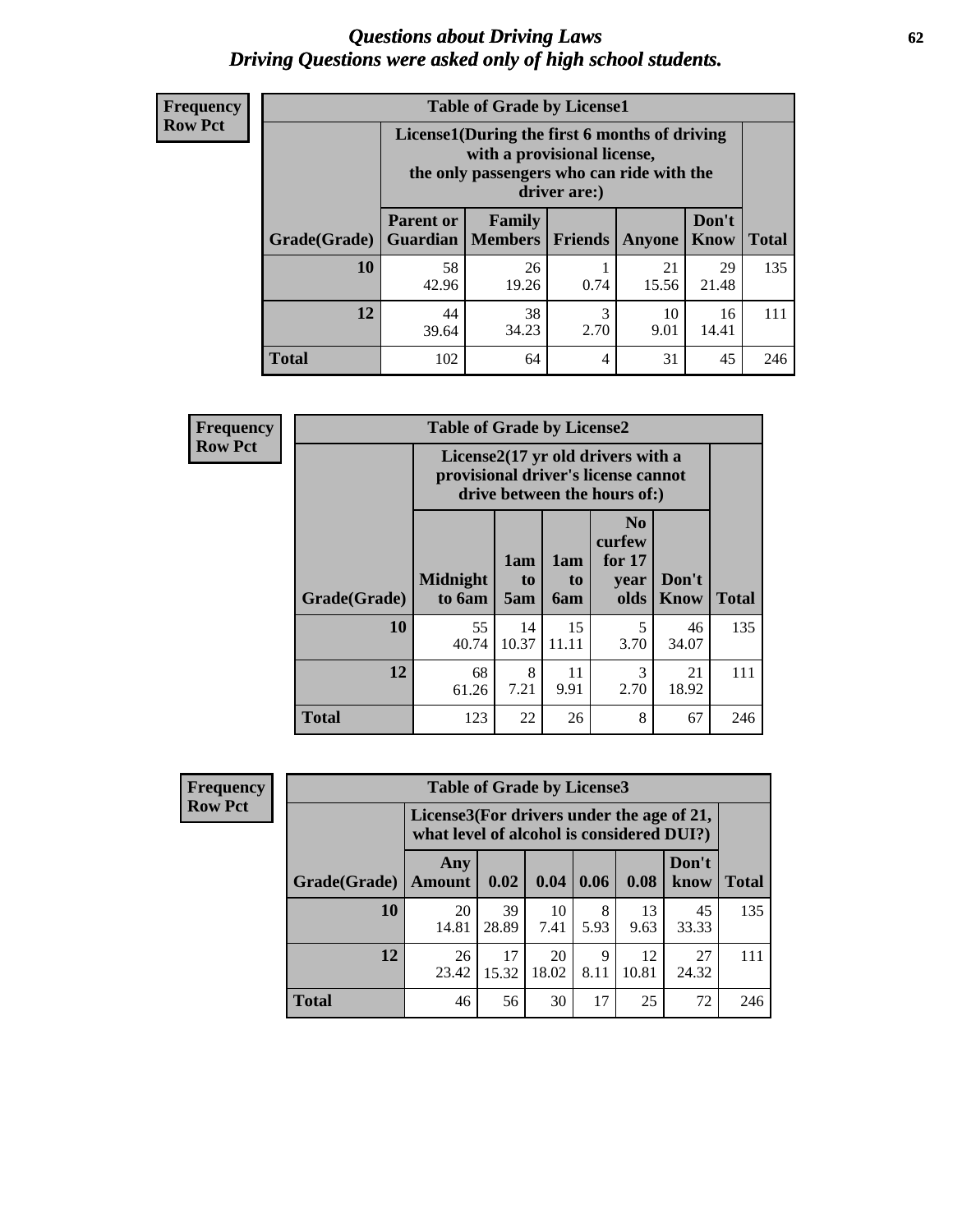# *Questions about Driving Laws*
# *Driving Questions were asked only of high school students.*

**Frequency**
**Row Pct**

| Table of Grade by License1 | | | | | | |
|---|---|---|---|---|---|---|
| | License1(During the first 6 months of driving with a provisional license, the only passengers who can ride with the driver are:) | | | | | |
| Grade(Grade) | Parent or Guardian | Family Members | Friends | Anyone | Don't Know | Total |
| 10 | 58<br>42.96 | 26<br>19.26 | 1<br>0.74 | 21<br>15.56 | 29<br>21.48 | 135 |
| 12 | 44<br>39.64 | 38<br>34.23 | 3<br>2.70 | 10<br>9.01 | 16<br>14.41 | 111 |
| Total | 102 | 64 | 4 | 31 | 45 | 246 |

**Frequency**
**Row Pct**

| Table of Grade by License2 | | | | | | |
|---|---|---|---|---|---|---|
| | License2(17 yr old drivers with a provisional driver's license cannot drive between the hours of:) | | | | | |
| Grade(Grade) | Midnight to 6am | 1am to 5am | 1am to 6am | No curfew for 17 year olds | Don't Know | Total |
| 10 | 55<br>40.74 | 14<br>10.37 | 15<br>11.11 | 5<br>3.70 | 46<br>34.07 | 135 |
| 12 | 68<br>61.26 | 8<br>7.21 | 11<br>9.91 | 3<br>2.70 | 21<br>18.92 | 111 |
| Total | 123 | 22 | 26 | 8 | 67 | 246 |

**Frequency**
**Row Pct**

| Table of Grade by License3 | | | | | | | |
|---|---|---|---|---|---|---|---|
| | License3(For drivers under the age of 21, what level of alcohol is considered DUI?) | | | | | | |
| Grade(Grade) | Any Amount | 0.02 | 0.04 | 0.06 | 0.08 | Don't know | Total |
| 10 | 20<br>14.81 | 39<br>28.89 | 10<br>7.41 | 8<br>5.93 | 13<br>9.63 | 45<br>33.33 | 135 |
| 12 | 26<br>23.42 | 17<br>15.32 | 20<br>18.02 | 9<br>8.11 | 12<br>10.81 | 27<br>24.32 | 111 |
| Total | 46 | 56 | 30 | 17 | 25 | 72 | 246 |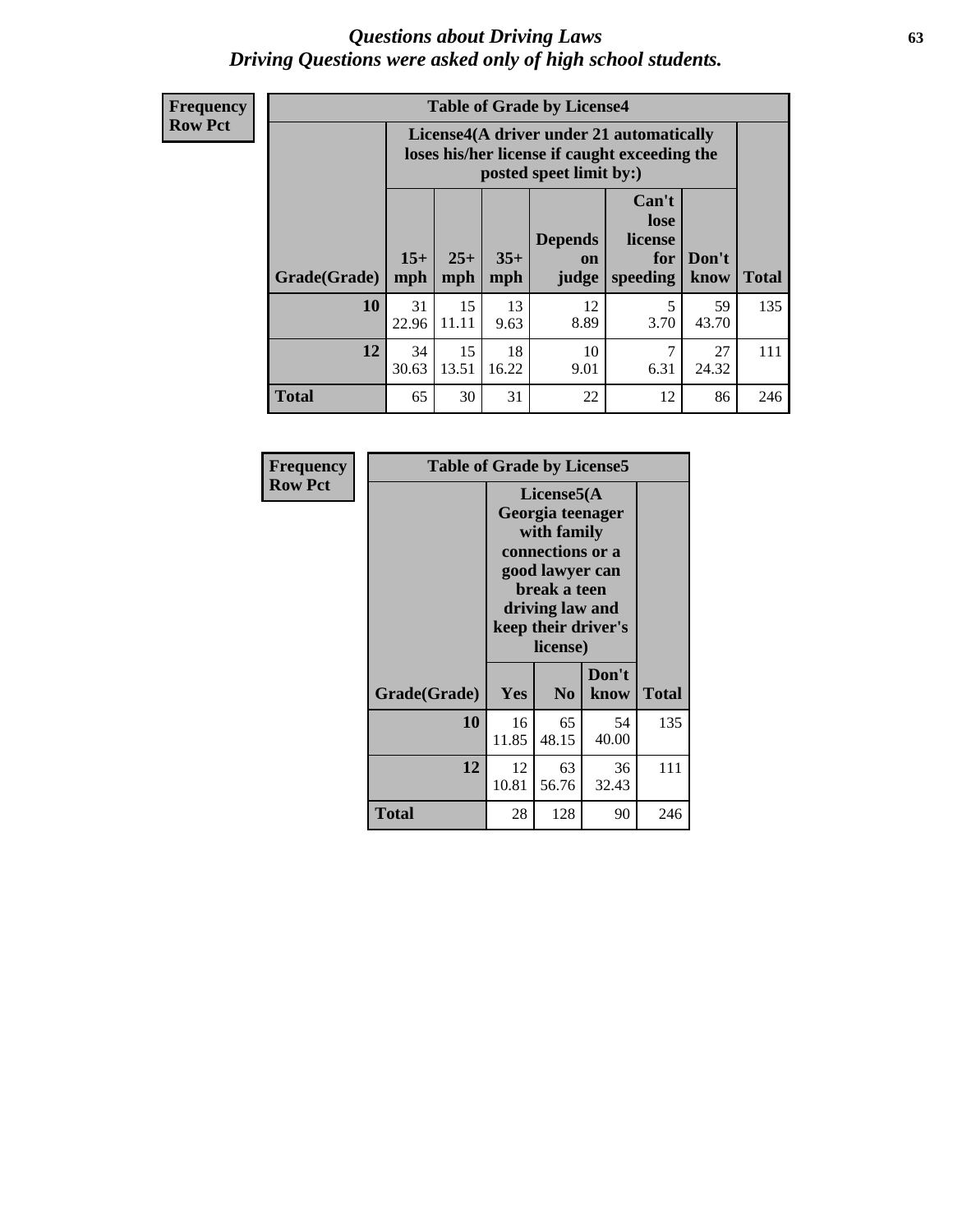# *Questions about Driving Laws*
## *Driving Questions were asked only of high school students.*

**Frequency**
**Row Pct**

**Table of Grade by License4**

| Grade(Grade) | License4(A driver under 21 automatically loses his/her license if caught exceeding the posted speet limit by:) | | | | | | Total |
|---|---|---|---|---|---|---|---|
| | 15+ mph | 25+ mph | 35+ mph | Depends on judge | Can't lose license for speeding | Don't know | |
| **10** | 31<br>22.96 | 15<br>11.11 | 13<br>9.63 | 12<br>8.89 | 5<br>3.70 | 59<br>43.70 | 135 |
| **12** | 34<br>30.63 | 15<br>13.51 | 18<br>16.22 | 10<br>9.01 | 7<br>6.31 | 27<br>24.32 | 111 |
| **Total** | 65 | 30 | 31 | 22 | 12 | 86 | 246 |

**Frequency**
**Row Pct**

**Table of Grade by License5**

| Grade(Grade) | License5(A Georgia teenager with family connections or a good lawyer can break a teen driving law and keep their driver's license) | | | Total |
|---|---|---|---|---|
| | Yes | No | Don't know | |
| **10** | 16<br>11.85 | 65<br>48.15 | 54<br>40.00 | 135 |
| **12** | 12<br>10.81 | 63<br>56.76 | 36<br>32.43 | 111 |
| **Total** | 28 | 128 | 90 | 246 |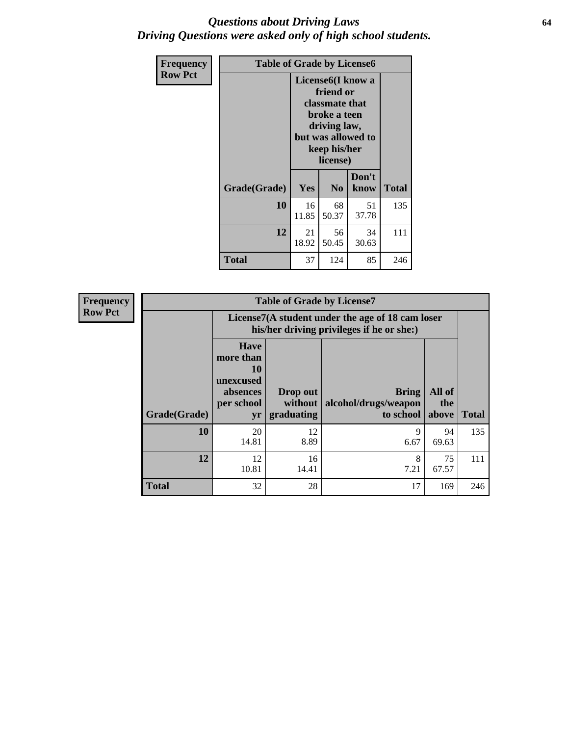*Questions about Driving Laws*
*Driving Questions were asked only of high school students.*

**Frequency**
**Row Pct**

| Table of Grade by License6 | | | | |
|---|---|---|---|---|
| | License6(I know a friend or classmate that broke a teen driving law, but was allowed to keep his/her license) | | | |
| Grade(Grade) | Yes | No | Don't know | Total |
| 10 | 16<br>11.85 | 68<br>50.37 | 51<br>37.78 | 135 |
| 12 | 21<br>18.92 | 56<br>50.45 | 34<br>30.63 | 111 |
| Total | 37 | 124 | 85 | 246 |

**Frequency**
**Row Pct**

| Table of Grade by License7 | | | | | |
|---|---|---|---|---|---|
| | License7(A student under the age of 18 cam loser his/her driving privileges if he or she:) | | | | |
| Grade(Grade) | Have more than 10 unexcused absences per school yr | Drop out without graduating | Bring alcohol/drugs/weapon to school | All of the above | Total |
| 10 | 20<br>14.81 | 12<br>8.89 | 9<br>6.67 | 94<br>69.63 | 135 |
| 12 | 12<br>10.81 | 16<br>14.41 | 8<br>7.21 | 75<br>67.57 | 111 |
| Total | 32 | 28 | 17 | 169 | 246 |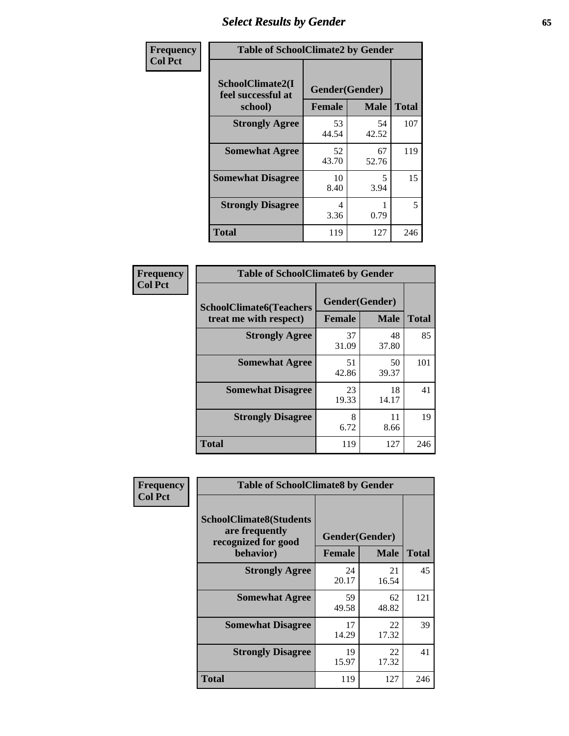## Select Results by Gender

| Frequency Col Pct | Table of SchoolClimate2 by Gender | | |
|---|---|---|---|
| SchoolClimate2(I feel successful at school) | Gender(Gender) | | |
| | Female | Male | Total |
| Strongly Agree | 53<br>44.54 | 54<br>42.52 | 107 |
| Somewhat Agree | 52<br>43.70 | 67<br>52.76 | 119 |
| Somewhat Disagree | 10<br>8.40 | 5<br>3.94 | 15 |
| Strongly Disagree | 4<br>3.36 | 1<br>0.79 | 5 |
| Total | 119 | 127 | 246 |

| Frequency Col Pct | Table of SchoolClimate6 by Gender | | |
|---|---|---|---|
| SchoolClimate6(Teachers treat me with respect) | Gender(Gender) | | |
| | Female | Male | Total |
| Strongly Agree | 37<br>31.09 | 48<br>37.80 | 85 |
| Somewhat Agree | 51<br>42.86 | 50<br>39.37 | 101 |
| Somewhat Disagree | 23<br>19.33 | 18<br>14.17 | 41 |
| Strongly Disagree | 8<br>6.72 | 11<br>8.66 | 19 |
| Total | 119 | 127 | 246 |

| Frequency Col Pct | Table of SchoolClimate8 by Gender | | |
|---|---|---|---|
| SchoolClimate8(Students are frequently recognized for good behavior) | Gender(Gender) | | |
| | Female | Male | Total |
| Strongly Agree | 24<br>20.17 | 21<br>16.54 | 45 |
| Somewhat Agree | 59<br>49.58 | 62<br>48.82 | 121 |
| Somewhat Disagree | 17<br>14.29 | 22<br>17.32 | 39 |
| Strongly Disagree | 19<br>15.97 | 22<br>17.32 | 41 |
| Total | 119 | 127 | 246 |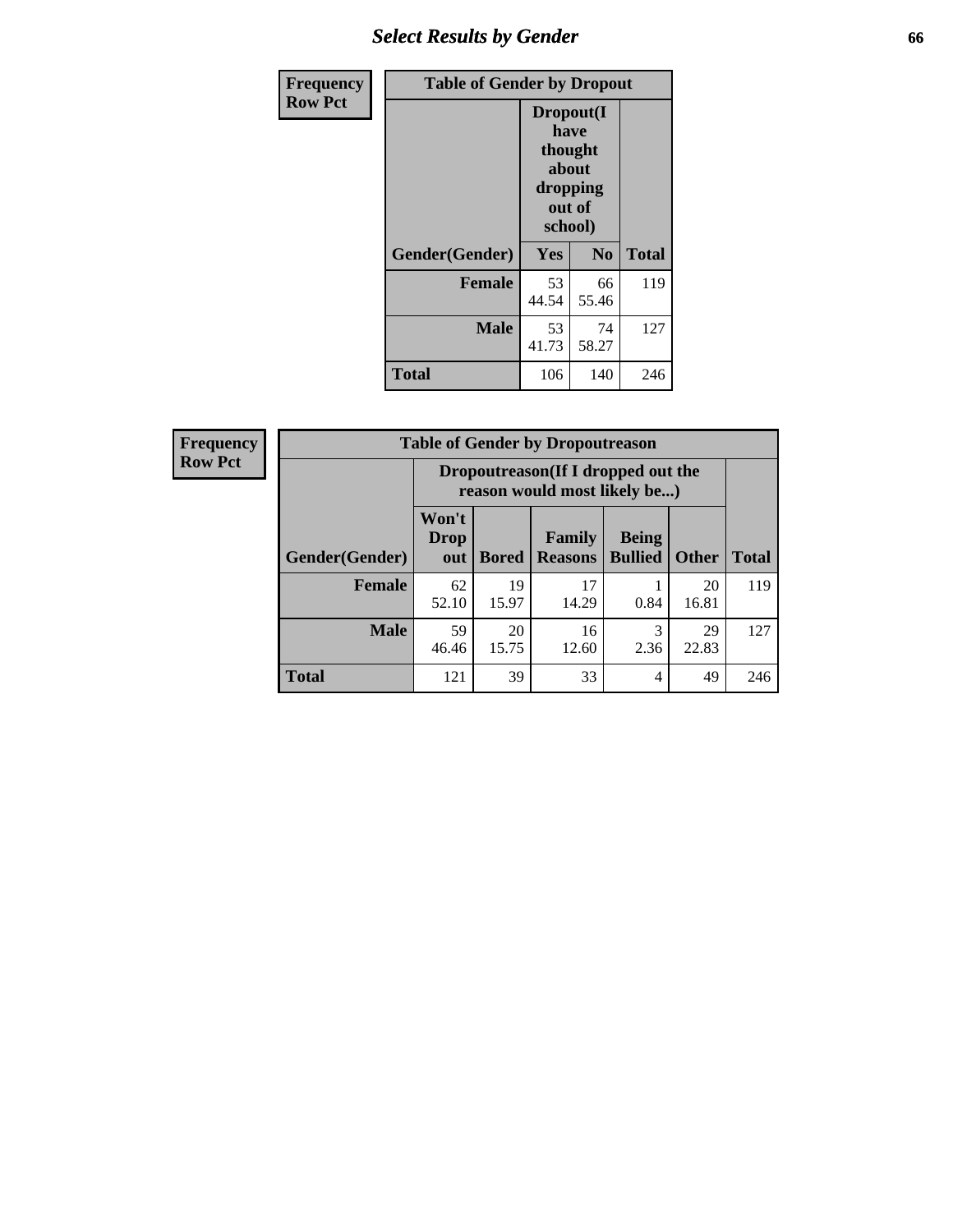# Select Results by Gender

**Frequency**
**Row Pct**

| Table of Gender by Dropout | | | |
|---|---|---|---|
| | Dropout(I have thought about dropping out of school) | | |
| Gender(Gender) | Yes | No | Total |
| **Female** | 53<br>44.54 | 66<br>55.46 | 119 |
| **Male** | 53<br>41.73 | 74<br>58.27 | 127 |
| **Total** | 106 | 140 | 246 |

**Frequency**
**Row Pct**

| Table of Gender by Dropoutreason | | | | | | |
|---|---|---|---|---|---|---|
| | Dropoutreason(If I dropped out the reason would most likely be...) | | | | | |
| Gender(Gender) | Won't Drop out | Bored | Family Reasons | Being Bullied | Other | Total |
| **Female** | 62<br>52.10 | 19<br>15.97 | 17<br>14.29 | 1<br>0.84 | 20<br>16.81 | 119 |
| **Male** | 59<br>46.46 | 20<br>15.75 | 16<br>12.60 | 3<br>2.36 | 29<br>22.83 | 127 |
| **Total** | 121 | 39 | 33 | 4 | 49 | 246 |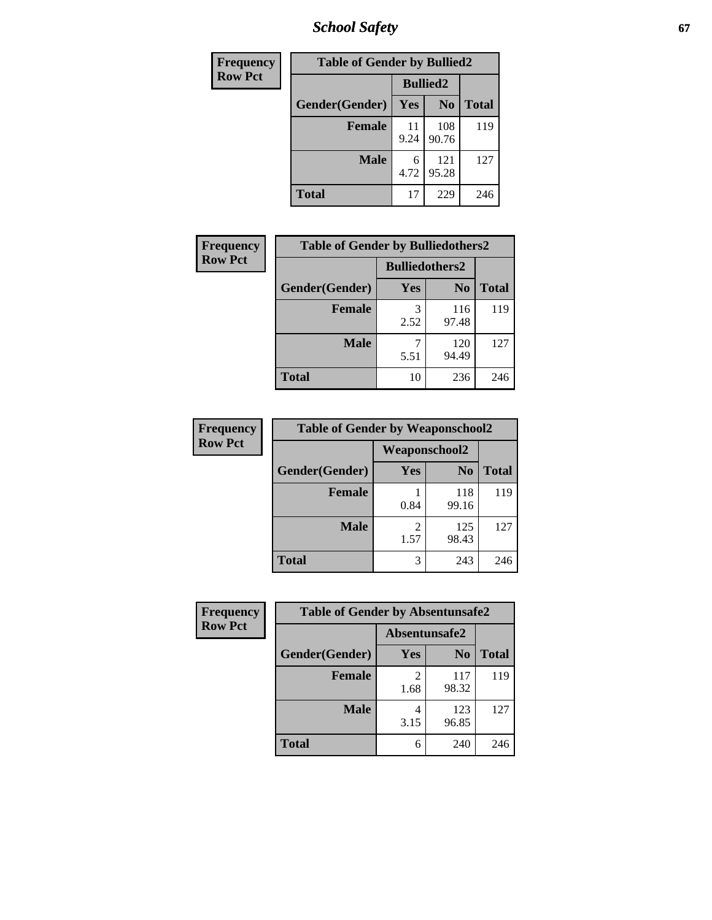## School Safety

| Frequency Row Pct |
|---|

| Table of Gender by Bullied2 | | | |
|---|---|---|---|
| | Bullied2 | | |
| Gender(Gender) | Yes | No | Total |
| Female | 11<br>9.24 | 108<br>90.76 | 119 |
| Male | 6<br>4.72 | 121<br>95.28 | 127 |
| Total | 17 | 229 | 246 |

| Frequency Row Pct |
|---|

| Table of Gender by Bulliedothers2 | | | |
|---|---|---|---|
| | Bulliedothers2 | | |
| Gender(Gender) | Yes | No | Total |
| Female | 3<br>2.52 | 116<br>97.48 | 119 |
| Male | 7<br>5.51 | 120<br>94.49 | 127 |
| Total | 10 | 236 | 246 |

| Frequency Row Pct |
|---|

| Table of Gender by Weaponschool2 | | | |
|---|---|---|---|
| | Weaponschool2 | | |
| Gender(Gender) | Yes | No | Total |
| Female | 1<br>0.84 | 118<br>99.16 | 119 |
| Male | 2<br>1.57 | 125<br>98.43 | 127 |
| Total | 3 | 243 | 246 |

| Frequency Row Pct |
|---|

| Table of Gender by Absentunsafe2 | | | |
|---|---|---|---|
| | Absentunsafe2 | | |
| Gender(Gender) | Yes | No | Total |
| Female | 2<br>1.68 | 117<br>98.32 | 119 |
| Male | 4<br>3.15 | 123<br>96.85 | 127 |
| Total | 6 | 240 | 246 |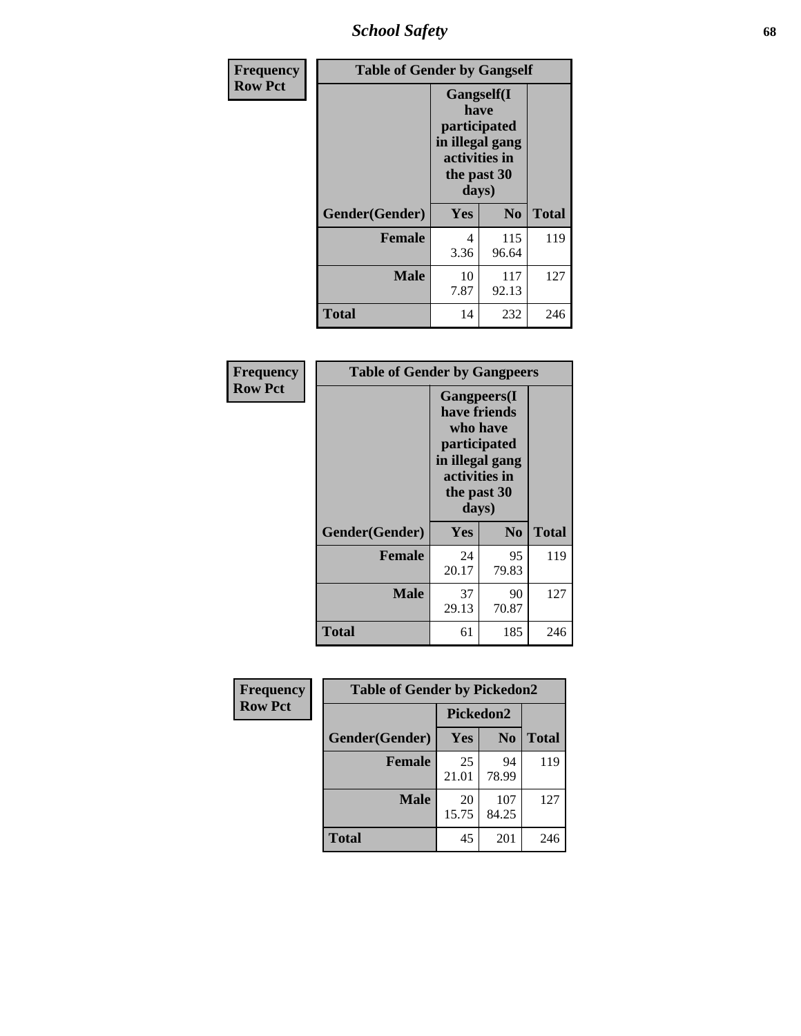| Frequency Row Pct | Table of Gender by Gangself | | |
|---|---|---|---|
| | Gangself(I have participated in illegal gang activities in the past 30 days) | | |
| Gender(Gender) | Yes | No | Total |
| Female | 4<br>3.36 | 115<br>96.64 | 119 |
| Male | 10<br>7.87 | 117<br>92.13 | 127 |
| Total | 14 | 232 | 246 |

| Frequency Row Pct | Table of Gender by Gangpeers | | |
|---|---|---|---|
| | Gangpeers(I have friends who have participated in illegal gang activities in the past 30 days) | | |
| Gender(Gender) | Yes | No | Total |
| Female | 24<br>20.17 | 95<br>79.83 | 119 |
| Male | 37<br>29.13 | 90<br>70.87 | 127 |
| Total | 61 | 185 | 246 |

| Frequency Row Pct | Table of Gender by Pickedon2 | | |
|---|---|---|---|
| | Pickedon2 | | |
| Gender(Gender) | Yes | No | Total |
| Female | 25<br>21.01 | 94<br>78.99 | 119 |
| Male | 20<br>15.75 | 107<br>84.25 | 127 |
| Total | 45 | 201 | 246 |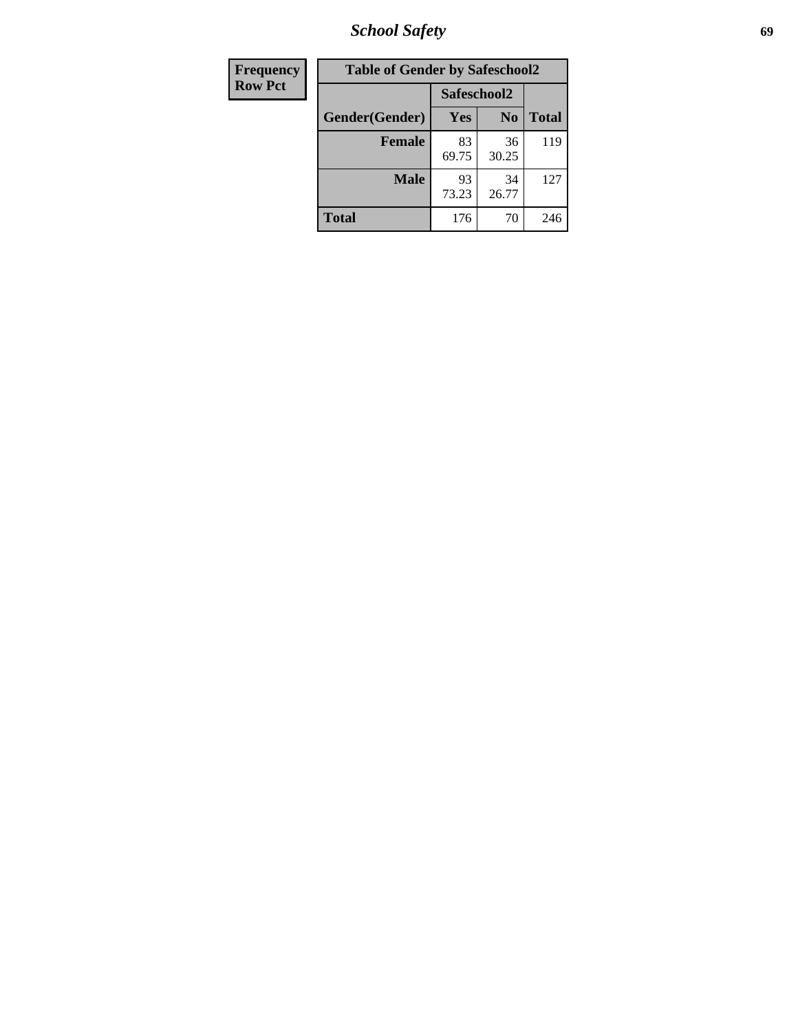| Frequency Row Pct |
|---|

**Table of Gender by Safeschool2**

| Gender(Gender) | Safeschool2 Yes | No | Total |
|---|---|---|---|
| Female | 83 69.75 | 36 30.25 | 119 |
| Male | 93 73.23 | 34 26.77 | 127 |
| Total | 176 | 70 | 246 |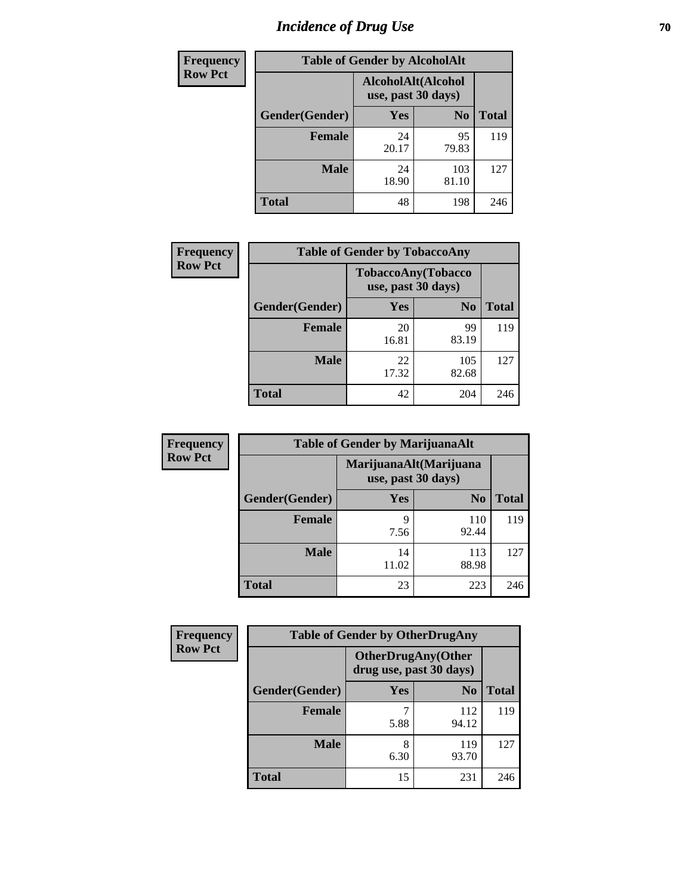# Incidence of Drug Use

| Frequency Row Pct | Table of Gender by AlcoholAlt | | |
|---|---|---|---|
| | AlcoholAlt(Alcohol use, past 30 days) | | |
| Gender(Gender) | Yes | No | Total |
| Female | 24<br>20.17 | 95<br>79.83 | 119 |
| Male | 24<br>18.90 | 103<br>81.10 | 127 |
| Total | 48 | 198 | 246 |

| Frequency Row Pct | Table of Gender by TobaccoAny | | |
|---|---|---|---|
| | TobaccoAny(Tobacco use, past 30 days) | | |
| Gender(Gender) | Yes | No | Total |
| Female | 20<br>16.81 | 99<br>83.19 | 119 |
| Male | 22<br>17.32 | 105<br>82.68 | 127 |
| Total | 42 | 204 | 246 |

| Frequency Row Pct | Table of Gender by MarijuanaAlt | | |
|---|---|---|---|
| | MarijuanaAlt(Marijuana use, past 30 days) | | |
| Gender(Gender) | Yes | No | Total |
| Female | 9<br>7.56 | 110<br>92.44 | 119 |
| Male | 14<br>11.02 | 113<br>88.98 | 127 |
| Total | 23 | 223 | 246 |

| Frequency Row Pct | Table of Gender by OtherDrugAny | | |
|---|---|---|---|
| | OtherDrugAny(Other drug use, past 30 days) | | |
| Gender(Gender) | Yes | No | Total |
| Female | 7<br>5.88 | 112<br>94.12 | 119 |
| Male | 8<br>6.30 | 119<br>93.70 | 127 |
| Total | 15 | 231 | 246 |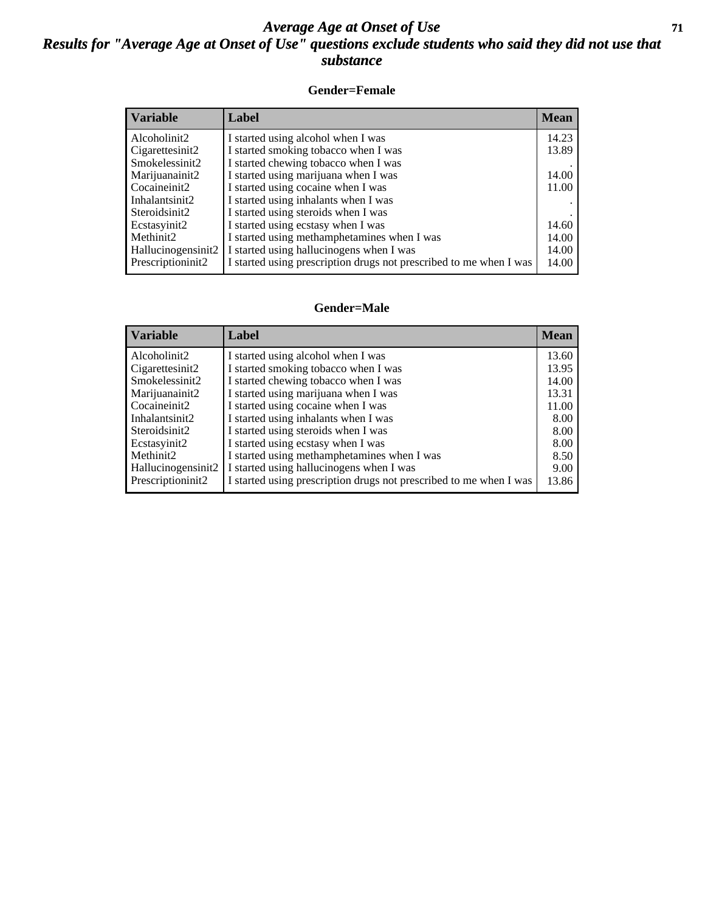# Average Age at Onset of Use

## Results for "Average Age at Onset of Use" questions exclude students who said they did not use that substance

### Gender=Female

| Variable | Label | Mean |
|---|---|---|
| Alcoholinit2 | I started using alcohol when I was | 14.23 |
| Cigarettesinit2 | I started smoking tobacco when I was | 13.89 |
| Smokelessinit2 | I started chewing tobacco when I was | . |
| Marijuanainit2 | I started using marijuana when I was | 14.00 |
| Cocaineinit2 | I started using cocaine when I was | 11.00 |
| Inhalantsinit2 | I started using inhalants when I was | . |
| Steroidsinit2 | I started using steroids when I was | . |
| Ecstasyinit2 | I started using ecstasy when I was | 14.60 |
| Methinit2 | I started using methamphetamines when I was | 14.00 |
| Hallucinogensinit2 | I started using hallucinogens when I was | 14.00 |
| Prescriptioninit2 | I started using prescription drugs not prescribed to me when I was | 14.00 |

### Gender=Male

| Variable | Label | Mean |
|---|---|---|
| Alcoholinit2 | I started using alcohol when I was | 13.60 |
| Cigarettesinit2 | I started smoking tobacco when I was | 13.95 |
| Smokelessinit2 | I started chewing tobacco when I was | 14.00 |
| Marijuanainit2 | I started using marijuana when I was | 13.31 |
| Cocaineinit2 | I started using cocaine when I was | 11.00 |
| Inhalantsinit2 | I started using inhalants when I was | 8.00 |
| Steroidsinit2 | I started using steroids when I was | 8.00 |
| Ecstasyinit2 | I started using ecstasy when I was | 8.00 |
| Methinit2 | I started using methamphetamines when I was | 8.50 |
| Hallucinogensinit2 | I started using hallucinogens when I was | 9.00 |
| Prescriptioninit2 | I started using prescription drugs not prescribed to me when I was | 13.86 |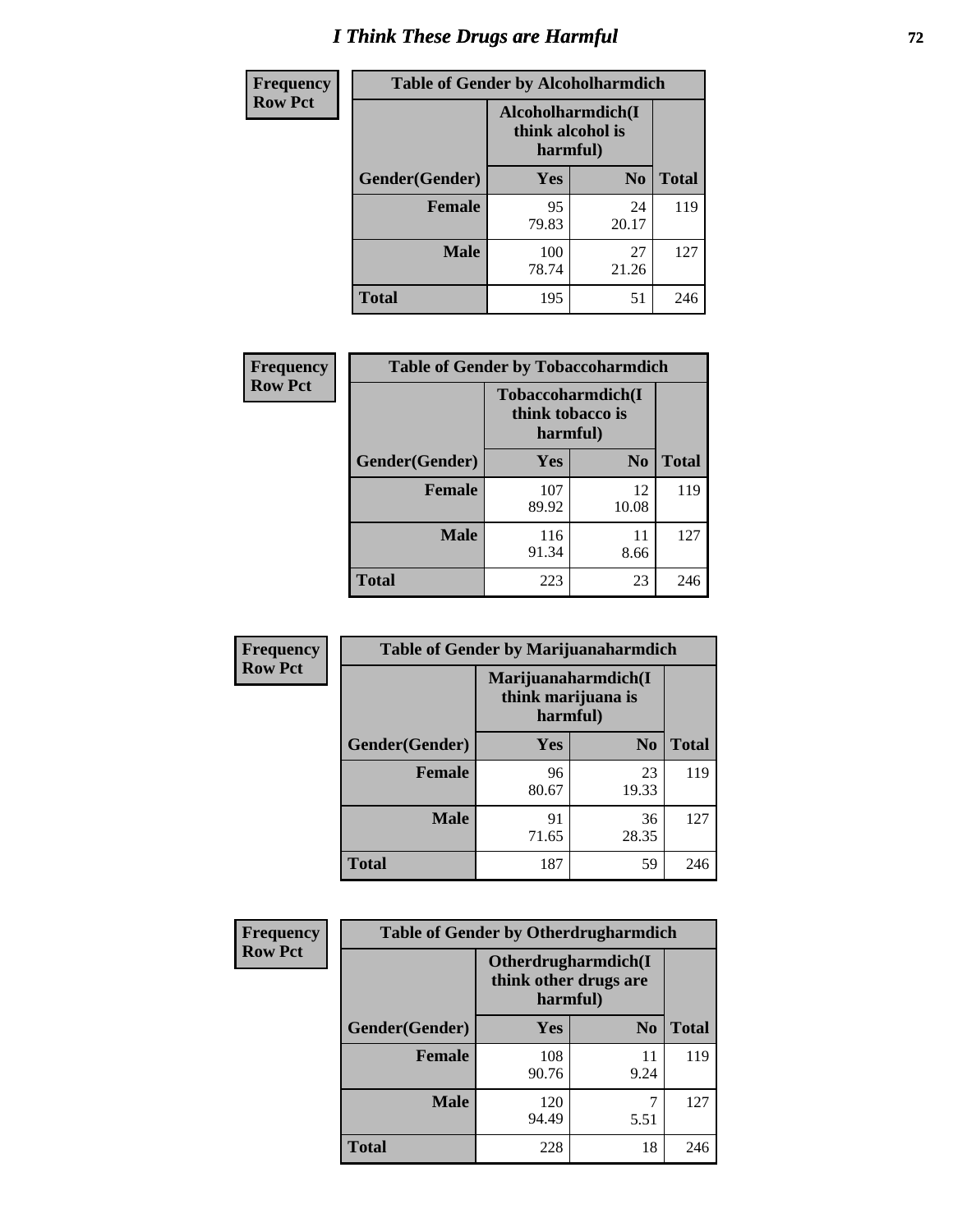# I Think These Drugs are Harmful

| Frequency<br>Row Pct | Table of Gender by Alcoholharmdich | | |
|---|---|---|---|
| | Alcoholharmdich(I think alcohol is harmful) | | |
| Gender(Gender) | Yes | No | Total |
| Female | 95<br>79.83 | 24<br>20.17 | 119 |
| Male | 100<br>78.74 | 27<br>21.26 | 127 |
| Total | 195 | 51 | 246 |

| Frequency<br>Row Pct | Table of Gender by Tobaccoharmdich | | |
|---|---|---|---|
| | Tobaccoharmdich(I think tobacco is harmful) | | |
| Gender(Gender) | Yes | No | Total |
| Female | 107<br>89.92 | 12<br>10.08 | 119 |
| Male | 116<br>91.34 | 11<br>8.66 | 127 |
| Total | 223 | 23 | 246 |

| Frequency<br>Row Pct | Table of Gender by Marijuanaharmdich | | |
|---|---|---|---|
| | Marijuanaharmdich(I think marijuana is harmful) | | |
| Gender(Gender) | Yes | No | Total |
| Female | 96<br>80.67 | 23<br>19.33 | 119 |
| Male | 91<br>71.65 | 36<br>28.35 | 127 |
| Total | 187 | 59 | 246 |

| Frequency<br>Row Pct | Table of Gender by Otherdrugharmdich | | |
|---|---|---|---|
| | Otherdrugharmdich(I think other drugs are harmful) | | |
| Gender(Gender) | Yes | No | Total |
| Female | 108<br>90.76 | 11<br>9.24 | 119 |
| Male | 120<br>94.49 | 7<br>5.51 | 127 |
| Total | 228 | 18 | 246 |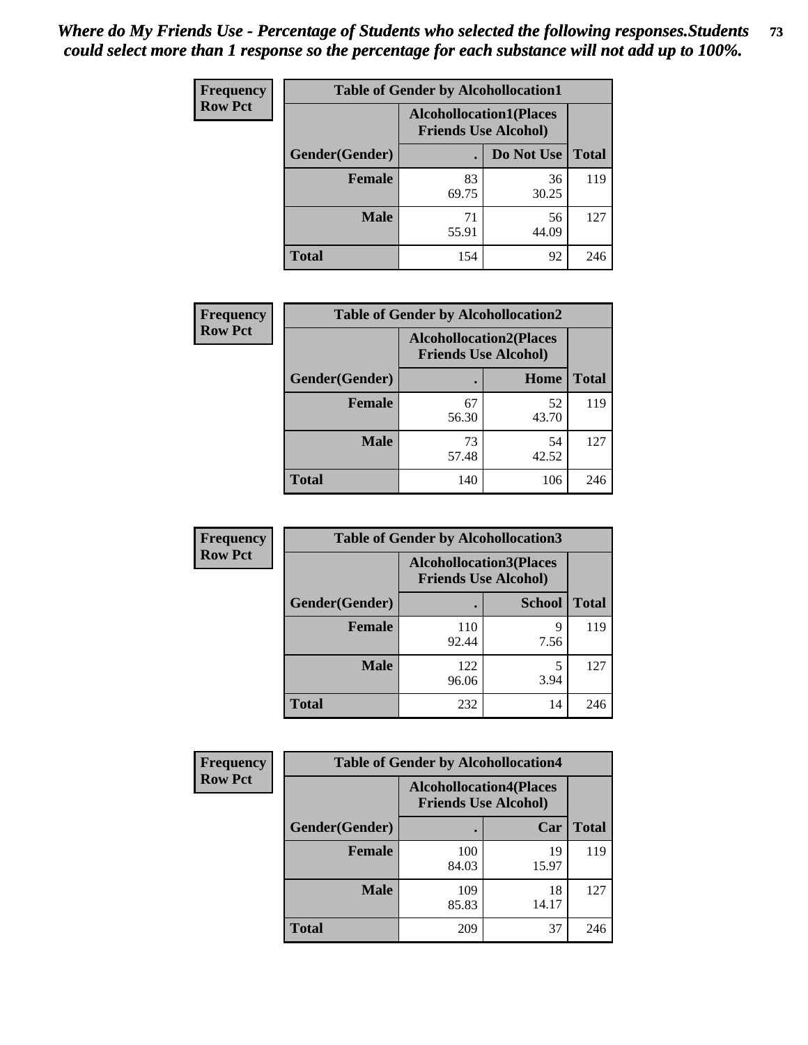*Where do My Friends Use - Percentage of Students who selected the following responses.Students could select more than 1 response so the percentage for each substance will not add up to 100%.*

**Frequency**
**Row Pct**

| Table of Gender by Alcohollocation1 | | | |
|---|---|---|---|
| | Alcohollocation1(Places Friends Use Alcohol) | | |
| Gender(Gender) | . | Do Not Use | Total |
| **Female** | 83<br>69.75 | 36<br>30.25 | 119 |
| **Male** | 71<br>55.91 | 56<br>44.09 | 127 |
| **Total** | 154 | 92 | 246 |

**Frequency**
**Row Pct**

| Table of Gender by Alcohollocation2 | | | |
|---|---|---|---|
| | Alcohollocation2(Places Friends Use Alcohol) | | |
| Gender(Gender) | . | Home | Total |
| **Female** | 67<br>56.30 | 52<br>43.70 | 119 |
| **Male** | 73<br>57.48 | 54<br>42.52 | 127 |
| **Total** | 140 | 106 | 246 |

**Frequency**
**Row Pct**

| Table of Gender by Alcohollocation3 | | | |
|---|---|---|---|
| | Alcohollocation3(Places Friends Use Alcohol) | | |
| Gender(Gender) | . | School | Total |
| **Female** | 110<br>92.44 | 9<br>7.56 | 119 |
| **Male** | 122<br>96.06 | 5<br>3.94 | 127 |
| **Total** | 232 | 14 | 246 |

**Frequency**
**Row Pct**

| Table of Gender by Alcohollocation4 | | | |
|---|---|---|---|
| | Alcohollocation4(Places Friends Use Alcohol) | | |
| Gender(Gender) | . | Car | Total |
| **Female** | 100<br>84.03 | 19<br>15.97 | 119 |
| **Male** | 109<br>85.83 | 18<br>14.17 | 127 |
| **Total** | 209 | 37 | 246 |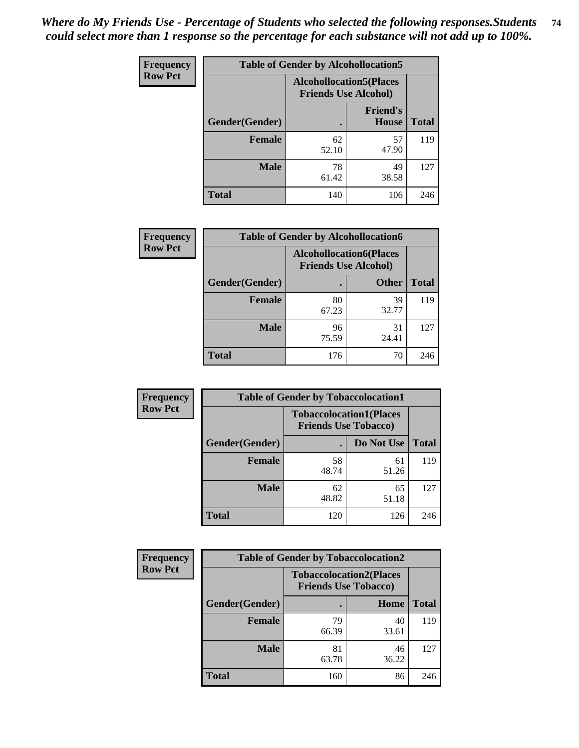*Where do My Friends Use - Percentage of Students who selected the following responses.Students could select more than 1 response so the percentage for each substance will not add up to 100%.*

| Frequency Row Pct | Table of Gender by Alcohollocation5 | | |
|---|---|---|---|
| | Alcohollocation5(Places Friends Use Alcohol) | | |
| Gender(Gender) | . | Friend's House | Total |
| Female | 62<br>52.10 | 57<br>47.90 | 119 |
| Male | 78<br>61.42 | 49<br>38.58 | 127 |
| Total | 140 | 106 | 246 |

| Frequency Row Pct | Table of Gender by Alcohollocation6 | | |
|---|---|---|---|
| | Alcohollocation6(Places Friends Use Alcohol) | | |
| Gender(Gender) | . | Other | Total |
| Female | 80<br>67.23 | 39<br>32.77 | 119 |
| Male | 96<br>75.59 | 31<br>24.41 | 127 |
| Total | 176 | 70 | 246 |

| Frequency Row Pct | Table of Gender by Tobaccolocation1 | | |
|---|---|---|---|
| | Tobaccolocation1(Places Friends Use Tobacco) | | |
| Gender(Gender) | . | Do Not Use | Total |
| Female | 58<br>48.74 | 61<br>51.26 | 119 |
| Male | 62<br>48.82 | 65<br>51.18 | 127 |
| Total | 120 | 126 | 246 |

| Frequency Row Pct | Table of Gender by Tobaccolocation2 | | |
|---|---|---|---|
| | Tobaccolocation2(Places Friends Use Tobacco) | | |
| Gender(Gender) | . | Home | Total |
| Female | 79<br>66.39 | 40<br>33.61 | 119 |
| Male | 81<br>63.78 | 46<br>36.22 | 127 |
| Total | 160 | 86 | 246 |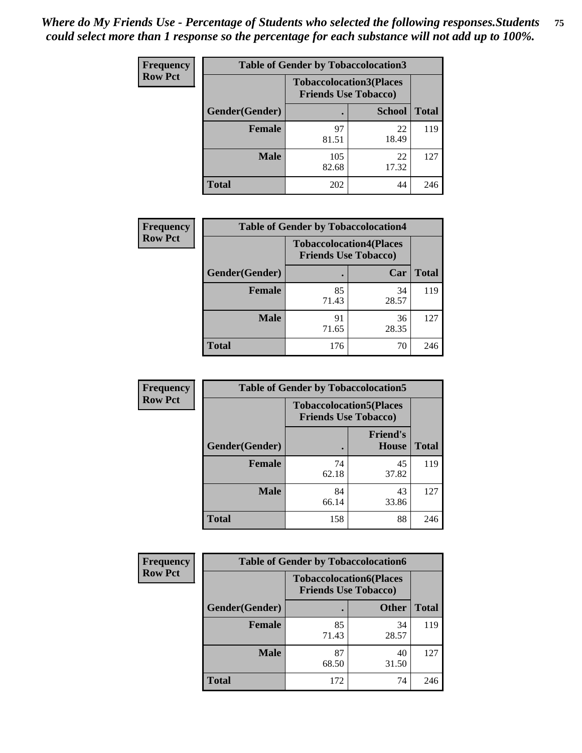*Where do My Friends Use - Percentage of Students who selected the following responses.Students could select more than 1 response so the percentage for each substance will not add up to 100%.*

**Frequency**
**Row Pct**

| Table of Gender by Tobaccolocation3 | | | |
|---|---|---|---|
| | Tobaccolocation3(Places Friends Use Tobacco) | | |
| Gender(Gender) | . | School | Total |
| Female | 97<br>81.51 | 22<br>18.49 | 119 |
| Male | 105<br>82.68 | 22<br>17.32 | 127 |
| Total | 202 | 44 | 246 |

**Frequency**
**Row Pct**

| Table of Gender by Tobaccolocation4 | | | |
|---|---|---|---|
| | Tobaccolocation4(Places Friends Use Tobacco) | | |
| Gender(Gender) | . | Car | Total |
| Female | 85<br>71.43 | 34<br>28.57 | 119 |
| Male | 91<br>71.65 | 36<br>28.35 | 127 |
| Total | 176 | 70 | 246 |

**Frequency**
**Row Pct**

| Table of Gender by Tobaccolocation5 | | | |
|---|---|---|---|
| | Tobaccolocation5(Places Friends Use Tobacco) | | |
| Gender(Gender) | . | Friend's House | Total |
| Female | 74<br>62.18 | 45<br>37.82 | 119 |
| Male | 84<br>66.14 | 43<br>33.86 | 127 |
| Total | 158 | 88 | 246 |

**Frequency**
**Row Pct**

| Table of Gender by Tobaccolocation6 | | | |
|---|---|---|---|
| | Tobaccolocation6(Places Friends Use Tobacco) | | |
| Gender(Gender) | . | Other | Total |
| Female | 85<br>71.43 | 34<br>28.57 | 119 |
| Male | 87<br>68.50 | 40<br>31.50 | 127 |
| Total | 172 | 74 | 246 |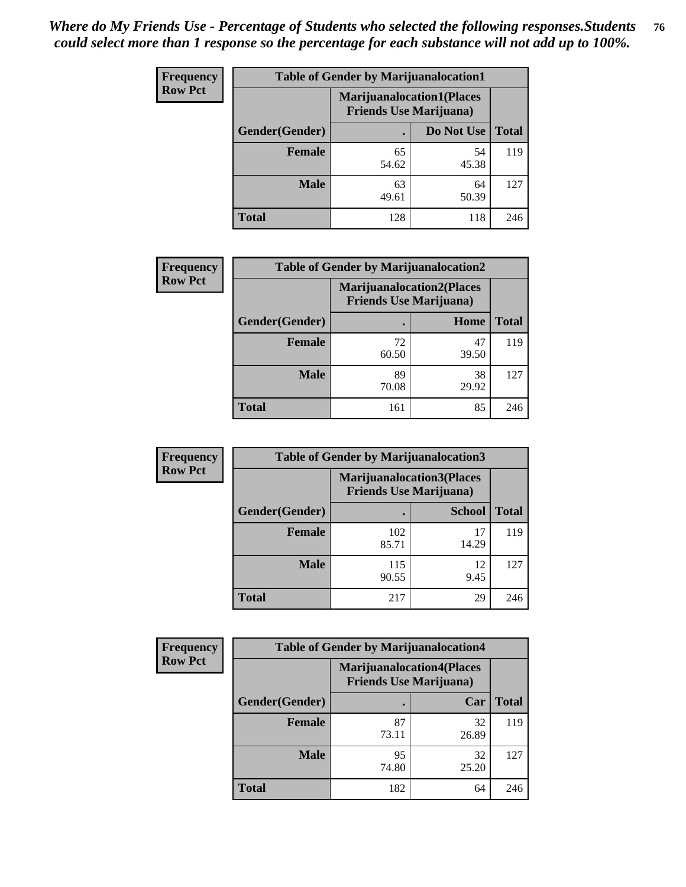*Where do My Friends Use - Percentage of Students who selected the following responses.Students could select more than 1 response so the percentage for each substance will not add up to 100%.*

**Frequency / Row Pct**

| Table of Gender by Marijuanalocation1 | | | |
|---|---|---|---|
| | Marijuanalocation1(Places Friends Use Marijuana) | | |
| Gender(Gender) | . | Do Not Use | Total |
| Female | 65<br>54.62 | 54<br>45.38 | 119 |
| Male | 63<br>49.61 | 64<br>50.39 | 127 |
| Total | 128 | 118 | 246 |

**Frequency / Row Pct**

| Table of Gender by Marijuanalocation2 | | | |
|---|---|---|---|
| | Marijuanalocation2(Places Friends Use Marijuana) | | |
| Gender(Gender) | . | Home | Total |
| Female | 72<br>60.50 | 47<br>39.50 | 119 |
| Male | 89<br>70.08 | 38<br>29.92 | 127 |
| Total | 161 | 85 | 246 |

**Frequency / Row Pct**

| Table of Gender by Marijuanalocation3 | | | |
|---|---|---|---|
| | Marijuanalocation3(Places Friends Use Marijuana) | | |
| Gender(Gender) | . | School | Total |
| Female | 102<br>85.71 | 17<br>14.29 | 119 |
| Male | 115<br>90.55 | 12<br>9.45 | 127 |
| Total | 217 | 29 | 246 |

**Frequency / Row Pct**

| Table of Gender by Marijuanalocation4 | | | |
|---|---|---|---|
| | Marijuanalocation4(Places Friends Use Marijuana) | | |
| Gender(Gender) | . | Car | Total |
| Female | 87<br>73.11 | 32<br>26.89 | 119 |
| Male | 95<br>74.80 | 32<br>25.20 | 127 |
| Total | 182 | 64 | 246 |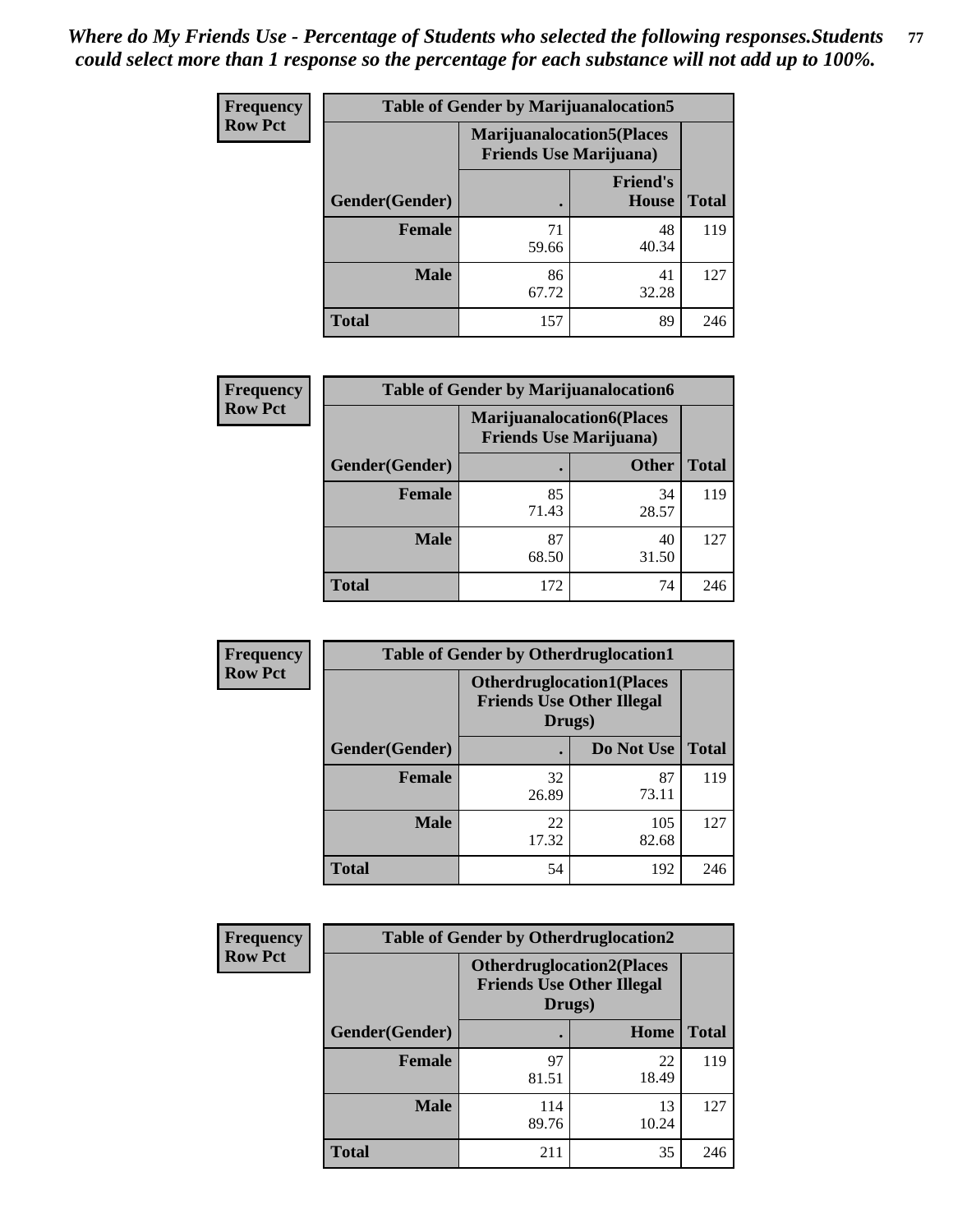*Where do My Friends Use - Percentage of Students who selected the following responses.Students could select more than 1 response so the percentage for each substance will not add up to 100%.*

**Frequency**
**Row Pct**

| Table of Gender by Marijuanalocation5 | | | |
|---|---|---|---|
| | Marijuanalocation5(Places Friends Use Marijuana) | | |
| Gender(Gender) | . | Friend's House | Total |
| **Female** | 71<br>59.66 | 48<br>40.34 | 119 |
| **Male** | 86<br>67.72 | 41<br>32.28 | 127 |
| **Total** | 157 | 89 | 246 |

**Frequency**
**Row Pct**

| Table of Gender by Marijuanalocation6 | | | |
|---|---|---|---|
| | Marijuanalocation6(Places Friends Use Marijuana) | | |
| Gender(Gender) | . | Other | Total |
| **Female** | 85<br>71.43 | 34<br>28.57 | 119 |
| **Male** | 87<br>68.50 | 40<br>31.50 | 127 |
| **Total** | 172 | 74 | 246 |

**Frequency**
**Row Pct**

| Table of Gender by Otherdruglocation1 | | | |
|---|---|---|---|
| | Otherdruglocation1(Places Friends Use Other Illegal Drugs) | | |
| Gender(Gender) | . | Do Not Use | Total |
| **Female** | 32<br>26.89 | 87<br>73.11 | 119 |
| **Male** | 22<br>17.32 | 105<br>82.68 | 127 |
| **Total** | 54 | 192 | 246 |

**Frequency**
**Row Pct**

| Table of Gender by Otherdruglocation2 | | | |
|---|---|---|---|
| | Otherdruglocation2(Places Friends Use Other Illegal Drugs) | | |
| Gender(Gender) | . | Home | Total |
| **Female** | 97<br>81.51 | 22<br>18.49 | 119 |
| **Male** | 114<br>89.76 | 13<br>10.24 | 127 |
| **Total** | 211 | 35 | 246 |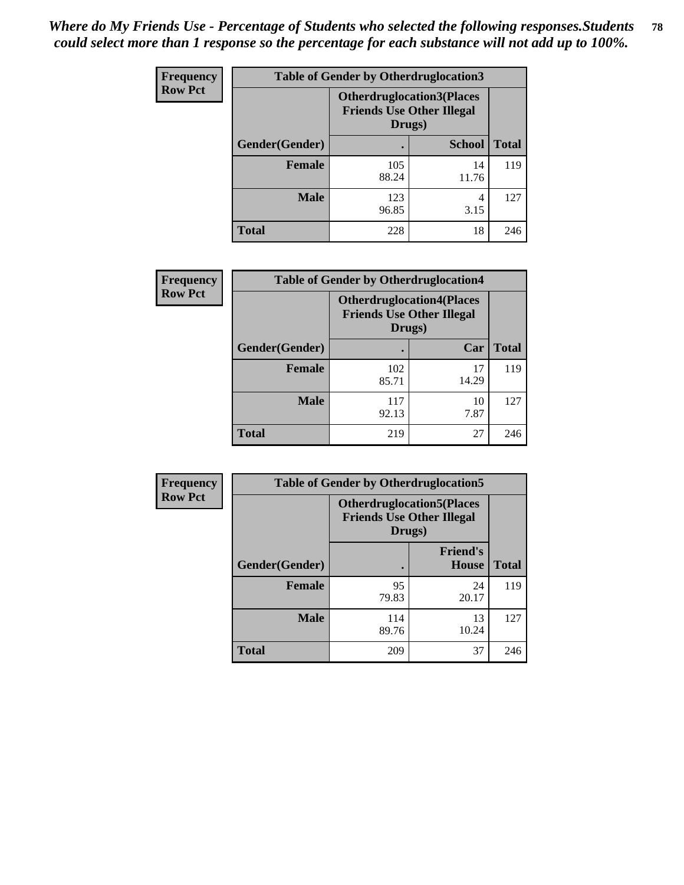*Where do My Friends Use - Percentage of Students who selected the following responses.Students could select more than 1 response so the percentage for each substance will not add up to 100%.*

**Frequency**
**Row Pct**

| Table of Gender by Otherdruglocation3 | | | |
|---|---|---|---|
| | Otherdruglocation3(Places Friends Use Other Illegal Drugs) | | |
| Gender(Gender) | . | School | Total |
| **Female** | 105<br>88.24 | 14<br>11.76 | 119 |
| **Male** | 123<br>96.85 | 4<br>3.15 | 127 |
| **Total** | 228 | 18 | 246 |

**Frequency**
**Row Pct**

| Table of Gender by Otherdruglocation4 | | | |
|---|---|---|---|
| | Otherdruglocation4(Places Friends Use Other Illegal Drugs) | | |
| Gender(Gender) | . | Car | Total |
| **Female** | 102<br>85.71 | 17<br>14.29 | 119 |
| **Male** | 117<br>92.13 | 10<br>7.87 | 127 |
| **Total** | 219 | 27 | 246 |

**Frequency**
**Row Pct**

| Table of Gender by Otherdruglocation5 | | | |
|---|---|---|---|
| | Otherdruglocation5(Places Friends Use Other Illegal Drugs) | | |
| Gender(Gender) | . | Friend's House | Total |
| **Female** | 95<br>79.83 | 24<br>20.17 | 119 |
| **Male** | 114<br>89.76 | 13<br>10.24 | 127 |
| **Total** | 209 | 37 | 246 |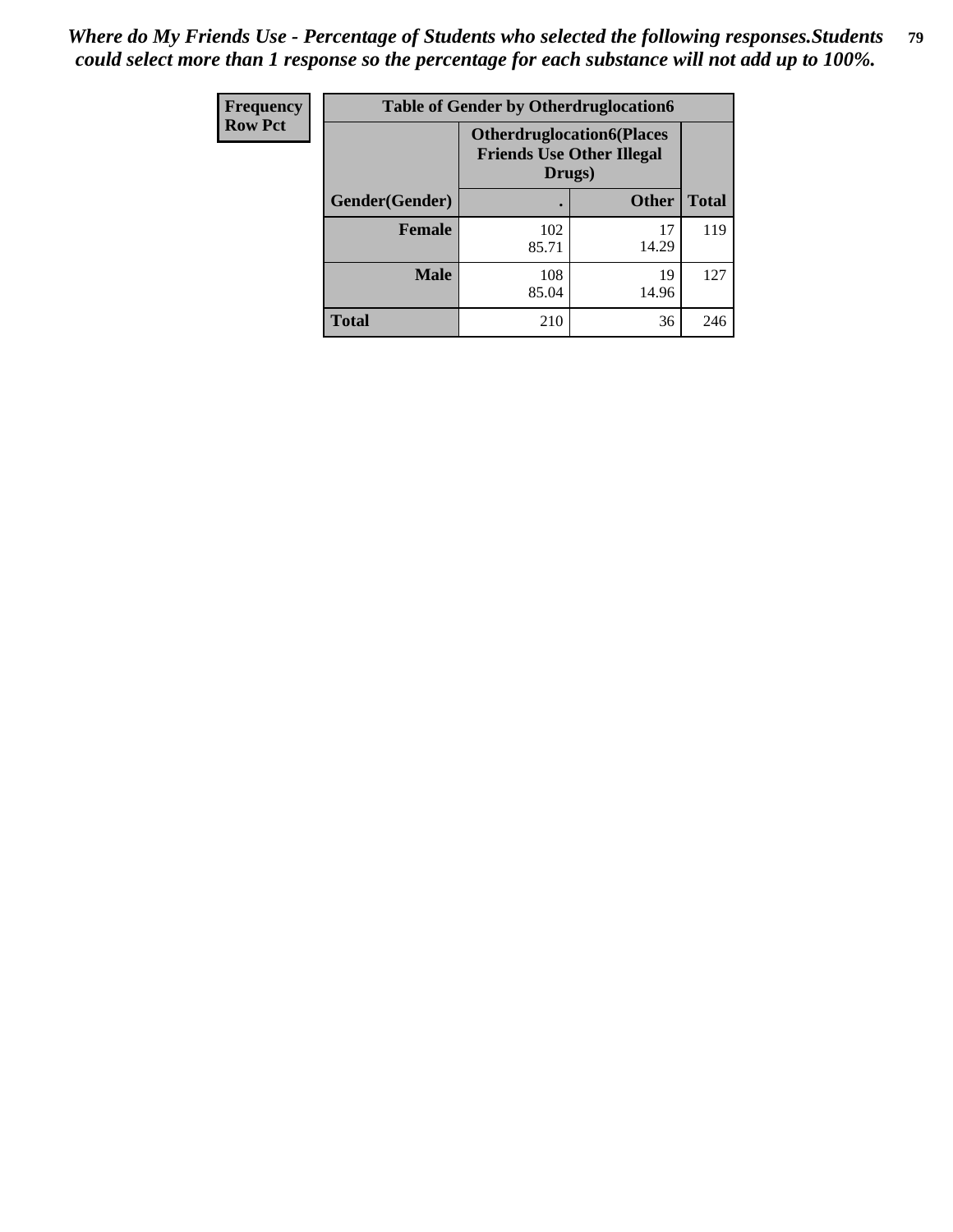*Where do My Friends Use - Percentage of Students who selected the following responses.Students could select more than 1 response so the percentage for each substance will not add up to 100%.*

| Frequency Row Pct | Table of Gender by Otherdruglocation6 | | |
|---|---|---|---|
| | Otherdruglocation6(Places Friends Use Other Illegal Drugs) | | |
| Gender(Gender) | . | Other | Total |
| Female | 102<br>85.71 | 17<br>14.29 | 119 |
| Male | 108<br>85.04 | 19<br>14.96 | 127 |
| Total | 210 | 36 | 246 |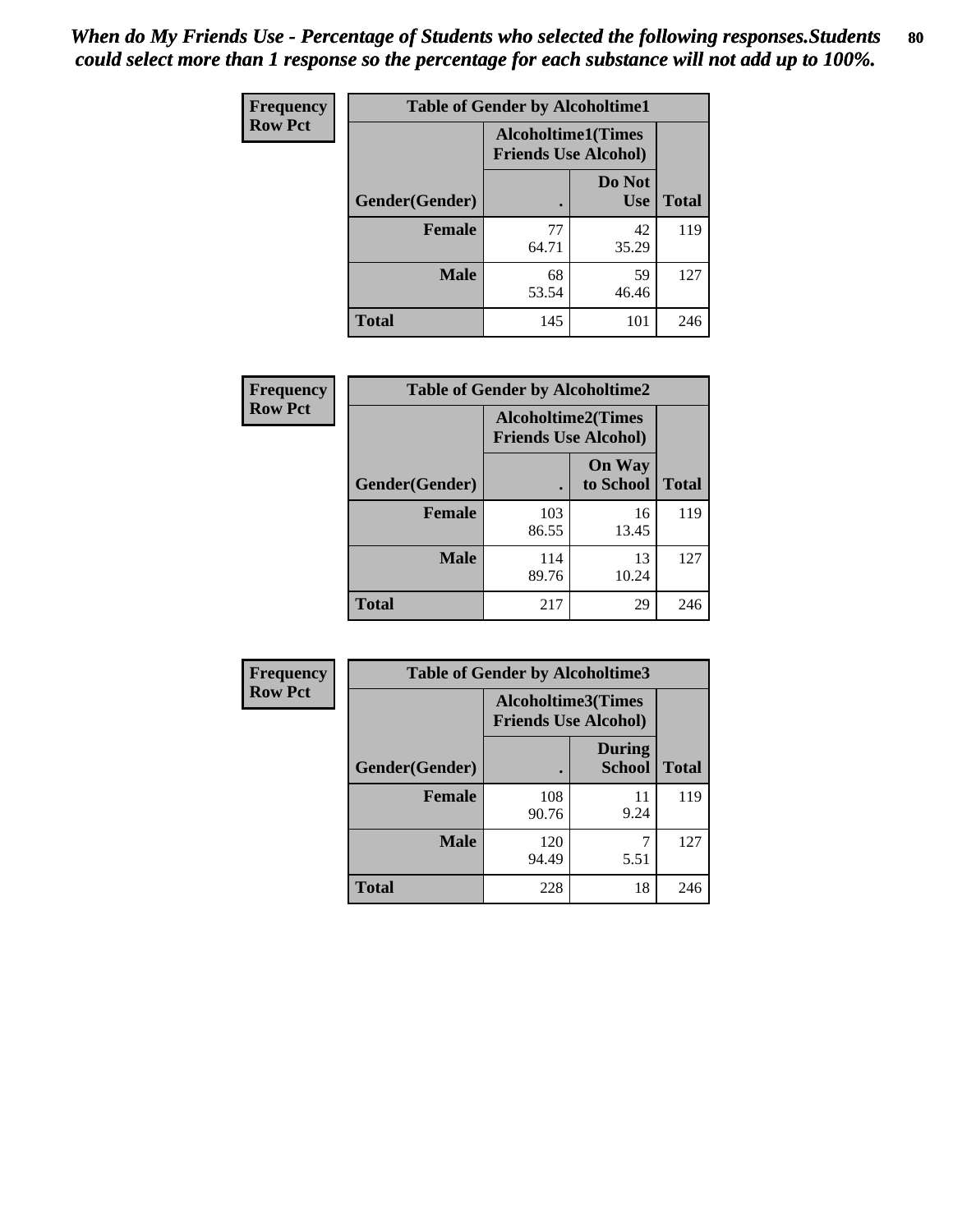*When do My Friends Use - Percentage of Students who selected the following responses.Students could select more than 1 response so the percentage for each substance will not add up to 100%.*

| Frequency Row Pct | Table of Gender by Alcoholtime1 | | |
|---|---|---|---|
| | Alcoholtime1(Times Friends Use Alcohol) | | |
| Gender(Gender) | . | Do Not Use | Total |
| **Female** | 77<br>64.71 | 42<br>35.29 | 119 |
| **Male** | 68<br>53.54 | 59<br>46.46 | 127 |
| **Total** | 145 | 101 | 246 |

| Frequency Row Pct | Table of Gender by Alcoholtime2 | | |
|---|---|---|---|
| | Alcoholtime2(Times Friends Use Alcohol) | | |
| Gender(Gender) | . | On Way to School | Total |
| **Female** | 103<br>86.55 | 16<br>13.45 | 119 |
| **Male** | 114<br>89.76 | 13<br>10.24 | 127 |
| **Total** | 217 | 29 | 246 |

| Frequency Row Pct | Table of Gender by Alcoholtime3 | | |
|---|---|---|---|
| | Alcoholtime3(Times Friends Use Alcohol) | | |
| Gender(Gender) | . | During School | Total |
| **Female** | 108<br>90.76 | 11<br>9.24 | 119 |
| **Male** | 120<br>94.49 | 7<br>5.51 | 127 |
| **Total** | 228 | 18 | 246 |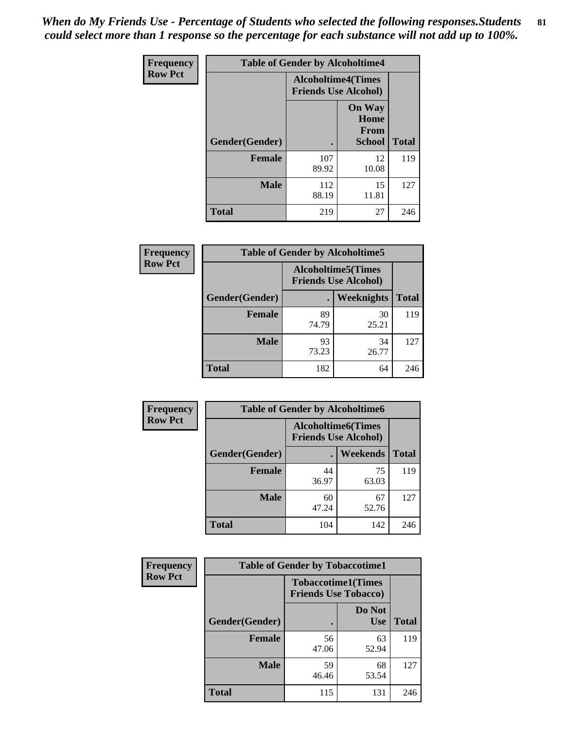*When do My Friends Use - Percentage of Students who selected the following responses.Students could select more than 1 response so the percentage for each substance will not add up to 100%.*

**Frequency**
**Row Pct**

| Table of Gender by Alcoholtime4 | | | |
|---|---|---|---|
| | Alcoholtime4(Times Friends Use Alcohol) | | |
| Gender(Gender) | . | On Way Home From School | Total |
| **Female** | 107<br>89.92 | 12<br>10.08 | 119 |
| **Male** | 112<br>88.19 | 15<br>11.81 | 127 |
| **Total** | 219 | 27 | 246 |

**Frequency**
**Row Pct**

| Table of Gender by Alcoholtime5 | | | |
|---|---|---|---|
| | Alcoholtime5(Times Friends Use Alcohol) | | |
| Gender(Gender) | . | Weeknights | Total |
| **Female** | 89<br>74.79 | 30<br>25.21 | 119 |
| **Male** | 93<br>73.23 | 34<br>26.77 | 127 |
| **Total** | 182 | 64 | 246 |

**Frequency**
**Row Pct**

| Table of Gender by Alcoholtime6 | | | |
|---|---|---|---|
| | Alcoholtime6(Times Friends Use Alcohol) | | |
| Gender(Gender) | . | Weekends | Total |
| **Female** | 44<br>36.97 | 75<br>63.03 | 119 |
| **Male** | 60<br>47.24 | 67<br>52.76 | 127 |
| **Total** | 104 | 142 | 246 |

**Frequency**
**Row Pct**

| Table of Gender by Tobaccotime1 | | | |
|---|---|---|---|
| | Tobaccotime1(Times Friends Use Tobacco) | | |
| Gender(Gender) | . | Do Not Use | Total |
| **Female** | 56<br>47.06 | 63<br>52.94 | 119 |
| **Male** | 59<br>46.46 | 68<br>53.54 | 127 |
| **Total** | 115 | 131 | 246 |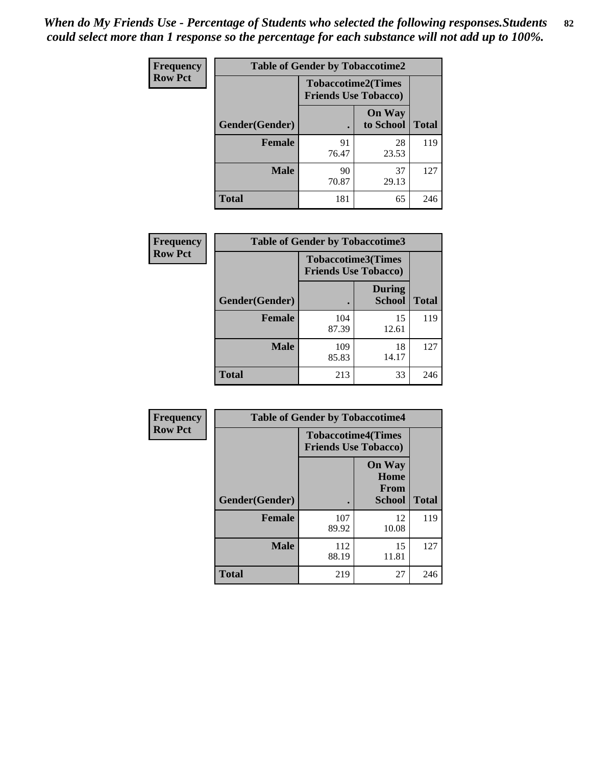*When do My Friends Use - Percentage of Students who selected the following responses.Students could select more than 1 response so the percentage for each substance will not add up to 100%.*

| Frequency Row Pct | Table of Gender by Tobaccotime2 | | |
|---|---|---|---|
| | Tobaccotime2(Times Friends Use Tobacco) | | |
| Gender(Gender) | . | On Way to School | Total |
| Female | 91<br>76.47 | 28<br>23.53 | 119 |
| Male | 90<br>70.87 | 37<br>29.13 | 127 |
| Total | 181 | 65 | 246 |

| Frequency Row Pct | Table of Gender by Tobaccotime3 | | |
|---|---|---|---|
| | Tobaccotime3(Times Friends Use Tobacco) | | |
| Gender(Gender) | . | During School | Total |
| Female | 104<br>87.39 | 15<br>12.61 | 119 |
| Male | 109<br>85.83 | 18<br>14.17 | 127 |
| Total | 213 | 33 | 246 |

| Frequency Row Pct | Table of Gender by Tobaccotime4 | | |
|---|---|---|---|
| | Tobaccotime4(Times Friends Use Tobacco) | | |
| Gender(Gender) | . | On Way Home From School | Total |
| Female | 107<br>89.92 | 12<br>10.08 | 119 |
| Male | 112<br>88.19 | 15<br>11.81 | 127 |
| Total | 219 | 27 | 246 |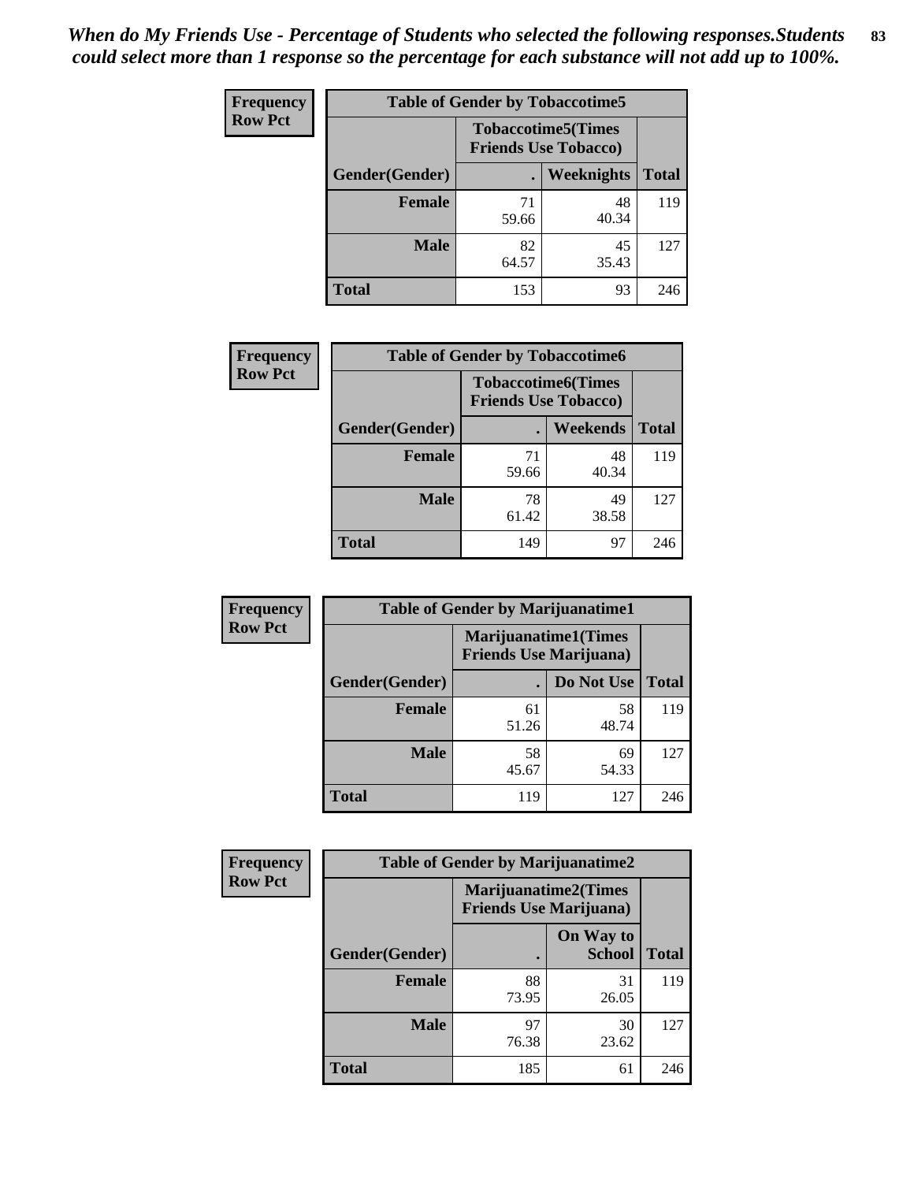*When do My Friends Use - Percentage of Students who selected the following responses.Students could select more than 1 response so the percentage for each substance will not add up to 100%.*

**Frequency**
**Row Pct**

| Table of Gender by Tobaccotime5 | | | |
|---|---|---|---|
| | Tobaccotime5(Times Friends Use Tobacco) | | |
| Gender(Gender) | . | Weeknights | Total |
| **Female** | 71<br>59.66 | 48<br>40.34 | 119 |
| **Male** | 82<br>64.57 | 45<br>35.43 | 127 |
| **Total** | 153 | 93 | 246 |

**Frequency**
**Row Pct**

| Table of Gender by Tobaccotime6 | | | |
|---|---|---|---|
| | Tobaccotime6(Times Friends Use Tobacco) | | |
| Gender(Gender) | . | Weekends | Total |
| **Female** | 71<br>59.66 | 48<br>40.34 | 119 |
| **Male** | 78<br>61.42 | 49<br>38.58 | 127 |
| **Total** | 149 | 97 | 246 |

**Frequency**
**Row Pct**

| Table of Gender by Marijuanatime1 | | | |
|---|---|---|---|
| | Marijuanatime1(Times Friends Use Marijuana) | | |
| Gender(Gender) | . | Do Not Use | Total |
| **Female** | 61<br>51.26 | 58<br>48.74 | 119 |
| **Male** | 58<br>45.67 | 69<br>54.33 | 127 |
| **Total** | 119 | 127 | 246 |

**Frequency**
**Row Pct**

| Table of Gender by Marijuanatime2 | | | |
|---|---|---|---|
| | Marijuanatime2(Times Friends Use Marijuana) | | |
| Gender(Gender) | . | On Way to School | Total |
| **Female** | 88<br>73.95 | 31<br>26.05 | 119 |
| **Male** | 97<br>76.38 | 30<br>23.62 | 127 |
| **Total** | 185 | 61 | 246 |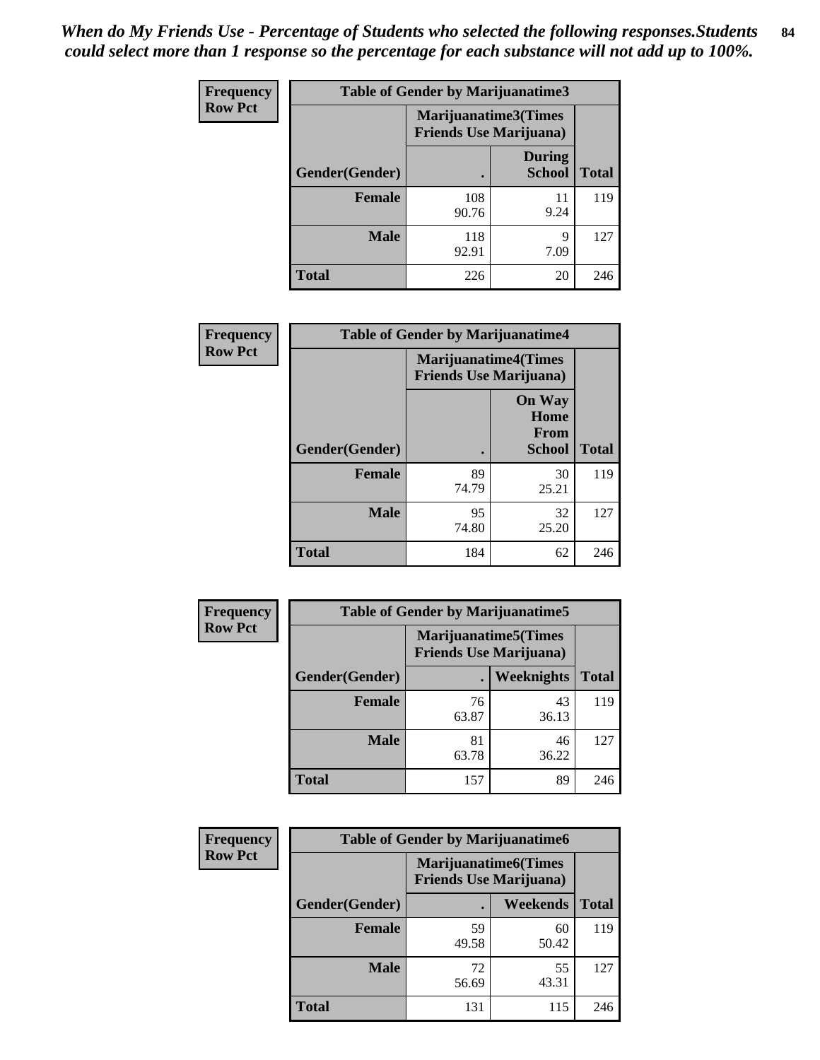*When do My Friends Use - Percentage of Students who selected the following responses.Students could select more than 1 response so the percentage for each substance will not add up to 100%.*

| Frequency Row Pct | Table of Gender by Marijuanatime3 | | |
|---|---|---|---|
| | Marijuanatime3(Times Friends Use Marijuana) | | |
| Gender(Gender) | . | During School | Total |
| **Female** | 108<br>90.76 | 11<br>9.24 | 119 |
| **Male** | 118<br>92.91 | 9<br>7.09 | 127 |
| **Total** | 226 | 20 | 246 |

| Frequency Row Pct | Table of Gender by Marijuanatime4 | | |
|---|---|---|---|
| | Marijuanatime4(Times Friends Use Marijuana) | | |
| Gender(Gender) | . | On Way Home From School | Total |
| **Female** | 89<br>74.79 | 30<br>25.21 | 119 |
| **Male** | 95<br>74.80 | 32<br>25.20 | 127 |
| **Total** | 184 | 62 | 246 |

| Frequency Row Pct | Table of Gender by Marijuanatime5 | | |
|---|---|---|---|
| | Marijuanatime5(Times Friends Use Marijuana) | | |
| Gender(Gender) | . | Weeknights | Total |
| **Female** | 76<br>63.87 | 43<br>36.13 | 119 |
| **Male** | 81<br>63.78 | 46<br>36.22 | 127 |
| **Total** | 157 | 89 | 246 |

| Frequency Row Pct | Table of Gender by Marijuanatime6 | | |
|---|---|---|---|
| | Marijuanatime6(Times Friends Use Marijuana) | | |
| Gender(Gender) | . | Weekends | Total |
| **Female** | 59<br>49.58 | 60<br>50.42 | 119 |
| **Male** | 72<br>56.69 | 55<br>43.31 | 127 |
| **Total** | 131 | 115 | 246 |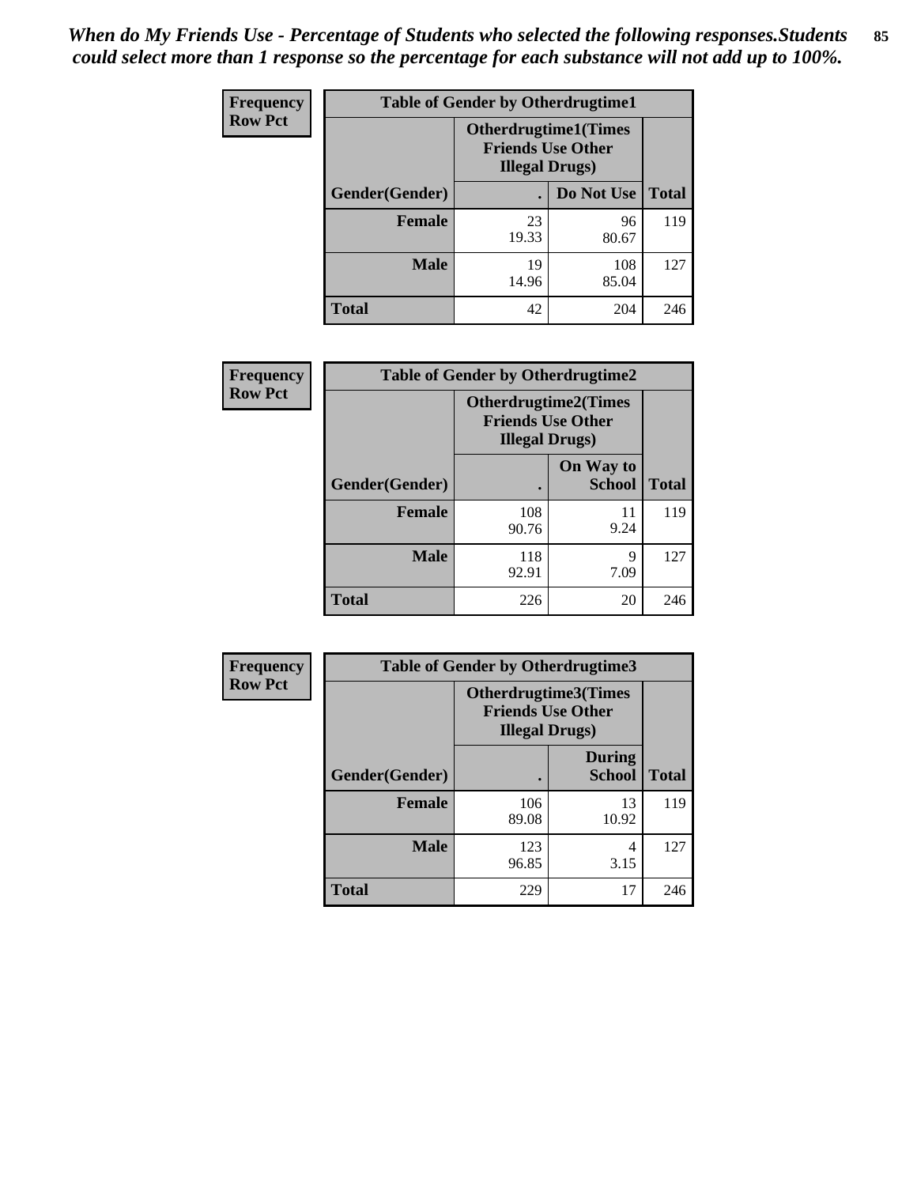*When do My Friends Use - Percentage of Students who selected the following responses.Students could select more than 1 response so the percentage for each substance will not add up to 100%.*

**Frequency**
**Row Pct**

| Table of Gender by Otherdrugtime1 | | | |
|---|---|---|---|
| | Otherdrugtime1(Times Friends Use Other Illegal Drugs) | | |
| Gender(Gender) | . | Do Not Use | Total |
| Female | 23<br>19.33 | 96<br>80.67 | 119 |
| Male | 19<br>14.96 | 108<br>85.04 | 127 |
| Total | 42 | 204 | 246 |

**Frequency**
**Row Pct**

| Table of Gender by Otherdrugtime2 | | | |
|---|---|---|---|
| | Otherdrugtime2(Times Friends Use Other Illegal Drugs) | | |
| Gender(Gender) | . | On Way to School | Total |
| Female | 108<br>90.76 | 11<br>9.24 | 119 |
| Male | 118<br>92.91 | 9<br>7.09 | 127 |
| Total | 226 | 20 | 246 |

**Frequency**
**Row Pct**

| Table of Gender by Otherdrugtime3 | | | |
|---|---|---|---|
| | Otherdrugtime3(Times Friends Use Other Illegal Drugs) | | |
| Gender(Gender) | . | During School | Total |
| Female | 106<br>89.08 | 13<br>10.92 | 119 |
| Male | 123<br>96.85 | 4<br>3.15 | 127 |
| Total | 229 | 17 | 246 |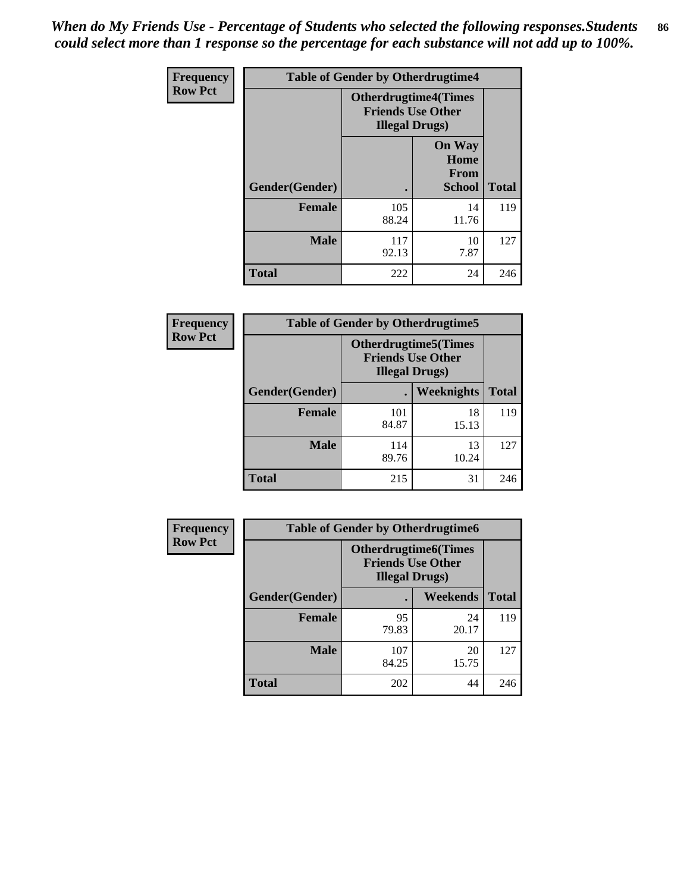*When do My Friends Use - Percentage of Students who selected the following responses.Students could select more than 1 response so the percentage for each substance will not add up to 100%.*

**Frequency**
**Row Pct**

| Table of Gender by Otherdrugtime4 | | | |
|---|---|---|---|
| | Otherdrugtime4(Times Friends Use Other Illegal Drugs) | | |
| Gender(Gender) | . | On Way Home From School | Total |
| **Female** | 105<br>88.24 | 14<br>11.76 | 119 |
| **Male** | 117<br>92.13 | 10<br>7.87 | 127 |
| **Total** | 222 | 24 | 246 |

**Frequency**
**Row Pct**

| Table of Gender by Otherdrugtime5 | | | |
|---|---|---|---|
| | Otherdrugtime5(Times Friends Use Other Illegal Drugs) | | |
| Gender(Gender) | . | Weeknights | Total |
| **Female** | 101<br>84.87 | 18<br>15.13 | 119 |
| **Male** | 114<br>89.76 | 13<br>10.24 | 127 |
| **Total** | 215 | 31 | 246 |

**Frequency**
**Row Pct**

| Table of Gender by Otherdrugtime6 | | | |
|---|---|---|---|
| | Otherdrugtime6(Times Friends Use Other Illegal Drugs) | | |
| Gender(Gender) | . | Weekends | Total |
| **Female** | 95<br>79.83 | 24<br>20.17 | 119 |
| **Male** | 107<br>84.25 | 20<br>15.75 | 127 |
| **Total** | 202 | 44 | 246 |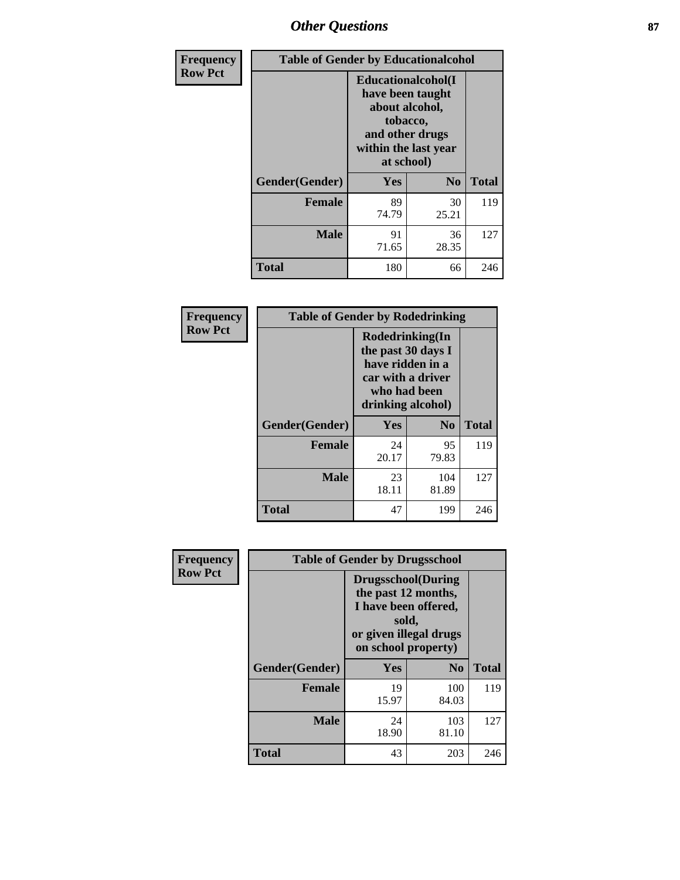# Other Questions

**Frequency**
**Row Pct**

| Table of Gender by Educationalcohol | | | |
|---|---|---|---|
| | Educationalcohol(I have been taught about alcohol, tobacco, and other drugs within the last year at school) | | |
| Gender(Gender) | Yes | No | Total |
| Female | 89<br>74.79 | 30<br>25.21 | 119 |
| Male | 91<br>71.65 | 36<br>28.35 | 127 |
| Total | 180 | 66 | 246 |

**Frequency**
**Row Pct**

| Table of Gender by Rodedrinking | | | |
|---|---|---|---|
| | Rodedrinking(In the past 30 days I have ridden in a car with a driver who had been drinking alcohol) | | |
| Gender(Gender) | Yes | No | Total |
| Female | 24<br>20.17 | 95<br>79.83 | 119 |
| Male | 23<br>18.11 | 104<br>81.89 | 127 |
| Total | 47 | 199 | 246 |

**Frequency**
**Row Pct**

| Table of Gender by Drugsschool | | | |
|---|---|---|---|
| | Drugsschool(During the past 12 months, I have been offered, sold, or given illegal drugs on school property) | | |
| Gender(Gender) | Yes | No | Total |
| Female | 19<br>15.97 | 100<br>84.03 | 119 |
| Male | 24<br>18.90 | 103<br>81.10 | 127 |
| Total | 43 | 203 | 246 |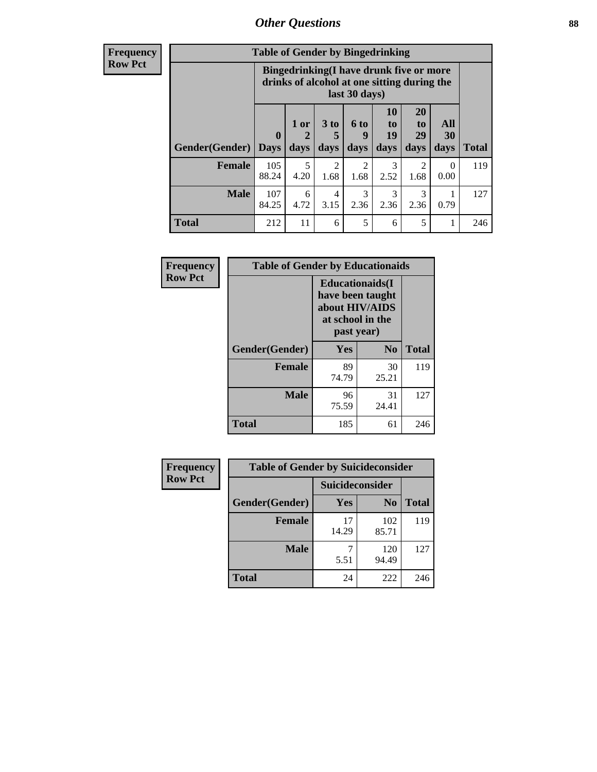## Other Questions

| Frequency Row Pct | | | | | | | | |
|---|---|---|---|---|---|---|---|---|
| **Table of Gender by Bingedrinking** | | | | | | | | |
| | **Bingedrinking(I have drunk five or more drinks of alcohol at one sitting during the last 30 days)** | | | | | | | |
| **Gender(Gender)** | **0 Days** | **1 or 2 days** | **3 to 5 days** | **6 to 9 days** | **10 to 19 days** | **20 to 29 days** | **All 30 days** | **Total** |
| **Female** | 105<br>88.24 | 5<br>4.20 | 2<br>1.68 | 2<br>1.68 | 3<br>2.52 | 2<br>1.68 | 0<br>0.00 | 119 |
| **Male** | 107<br>84.25 | 6<br>4.72 | 4<br>3.15 | 3<br>2.36 | 3<br>2.36 | 3<br>2.36 | 1<br>0.79 | 127 |
| **Total** | 212 | 11 | 6 | 5 | 6 | 5 | 1 | 246 |

| Frequency Row Pct | | | |
|---|---|---|---|
| **Table of Gender by Educationaids** | | | |
| | **Educationaids(I have been taught about HIV/AIDS at school in the past year)** | | |
| **Gender(Gender)** | **Yes** | **No** | **Total** |
| **Female** | 89<br>74.79 | 30<br>25.21 | 119 |
| **Male** | 96<br>75.59 | 31<br>24.41 | 127 |
| **Total** | 185 | 61 | 246 |

| Frequency Row Pct | | | |
|---|---|---|---|
| **Table of Gender by Suicideconsider** | | | |
| | **Suicideconsider** | | |
| **Gender(Gender)** | **Yes** | **No** | **Total** |
| **Female** | 17<br>14.29 | 102<br>85.71 | 119 |
| **Male** | 7<br>5.51 | 120<br>94.49 | 127 |
| **Total** | 24 | 222 | 246 |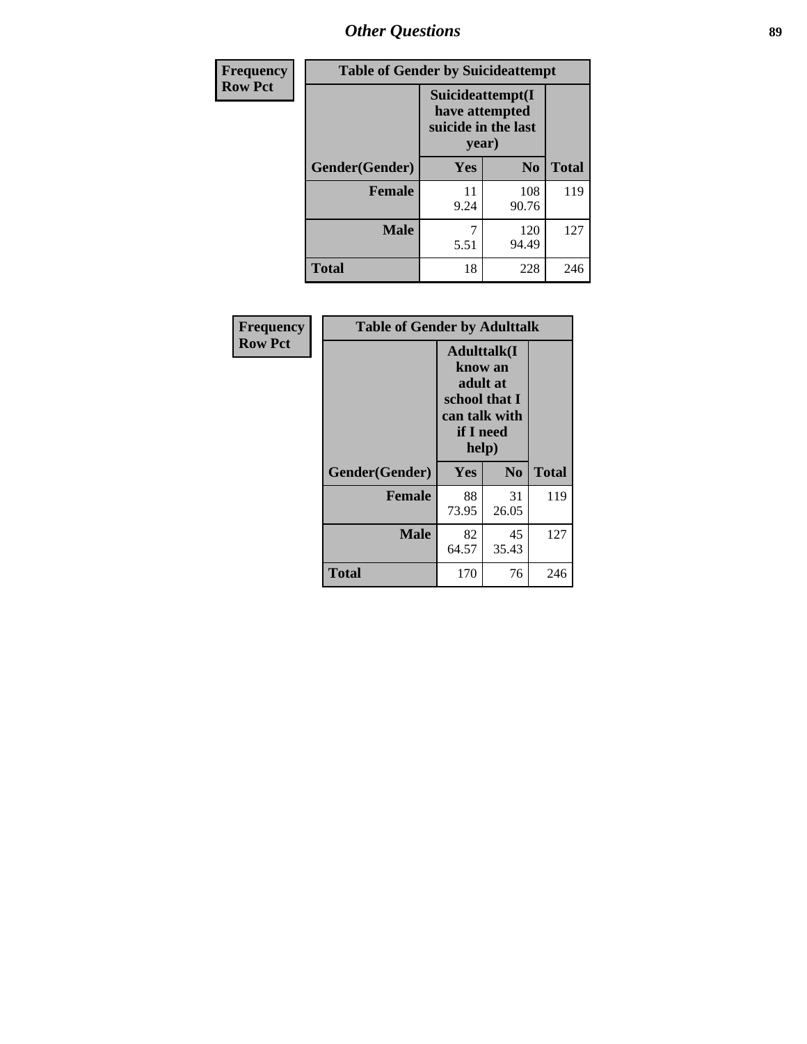# Other Questions

| Frequency Row Pct | Table of Gender by Suicideattempt | | |
|---|---|---|---|
| | Suicideattempt(I have attempted suicide in the last year) | | |
| Gender(Gender) | Yes | No | Total |
| Female | 11<br>9.24 | 108<br>90.76 | 119 |
| Male | 7<br>5.51 | 120<br>94.49 | 127 |
| Total | 18 | 228 | 246 |

| Frequency Row Pct | Table of Gender by Adulttalk | | |
|---|---|---|---|
| | Adulttalk(I know an adult at school that I can talk with if I need help) | | |
| Gender(Gender) | Yes | No | Total |
| Female | 88<br>73.95 | 31<br>26.05 | 119 |
| Male | 82<br>64.57 | 45<br>35.43 | 127 |
| Total | 170 | 76 | 246 |